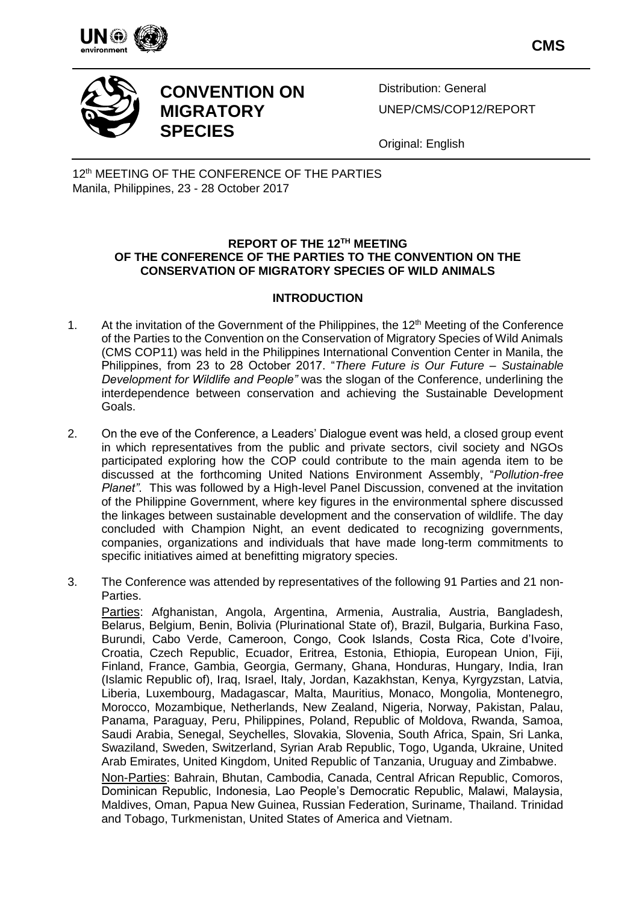**CMS**

# CONVENTION ON MIGRATORY SPECIES

Distribution: General
UNEP/CMS/COP12/REPORT

Original: English

12[th] MEETING OF THE CONFERENCE OF THE PARTIES
Manila, Philippines, 23 - 28 October 2017

## REPORT OF THE 12TH MEETING OF THE CONFERENCE OF THE PARTIES TO THE CONVENTION ON THE CONSERVATION OF MIGRATORY SPECIES OF WILD ANIMALS

### INTRODUCTION

1. At the invitation of the Government of the Philippines, the 12[th] Meeting of the Conference of the Parties to the Convention on the Conservation of Migratory Species of Wild Animals (CMS COP11) was held in the Philippines International Convention Center in Manila, the Philippines, from 23 to 28 October 2017. "*There Future is Our Future – Sustainable Development for Wildlife and People"* was the slogan of the Conference, underlining the interdependence between conservation and achieving the Sustainable Development Goals.

2. On the eve of the Conference, a Leaders' Dialogue event was held, a closed group event in which representatives from the public and private sectors, civil society and NGOs participated exploring how the COP could contribute to the main agenda item to be discussed at the forthcoming United Nations Environment Assembly, "*Pollution-free Planet"*. This was followed by a High-level Panel Discussion, convened at the invitation of the Philippine Government, where key figures in the environmental sphere discussed the linkages between sustainable development and the conservation of wildlife. The day concluded with Champion Night, an event dedicated to recognizing governments, companies, organizations and individuals that have made long-term commitments to specific initiatives aimed at benefitting migratory species.

3. The Conference was attended by representatives of the following 91 Parties and 21 non-Parties.

   Parties: Afghanistan, Angola, Argentina, Armenia, Australia, Austria, Bangladesh, Belarus, Belgium, Benin, Bolivia (Plurinational State of), Brazil, Bulgaria, Burkina Faso, Burundi, Cabo Verde, Cameroon, Congo, Cook Islands, Costa Rica, Cote d'Ivoire, Croatia, Czech Republic, Ecuador, Eritrea, Estonia, Ethiopia, European Union, Fiji, Finland, France, Gambia, Georgia, Germany, Ghana, Honduras, Hungary, India, Iran (Islamic Republic of), Iraq, Israel, Italy, Jordan, Kazakhstan, Kenya, Kyrgyzstan, Latvia, Liberia, Luxembourg, Madagascar, Malta, Mauritius, Monaco, Mongolia, Montenegro, Morocco, Mozambique, Netherlands, New Zealand, Nigeria, Norway, Pakistan, Palau, Panama, Paraguay, Peru, Philippines, Poland, Republic of Moldova, Rwanda, Samoa, Saudi Arabia, Senegal, Seychelles, Slovakia, Slovenia, South Africa, Spain, Sri Lanka, Swaziland, Sweden, Switzerland, Syrian Arab Republic, Togo, Uganda, Ukraine, United Arab Emirates, United Kingdom, United Republic of Tanzania, Uruguay and Zimbabwe.

   Non-Parties: Bahrain, Bhutan, Cambodia, Canada, Central African Republic, Comoros, Dominican Republic, Indonesia, Lao People's Democratic Republic, Malawi, Malaysia, Maldives, Oman, Papua New Guinea, Russian Federation, Suriname, Thailand. Trinidad and Tobago, Turkmenistan, United States of America and Vietnam.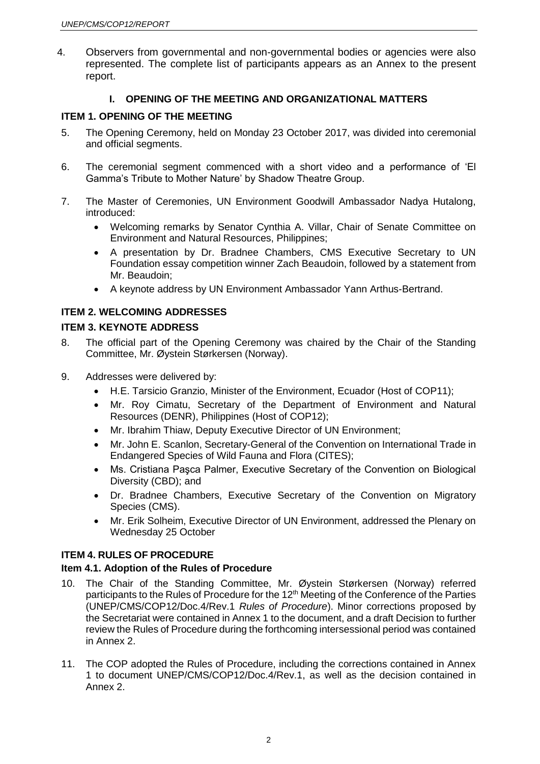4. Observers from governmental and non-governmental bodies or agencies were also represented. The complete list of participants appears as an Annex to the present report.

## I. OPENING OF THE MEETING AND ORGANIZATIONAL MATTERS

### ITEM 1. OPENING OF THE MEETING

5. The Opening Ceremony, held on Monday 23 October 2017, was divided into ceremonial and official segments.

6. The ceremonial segment commenced with a short video and a performance of 'El Gamma's Tribute to Mother Nature' by Shadow Theatre Group.

7. The Master of Ceremonies, UN Environment Goodwill Ambassador Nadya Hutalong, introduced:
   - Welcoming remarks by Senator Cynthia A. Villar, Chair of Senate Committee on Environment and Natural Resources, Philippines;
   - A presentation by Dr. Bradnee Chambers, CMS Executive Secretary to UN Foundation essay competition winner Zach Beaudoin, followed by a statement from Mr. Beaudoin;
   - A keynote address by UN Environment Ambassador Yann Arthus-Bertrand.

### ITEM 2. WELCOMING ADDRESSES

### ITEM 3. KEYNOTE ADDRESS

8. The official part of the Opening Ceremony was chaired by the Chair of the Standing Committee, Mr. Øystein Størkersen (Norway).

9. Addresses were delivered by:
   - H.E. Tarsicio Granzio, Minister of the Environment, Ecuador (Host of COP11);
   - Mr. Roy Cimatu, Secretary of the Department of Environment and Natural Resources (DENR), Philippines (Host of COP12);
   - Mr. Ibrahim Thiaw, Deputy Executive Director of UN Environment;
   - Mr. John E. Scanlon, Secretary-General of the Convention on International Trade in Endangered Species of Wild Fauna and Flora (CITES);
   - Ms. Cristiana Paşca Palmer, Executive Secretary of the Convention on Biological Diversity (CBD); and
   - Dr. Bradnee Chambers, Executive Secretary of the Convention on Migratory Species (CMS).
   - Mr. Erik Solheim, Executive Director of UN Environment, addressed the Plenary on Wednesday 25 October

### ITEM 4. RULES OF PROCEDURE

#### Item 4.1. Adoption of the Rules of Procedure

10. The Chair of the Standing Committee, Mr. Øystein Størkersen (Norway) referred participants to the Rules of Procedure for the 12th Meeting of the Conference of the Parties (UNEP/CMS/COP12/Doc.4/Rev.1 *Rules of Procedure*). Minor corrections proposed by the Secretariat were contained in Annex 1 to the document, and a draft Decision to further review the Rules of Procedure during the forthcoming intersessional period was contained in Annex 2.

11. The COP adopted the Rules of Procedure, including the corrections contained in Annex 1 to document UNEP/CMS/COP12/Doc.4/Rev.1, as well as the decision contained in Annex 2.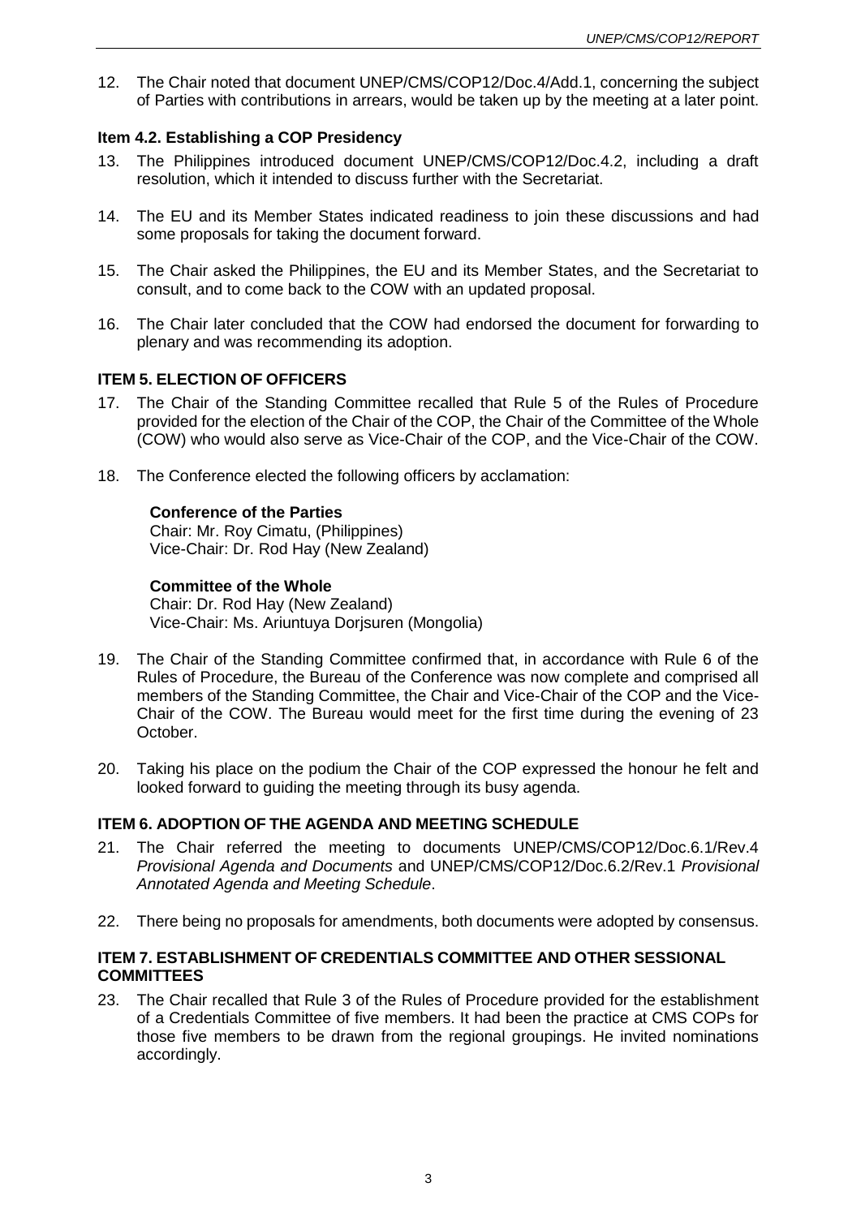12. The Chair noted that document UNEP/CMS/COP12/Doc.4/Add.1, concerning the subject of Parties with contributions in arrears, would be taken up by the meeting at a later point.

### Item 4.2. Establishing a COP Presidency

13. The Philippines introduced document UNEP/CMS/COP12/Doc.4.2, including a draft resolution, which it intended to discuss further with the Secretariat.

14. The EU and its Member States indicated readiness to join these discussions and had some proposals for taking the document forward.

15. The Chair asked the Philippines, the EU and its Member States, and the Secretariat to consult, and to come back to the COW with an updated proposal.

16. The Chair later concluded that the COW had endorsed the document for forwarding to plenary and was recommending its adoption.

## ITEM 5. ELECTION OF OFFICERS

17. The Chair of the Standing Committee recalled that Rule 5 of the Rules of Procedure provided for the election of the Chair of the COP, the Chair of the Committee of the Whole (COW) who would also serve as Vice-Chair of the COP, and the Vice-Chair of the COW.

18. The Conference elected the following officers by acclamation:

    **Conference of the Parties**
    Chair: Mr. Roy Cimatu, (Philippines)
    Vice-Chair: Dr. Rod Hay (New Zealand)

    **Committee of the Whole**
    Chair: Dr. Rod Hay (New Zealand)
    Vice-Chair: Ms. Ariuntuya Dorjsuren (Mongolia)

19. The Chair of the Standing Committee confirmed that, in accordance with Rule 6 of the Rules of Procedure, the Bureau of the Conference was now complete and comprised all members of the Standing Committee, the Chair and Vice-Chair of the COP and the Vice-Chair of the COW. The Bureau would meet for the first time during the evening of 23 October.

20. Taking his place on the podium the Chair of the COP expressed the honour he felt and looked forward to guiding the meeting through its busy agenda.

## ITEM 6. ADOPTION OF THE AGENDA AND MEETING SCHEDULE

21. The Chair referred the meeting to documents UNEP/CMS/COP12/Doc.6.1/Rev.4 *Provisional Agenda and Documents* and UNEP/CMS/COP12/Doc.6.2/Rev.1 *Provisional Annotated Agenda and Meeting Schedule*.

22. There being no proposals for amendments, both documents were adopted by consensus.

## ITEM 7. ESTABLISHMENT OF CREDENTIALS COMMITTEE AND OTHER SESSIONAL COMMITTEES

23. The Chair recalled that Rule 3 of the Rules of Procedure provided for the establishment of a Credentials Committee of five members. It had been the practice at CMS COPs for those five members to be drawn from the regional groupings. He invited nominations accordingly.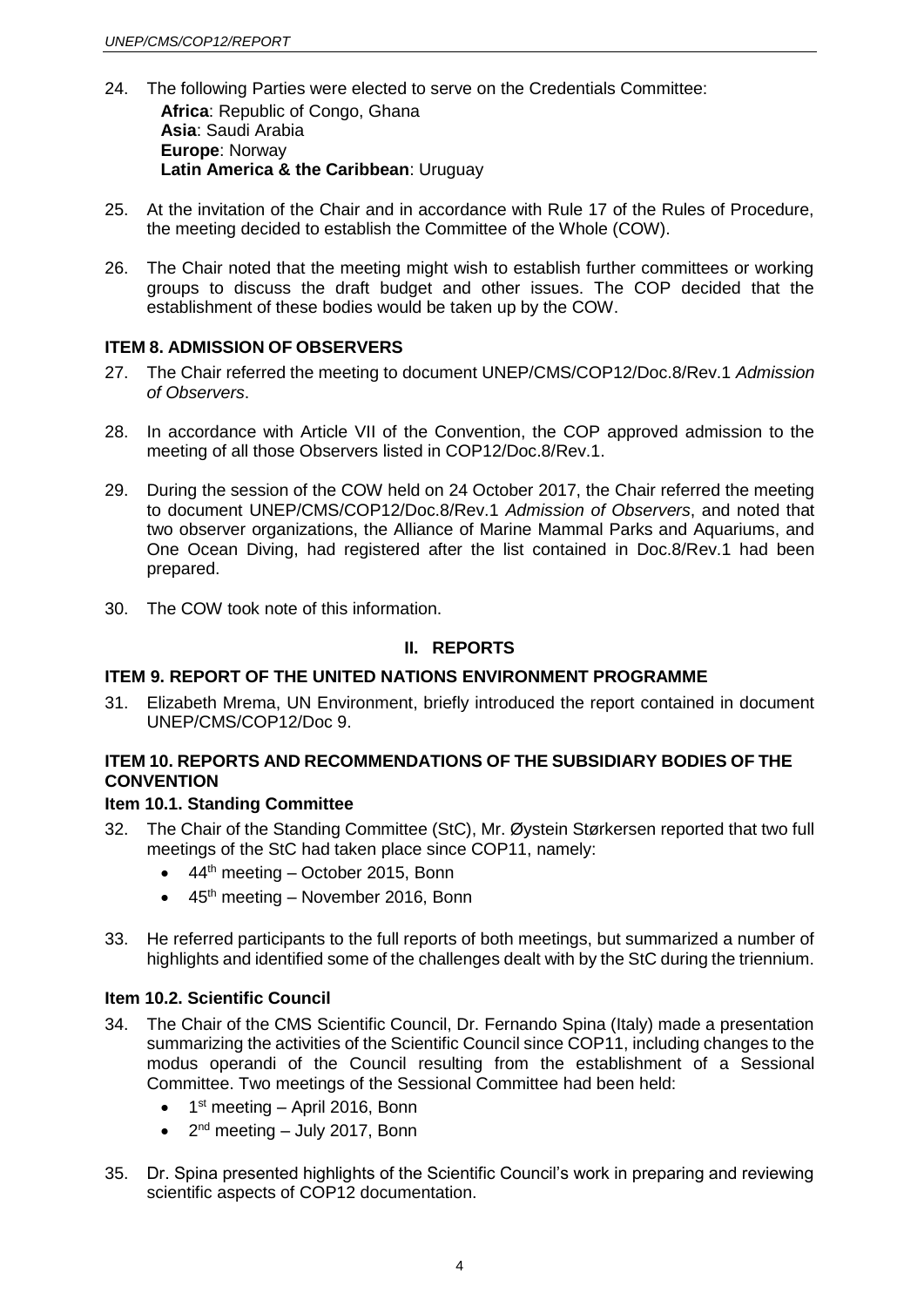24. The following Parties were elected to serve on the Credentials Committee:

    **Africa**: Republic of Congo, Ghana
    **Asia**: Saudi Arabia
    **Europe**: Norway
    **Latin America & the Caribbean**: Uruguay

25. At the invitation of the Chair and in accordance with Rule 17 of the Rules of Procedure, the meeting decided to establish the Committee of the Whole (COW).

26. The Chair noted that the meeting might wish to establish further committees or working groups to discuss the draft budget and other issues. The COP decided that the establishment of these bodies would be taken up by the COW.

### ITEM 8. ADMISSION OF OBSERVERS

27. The Chair referred the meeting to document UNEP/CMS/COP12/Doc.8/Rev.1 *Admission of Observers*.

28. In accordance with Article VII of the Convention, the COP approved admission to the meeting of all those Observers listed in COP12/Doc.8/Rev.1.

29. During the session of the COW held on 24 October 2017, the Chair referred the meeting to document UNEP/CMS/COP12/Doc.8/Rev.1 *Admission of Observers*, and noted that two observer organizations, the Alliance of Marine Mammal Parks and Aquariums, and One Ocean Diving, had registered after the list contained in Doc.8/Rev.1 had been prepared.

30. The COW took note of this information.

## II. REPORTS

### ITEM 9. REPORT OF THE UNITED NATIONS ENVIRONMENT PROGRAMME

31. Elizabeth Mrema, UN Environment, briefly introduced the report contained in document UNEP/CMS/COP12/Doc 9.

### ITEM 10. REPORTS AND RECOMMENDATIONS OF THE SUBSIDIARY BODIES OF THE CONVENTION

#### Item 10.1. Standing Committee

32. The Chair of the Standing Committee (StC), Mr. Øystein Størkersen reported that two full meetings of the StC had taken place since COP11, namely:
    - 44th meeting – October 2015, Bonn
    - 45th meeting – November 2016, Bonn

33. He referred participants to the full reports of both meetings, but summarized a number of highlights and identified some of the challenges dealt with by the StC during the triennium.

#### Item 10.2. Scientific Council

34. The Chair of the CMS Scientific Council, Dr. Fernando Spina (Italy) made a presentation summarizing the activities of the Scientific Council since COP11, including changes to the modus operandi of the Council resulting from the establishment of a Sessional Committee. Two meetings of the Sessional Committee had been held:
    - 1st meeting – April 2016, Bonn
    - 2nd meeting – July 2017, Bonn

35. Dr. Spina presented highlights of the Scientific Council's work in preparing and reviewing scientific aspects of COP12 documentation.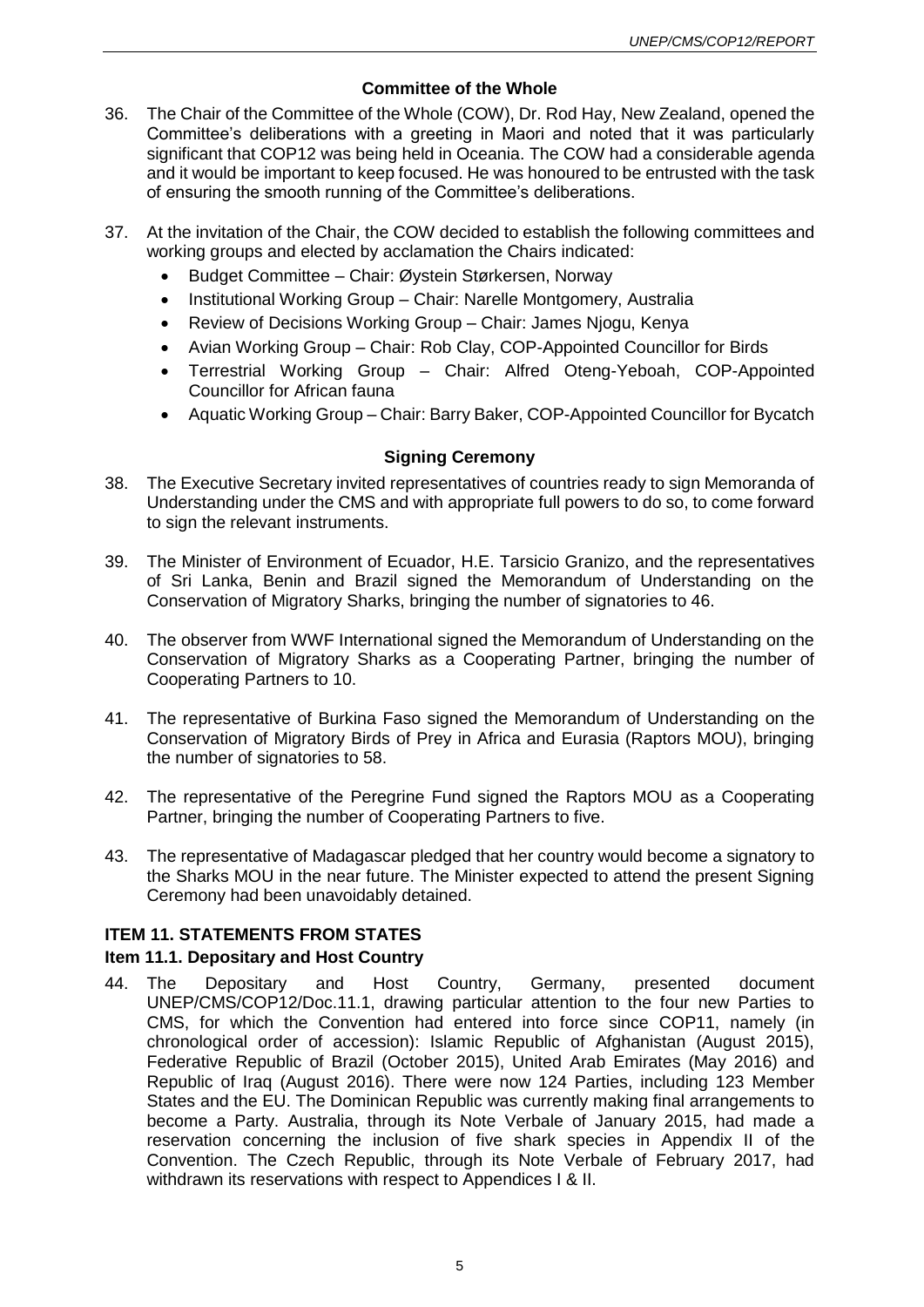### Committee of the Whole

36. The Chair of the Committee of the Whole (COW), Dr. Rod Hay, New Zealand, opened the Committee's deliberations with a greeting in Maori and noted that it was particularly significant that COP12 was being held in Oceania. The COW had a considerable agenda and it would be important to keep focused. He was honoured to be entrusted with the task of ensuring the smooth running of the Committee's deliberations.

37. At the invitation of the Chair, the COW decided to establish the following committees and working groups and elected by acclamation the Chairs indicated:
    - Budget Committee – Chair: Øystein Størkersen, Norway
    - Institutional Working Group – Chair: Narelle Montgomery, Australia
    - Review of Decisions Working Group – Chair: James Njogu, Kenya
    - Avian Working Group – Chair: Rob Clay, COP-Appointed Councillor for Birds
    - Terrestrial Working Group – Chair: Alfred Oteng-Yeboah, COP-Appointed Councillor for African fauna
    - Aquatic Working Group – Chair: Barry Baker, COP-Appointed Councillor for Bycatch

### Signing Ceremony

38. The Executive Secretary invited representatives of countries ready to sign Memoranda of Understanding under the CMS and with appropriate full powers to do so, to come forward to sign the relevant instruments.

39. The Minister of Environment of Ecuador, H.E. Tarsicio Granizo, and the representatives of Sri Lanka, Benin and Brazil signed the Memorandum of Understanding on the Conservation of Migratory Sharks, bringing the number of signatories to 46.

40. The observer from WWF International signed the Memorandum of Understanding on the Conservation of Migratory Sharks as a Cooperating Partner, bringing the number of Cooperating Partners to 10.

41. The representative of Burkina Faso signed the Memorandum of Understanding on the Conservation of Migratory Birds of Prey in Africa and Eurasia (Raptors MOU), bringing the number of signatories to 58.

42. The representative of the Peregrine Fund signed the Raptors MOU as a Cooperating Partner, bringing the number of Cooperating Partners to five.

43. The representative of Madagascar pledged that her country would become a signatory to the Sharks MOU in the near future. The Minister expected to attend the present Signing Ceremony had been unavoidably detained.

## ITEM 11. STATEMENTS FROM STATES

### Item 11.1. Depositary and Host Country

44. The Depositary and Host Country, Germany, presented document UNEP/CMS/COP12/Doc.11.1, drawing particular attention to the four new Parties to CMS, for which the Convention had entered into force since COP11, namely (in chronological order of accession): Islamic Republic of Afghanistan (August 2015), Federative Republic of Brazil (October 2015), United Arab Emirates (May 2016) and Republic of Iraq (August 2016). There were now 124 Parties, including 123 Member States and the EU. The Dominican Republic was currently making final arrangements to become a Party. Australia, through its Note Verbale of January 2015, had made a reservation concerning the inclusion of five shark species in Appendix II of the Convention. The Czech Republic, through its Note Verbale of February 2017, had withdrawn its reservations with respect to Appendices I & II.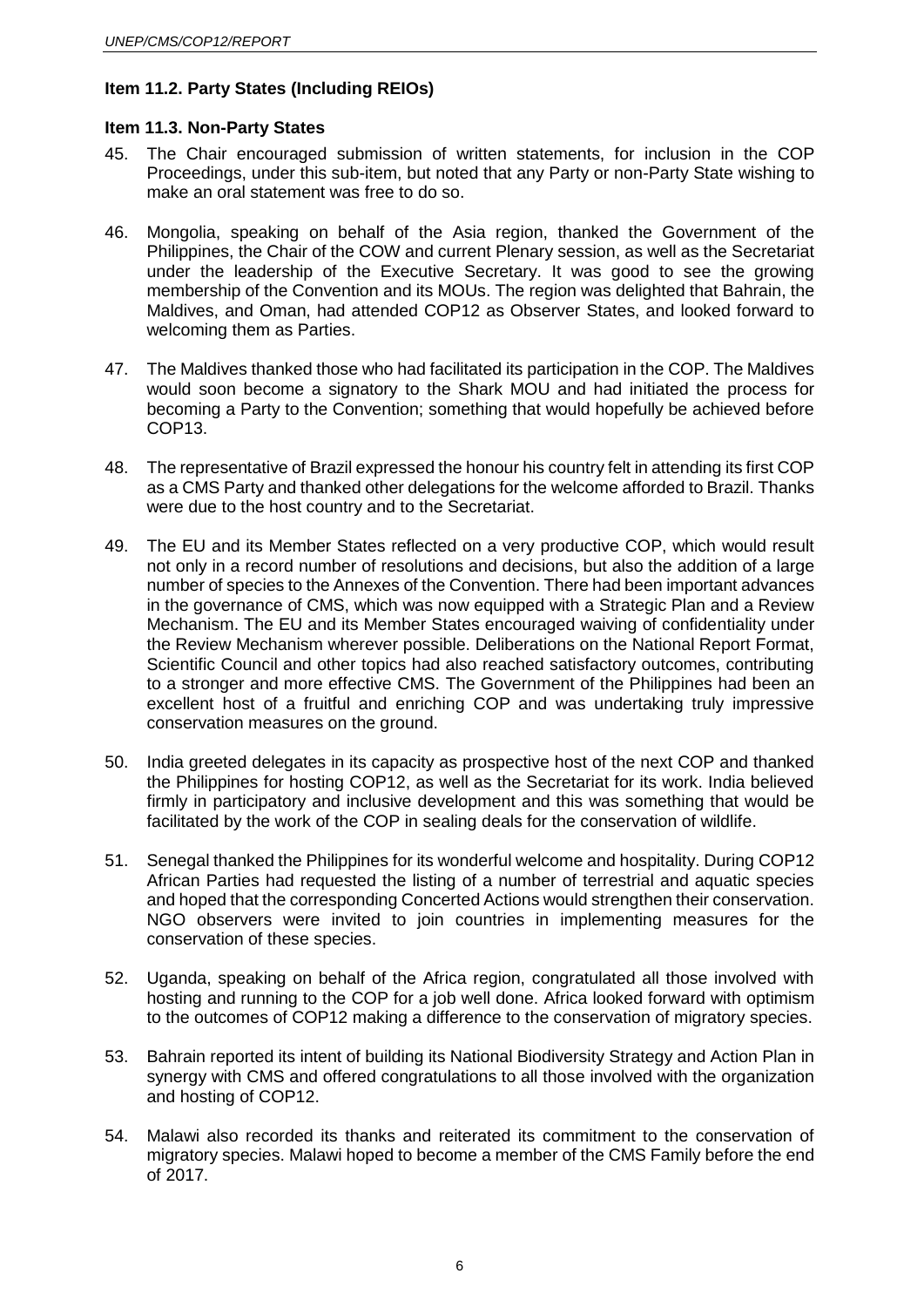**Item 11.2. Party States (Including REIOs)**

**Item 11.3. Non-Party States**

45. The Chair encouraged submission of written statements, for inclusion in the COP Proceedings, under this sub-item, but noted that any Party or non-Party State wishing to make an oral statement was free to do so.

46. Mongolia, speaking on behalf of the Asia region, thanked the Government of the Philippines, the Chair of the COW and current Plenary session, as well as the Secretariat under the leadership of the Executive Secretary. It was good to see the growing membership of the Convention and its MOUs. The region was delighted that Bahrain, the Maldives, and Oman, had attended COP12 as Observer States, and looked forward to welcoming them as Parties.

47. The Maldives thanked those who had facilitated its participation in the COP. The Maldives would soon become a signatory to the Shark MOU and had initiated the process for becoming a Party to the Convention; something that would hopefully be achieved before COP13.

48. The representative of Brazil expressed the honour his country felt in attending its first COP as a CMS Party and thanked other delegations for the welcome afforded to Brazil. Thanks were due to the host country and to the Secretariat.

49. The EU and its Member States reflected on a very productive COP, which would result not only in a record number of resolutions and decisions, but also the addition of a large number of species to the Annexes of the Convention. There had been important advances in the governance of CMS, which was now equipped with a Strategic Plan and a Review Mechanism. The EU and its Member States encouraged waiving of confidentiality under the Review Mechanism wherever possible. Deliberations on the National Report Format, Scientific Council and other topics had also reached satisfactory outcomes, contributing to a stronger and more effective CMS. The Government of the Philippines had been an excellent host of a fruitful and enriching COP and was undertaking truly impressive conservation measures on the ground.

50. India greeted delegates in its capacity as prospective host of the next COP and thanked the Philippines for hosting COP12, as well as the Secretariat for its work. India believed firmly in participatory and inclusive development and this was something that would be facilitated by the work of the COP in sealing deals for the conservation of wildlife.

51. Senegal thanked the Philippines for its wonderful welcome and hospitality. During COP12 African Parties had requested the listing of a number of terrestrial and aquatic species and hoped that the corresponding Concerted Actions would strengthen their conservation. NGO observers were invited to join countries in implementing measures for the conservation of these species.

52. Uganda, speaking on behalf of the Africa region, congratulated all those involved with hosting and running to the COP for a job well done. Africa looked forward with optimism to the outcomes of COP12 making a difference to the conservation of migratory species.

53. Bahrain reported its intent of building its National Biodiversity Strategy and Action Plan in synergy with CMS and offered congratulations to all those involved with the organization and hosting of COP12.

54. Malawi also recorded its thanks and reiterated its commitment to the conservation of migratory species. Malawi hoped to become a member of the CMS Family before the end of 2017.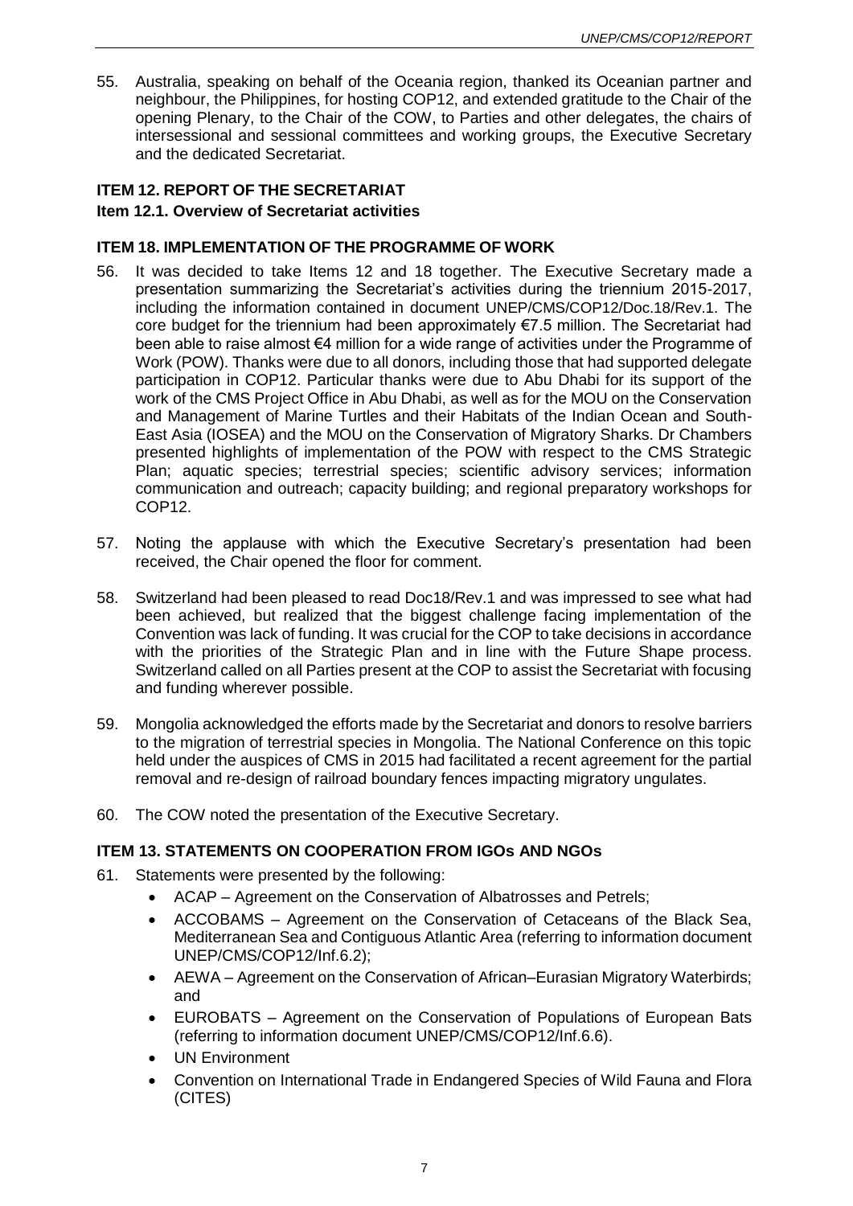55. Australia, speaking on behalf of the Oceania region, thanked its Oceanian partner and neighbour, the Philippines, for hosting COP12, and extended gratitude to the Chair of the opening Plenary, to the Chair of the COW, to Parties and other delegates, the chairs of intersessional and sessional committees and working groups, the Executive Secretary and the dedicated Secretariat.

## ITEM 12. REPORT OF THE SECRETARIAT

### Item 12.1. Overview of Secretariat activities

## ITEM 18. IMPLEMENTATION OF THE PROGRAMME OF WORK

56. It was decided to take Items 12 and 18 together. The Executive Secretary made a presentation summarizing the Secretariat's activities during the triennium 2015-2017, including the information contained in document UNEP/CMS/COP12/Doc.18/Rev.1. The core budget for the triennium had been approximately €7.5 million. The Secretariat had been able to raise almost €4 million for a wide range of activities under the Programme of Work (POW). Thanks were due to all donors, including those that had supported delegate participation in COP12. Particular thanks were due to Abu Dhabi for its support of the work of the CMS Project Office in Abu Dhabi, as well as for the MOU on the Conservation and Management of Marine Turtles and their Habitats of the Indian Ocean and South-East Asia (IOSEA) and the MOU on the Conservation of Migratory Sharks. Dr Chambers presented highlights of implementation of the POW with respect to the CMS Strategic Plan; aquatic species; terrestrial species; scientific advisory services; information communication and outreach; capacity building; and regional preparatory workshops for COP12.

57. Noting the applause with which the Executive Secretary's presentation had been received, the Chair opened the floor for comment.

58. Switzerland had been pleased to read Doc18/Rev.1 and was impressed to see what had been achieved, but realized that the biggest challenge facing implementation of the Convention was lack of funding. It was crucial for the COP to take decisions in accordance with the priorities of the Strategic Plan and in line with the Future Shape process. Switzerland called on all Parties present at the COP to assist the Secretariat with focusing and funding wherever possible.

59. Mongolia acknowledged the efforts made by the Secretariat and donors to resolve barriers to the migration of terrestrial species in Mongolia. The National Conference on this topic held under the auspices of CMS in 2015 had facilitated a recent agreement for the partial removal and re-design of railroad boundary fences impacting migratory ungulates.

60. The COW noted the presentation of the Executive Secretary.

## ITEM 13. STATEMENTS ON COOPERATION FROM IGOs AND NGOs

61. Statements were presented by the following:
    - ACAP – Agreement on the Conservation of Albatrosses and Petrels;
    - ACCOBAMS – Agreement on the Conservation of Cetaceans of the Black Sea, Mediterranean Sea and Contiguous Atlantic Area (referring to information document UNEP/CMS/COP12/Inf.6.2);
    - AEWA – Agreement on the Conservation of African–Eurasian Migratory Waterbirds; and
    - EUROBATS – Agreement on the Conservation of Populations of European Bats (referring to information document UNEP/CMS/COP12/Inf.6.6).
    - UN Environment
    - Convention on International Trade in Endangered Species of Wild Fauna and Flora (CITES)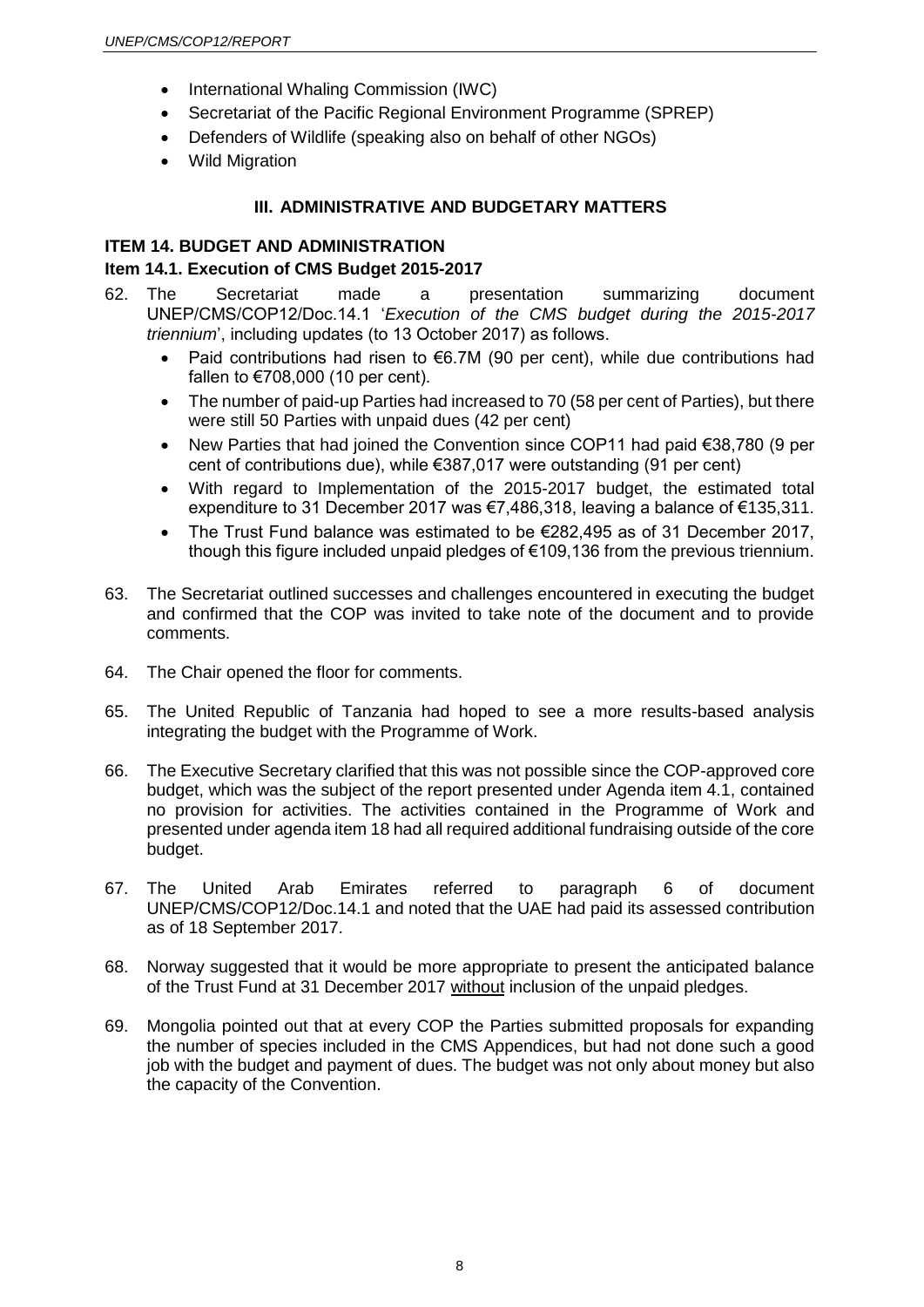- International Whaling Commission (IWC)
- Secretariat of the Pacific Regional Environment Programme (SPREP)
- Defenders of Wildlife (speaking also on behalf of other NGOs)
- Wild Migration

## III. ADMINISTRATIVE AND BUDGETARY MATTERS

### ITEM 14. BUDGET AND ADMINISTRATION

#### Item 14.1. Execution of CMS Budget 2015-2017

62. The Secretariat made a presentation summarizing document UNEP/CMS/COP12/Doc.14.1 '*Execution of the CMS budget during the 2015-2017 triennium*', including updates (to 13 October 2017) as follows.
    - Paid contributions had risen to €6.7M (90 per cent), while due contributions had fallen to €708,000 (10 per cent).
    - The number of paid-up Parties had increased to 70 (58 per cent of Parties), but there were still 50 Parties with unpaid dues (42 per cent)
    - New Parties that had joined the Convention since COP11 had paid €38,780 (9 per cent of contributions due), while €387,017 were outstanding (91 per cent)
    - With regard to Implementation of the 2015-2017 budget, the estimated total expenditure to 31 December 2017 was €7,486,318, leaving a balance of €135,311.
    - The Trust Fund balance was estimated to be €282,495 as of 31 December 2017, though this figure included unpaid pledges of €109,136 from the previous triennium.

63. The Secretariat outlined successes and challenges encountered in executing the budget and confirmed that the COP was invited to take note of the document and to provide comments.

64. The Chair opened the floor for comments.

65. The United Republic of Tanzania had hoped to see a more results-based analysis integrating the budget with the Programme of Work.

66. The Executive Secretary clarified that this was not possible since the COP-approved core budget, which was the subject of the report presented under Agenda item 4.1, contained no provision for activities. The activities contained in the Programme of Work and presented under agenda item 18 had all required additional fundraising outside of the core budget.

67. The United Arab Emirates referred to paragraph 6 of document UNEP/CMS/COP12/Doc.14.1 and noted that the UAE had paid its assessed contribution as of 18 September 2017.

68. Norway suggested that it would be more appropriate to present the anticipated balance of the Trust Fund at 31 December 2017 without inclusion of the unpaid pledges.

69. Mongolia pointed out that at every COP the Parties submitted proposals for expanding the number of species included in the CMS Appendices, but had not done such a good job with the budget and payment of dues. The budget was not only about money but also the capacity of the Convention.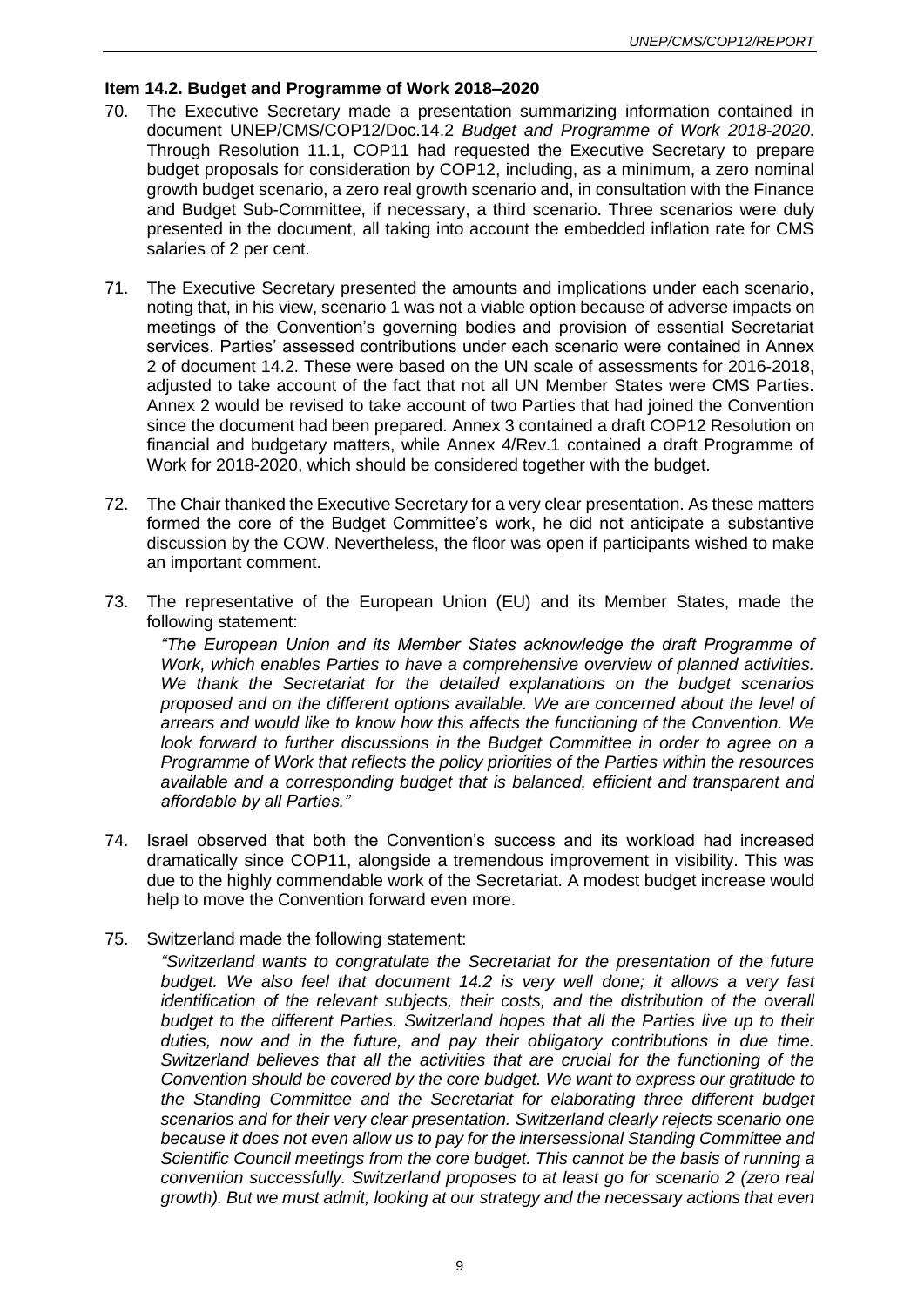### Item 14.2. Budget and Programme of Work 2018–2020

70. The Executive Secretary made a presentation summarizing information contained in document UNEP/CMS/COP12/Doc.14.2 *Budget and Programme of Work 2018-2020*. Through Resolution 11.1, COP11 had requested the Executive Secretary to prepare budget proposals for consideration by COP12, including, as a minimum, a zero nominal growth budget scenario, a zero real growth scenario and, in consultation with the Finance and Budget Sub-Committee, if necessary, a third scenario. Three scenarios were duly presented in the document, all taking into account the embedded inflation rate for CMS salaries of 2 per cent.

71. The Executive Secretary presented the amounts and implications under each scenario, noting that, in his view, scenario 1 was not a viable option because of adverse impacts on meetings of the Convention's governing bodies and provision of essential Secretariat services. Parties' assessed contributions under each scenario were contained in Annex 2 of document 14.2. These were based on the UN scale of assessments for 2016-2018, adjusted to take account of the fact that not all UN Member States were CMS Parties. Annex 2 would be revised to take account of two Parties that had joined the Convention since the document had been prepared. Annex 3 contained a draft COP12 Resolution on financial and budgetary matters, while Annex 4/Rev.1 contained a draft Programme of Work for 2018-2020, which should be considered together with the budget.

72. The Chair thanked the Executive Secretary for a very clear presentation. As these matters formed the core of the Budget Committee's work, he did not anticipate a substantive discussion by the COW. Nevertheless, the floor was open if participants wished to make an important comment.

73. The representative of the European Union (EU) and its Member States, made the following statement:

    *"The European Union and its Member States acknowledge the draft Programme of Work, which enables Parties to have a comprehensive overview of planned activities. We thank the Secretariat for the detailed explanations on the budget scenarios proposed and on the different options available. We are concerned about the level of arrears and would like to know how this affects the functioning of the Convention. We look forward to further discussions in the Budget Committee in order to agree on a Programme of Work that reflects the policy priorities of the Parties within the resources available and a corresponding budget that is balanced, efficient and transparent and affordable by all Parties."*

74. Israel observed that both the Convention's success and its workload had increased dramatically since COP11, alongside a tremendous improvement in visibility. This was due to the highly commendable work of the Secretariat. A modest budget increase would help to move the Convention forward even more.

75. Switzerland made the following statement:

    *"Switzerland wants to congratulate the Secretariat for the presentation of the future budget. We also feel that document 14.2 is very well done; it allows a very fast identification of the relevant subjects, their costs, and the distribution of the overall budget to the different Parties. Switzerland hopes that all the Parties live up to their duties, now and in the future, and pay their obligatory contributions in due time. Switzerland believes that all the activities that are crucial for the functioning of the Convention should be covered by the core budget. We want to express our gratitude to the Standing Committee and the Secretariat for elaborating three different budget scenarios and for their very clear presentation. Switzerland clearly rejects scenario one because it does not even allow us to pay for the intersessional Standing Committee and Scientific Council meetings from the core budget. This cannot be the basis of running a convention successfully. Switzerland proposes to at least go for scenario 2 (zero real growth). But we must admit, looking at our strategy and the necessary actions that even*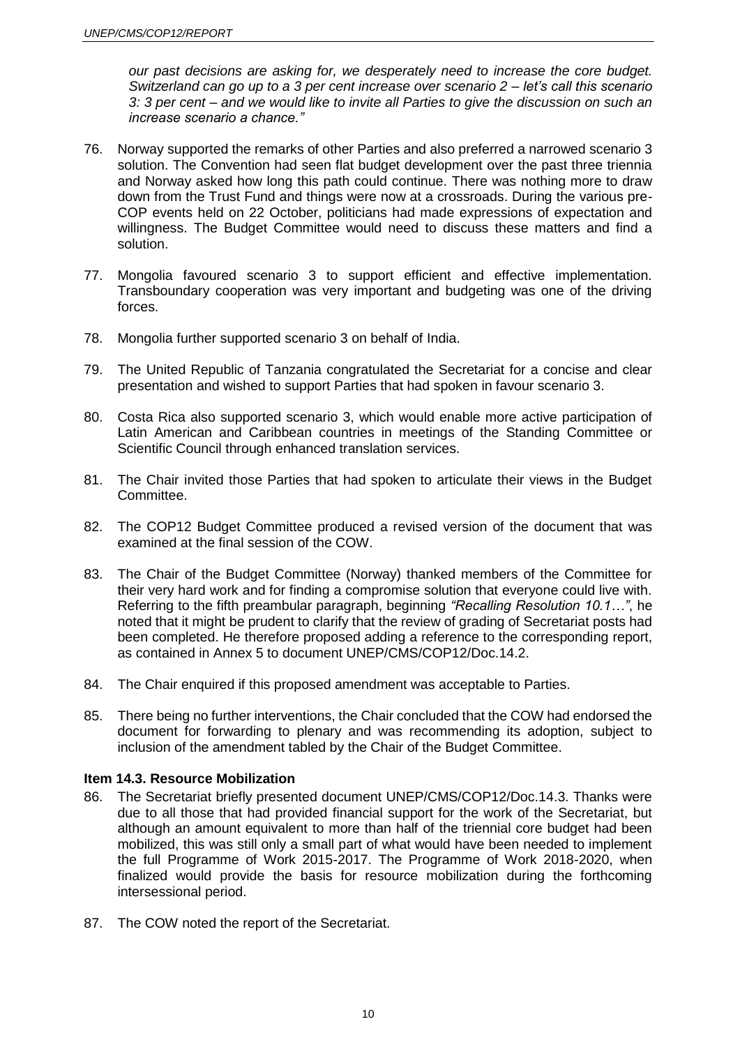*our past decisions are asking for, we desperately need to increase the core budget. Switzerland can go up to a 3 per cent increase over scenario 2 – let's call this scenario 3: 3 per cent – and we would like to invite all Parties to give the discussion on such an increase scenario a chance."*

76. Norway supported the remarks of other Parties and also preferred a narrowed scenario 3 solution. The Convention had seen flat budget development over the past three triennia and Norway asked how long this path could continue. There was nothing more to draw down from the Trust Fund and things were now at a crossroads. During the various pre-COP events held on 22 October, politicians had made expressions of expectation and willingness. The Budget Committee would need to discuss these matters and find a solution.

77. Mongolia favoured scenario 3 to support efficient and effective implementation. Transboundary cooperation was very important and budgeting was one of the driving forces.

78. Mongolia further supported scenario 3 on behalf of India.

79. The United Republic of Tanzania congratulated the Secretariat for a concise and clear presentation and wished to support Parties that had spoken in favour scenario 3.

80. Costa Rica also supported scenario 3, which would enable more active participation of Latin American and Caribbean countries in meetings of the Standing Committee or Scientific Council through enhanced translation services.

81. The Chair invited those Parties that had spoken to articulate their views in the Budget Committee.

82. The COP12 Budget Committee produced a revised version of the document that was examined at the final session of the COW.

83. The Chair of the Budget Committee (Norway) thanked members of the Committee for their very hard work and for finding a compromise solution that everyone could live with. Referring to the fifth preambular paragraph, beginning *"Recalling Resolution 10.1…"*, he noted that it might be prudent to clarify that the review of grading of Secretariat posts had been completed. He therefore proposed adding a reference to the corresponding report, as contained in Annex 5 to document UNEP/CMS/COP12/Doc.14.2.

84. The Chair enquired if this proposed amendment was acceptable to Parties.

85. There being no further interventions, the Chair concluded that the COW had endorsed the document for forwarding to plenary and was recommending its adoption, subject to inclusion of the amendment tabled by the Chair of the Budget Committee.

### Item 14.3. Resource Mobilization

86. The Secretariat briefly presented document UNEP/CMS/COP12/Doc.14.3. Thanks were due to all those that had provided financial support for the work of the Secretariat, but although an amount equivalent to more than half of the triennial core budget had been mobilized, this was still only a small part of what would have been needed to implement the full Programme of Work 2015-2017. The Programme of Work 2018-2020, when finalized would provide the basis for resource mobilization during the forthcoming intersessional period.

87. The COW noted the report of the Secretariat.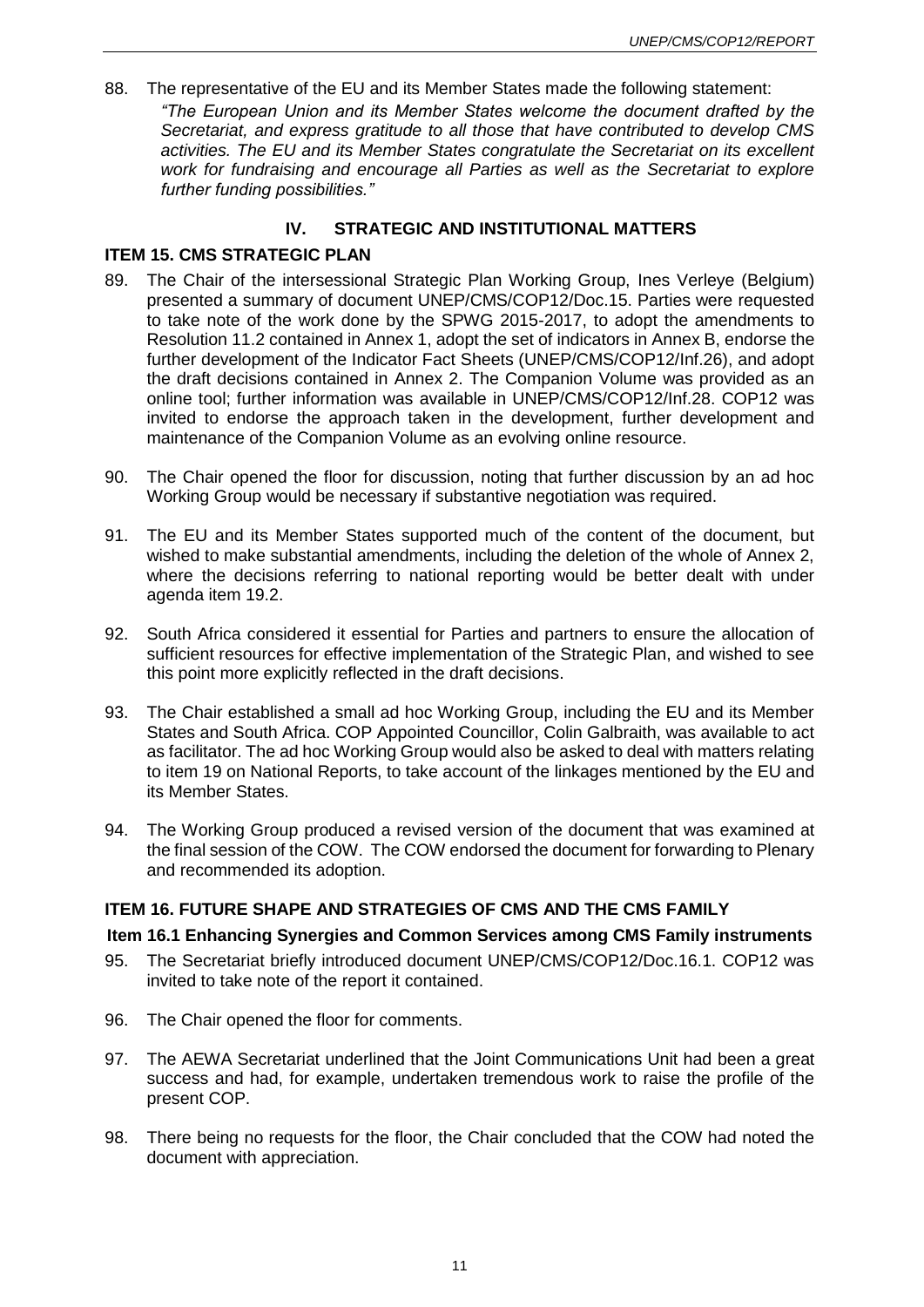88. The representative of the EU and its Member States made the following statement:

*"The European Union and its Member States welcome the document drafted by the Secretariat, and express gratitude to all those that have contributed to develop CMS activities. The EU and its Member States congratulate the Secretariat on its excellent work for fundraising and encourage all Parties as well as the Secretariat to explore further funding possibilities."*

## IV. STRATEGIC AND INSTITUTIONAL MATTERS

### ITEM 15. CMS STRATEGIC PLAN

89. The Chair of the intersessional Strategic Plan Working Group, Ines Verleye (Belgium) presented a summary of document UNEP/CMS/COP12/Doc.15. Parties were requested to take note of the work done by the SPWG 2015-2017, to adopt the amendments to Resolution 11.2 contained in Annex 1, adopt the set of indicators in Annex B, endorse the further development of the Indicator Fact Sheets (UNEP/CMS/COP12/Inf.26), and adopt the draft decisions contained in Annex 2. The Companion Volume was provided as an online tool; further information was available in UNEP/CMS/COP12/Inf.28. COP12 was invited to endorse the approach taken in the development, further development and maintenance of the Companion Volume as an evolving online resource.

90. The Chair opened the floor for discussion, noting that further discussion by an ad hoc Working Group would be necessary if substantive negotiation was required.

91. The EU and its Member States supported much of the content of the document, but wished to make substantial amendments, including the deletion of the whole of Annex 2, where the decisions referring to national reporting would be better dealt with under agenda item 19.2.

92. South Africa considered it essential for Parties and partners to ensure the allocation of sufficient resources for effective implementation of the Strategic Plan, and wished to see this point more explicitly reflected in the draft decisions.

93. The Chair established a small ad hoc Working Group, including the EU and its Member States and South Africa. COP Appointed Councillor, Colin Galbraith, was available to act as facilitator. The ad hoc Working Group would also be asked to deal with matters relating to item 19 on National Reports, to take account of the linkages mentioned by the EU and its Member States.

94. The Working Group produced a revised version of the document that was examined at the final session of the COW. The COW endorsed the document for forwarding to Plenary and recommended its adoption.

### ITEM 16. FUTURE SHAPE AND STRATEGIES OF CMS AND THE CMS FAMILY

#### Item 16.1 Enhancing Synergies and Common Services among CMS Family instruments

95. The Secretariat briefly introduced document UNEP/CMS/COP12/Doc.16.1. COP12 was invited to take note of the report it contained.

96. The Chair opened the floor for comments.

97. The AEWA Secretariat underlined that the Joint Communications Unit had been a great success and had, for example, undertaken tremendous work to raise the profile of the present COP.

98. There being no requests for the floor, the Chair concluded that the COW had noted the document with appreciation.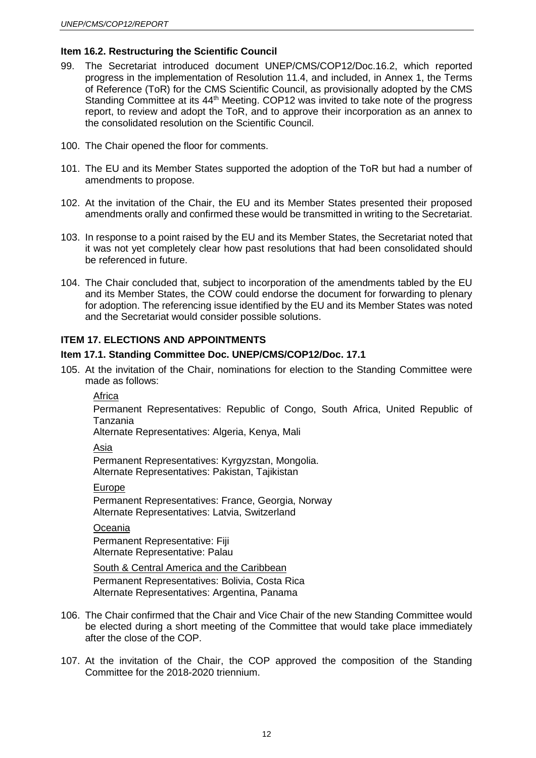### Item 16.2. Restructuring the Scientific Council

99. The Secretariat introduced document UNEP/CMS/COP12/Doc.16.2, which reported progress in the implementation of Resolution 11.4, and included, in Annex 1, the Terms of Reference (ToR) for the CMS Scientific Council, as provisionally adopted by the CMS Standing Committee at its 44th Meeting. COP12 was invited to take note of the progress report, to review and adopt the ToR, and to approve their incorporation as an annex to the consolidated resolution on the Scientific Council.

100. The Chair opened the floor for comments.

101. The EU and its Member States supported the adoption of the ToR but had a number of amendments to propose.

102. At the invitation of the Chair, the EU and its Member States presented their proposed amendments orally and confirmed these would be transmitted in writing to the Secretariat.

103. In response to a point raised by the EU and its Member States, the Secretariat noted that it was not yet completely clear how past resolutions that had been consolidated should be referenced in future.

104. The Chair concluded that, subject to incorporation of the amendments tabled by the EU and its Member States, the COW could endorse the document for forwarding to plenary for adoption. The referencing issue identified by the EU and its Member States was noted and the Secretariat would consider possible solutions.

## ITEM 17. ELECTIONS AND APPOINTMENTS

### Item 17.1. Standing Committee Doc. UNEP/CMS/COP12/Doc. 17.1

105. At the invitation of the Chair, nominations for election to the Standing Committee were made as follows:

    Africa

    Permanent Representatives: Republic of Congo, South Africa, United Republic of Tanzania
    Alternate Representatives: Algeria, Kenya, Mali

    Asia

    Permanent Representatives: Kyrgyzstan, Mongolia.
    Alternate Representatives: Pakistan, Tajikistan

    Europe

    Permanent Representatives: France, Georgia, Norway
    Alternate Representatives: Latvia, Switzerland

    Oceania

    Permanent Representative: Fiji
    Alternate Representative: Palau

    South & Central America and the Caribbean

    Permanent Representatives: Bolivia, Costa Rica
    Alternate Representatives: Argentina, Panama

106. The Chair confirmed that the Chair and Vice Chair of the new Standing Committee would be elected during a short meeting of the Committee that would take place immediately after the close of the COP.

107. At the invitation of the Chair, the COP approved the composition of the Standing Committee for the 2018-2020 triennium.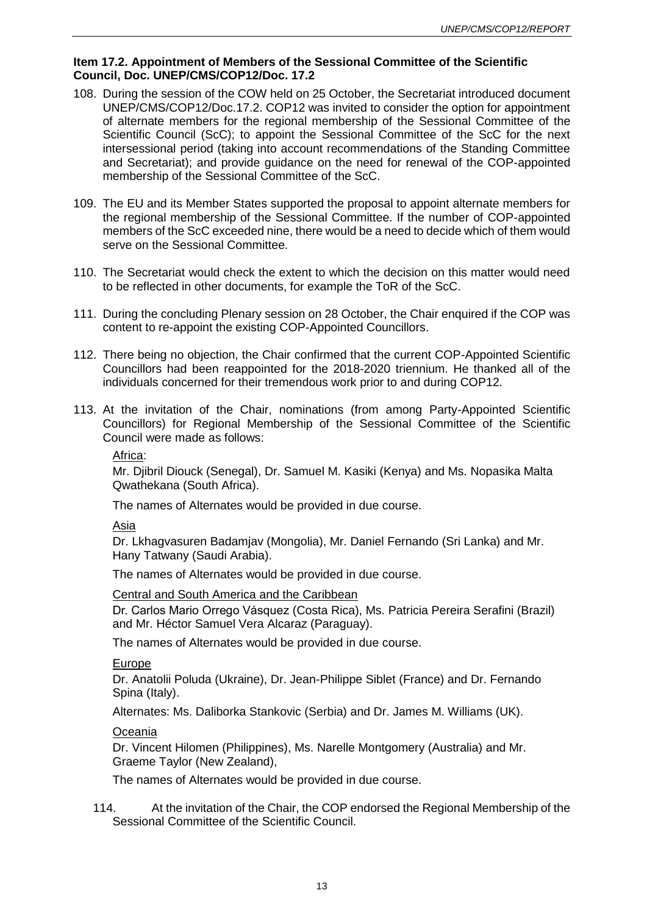**Item 17.2. Appointment of Members of the Sessional Committee of the Scientific Council, Doc. UNEP/CMS/COP12/Doc. 17.2**

108. During the session of the COW held on 25 October, the Secretariat introduced document UNEP/CMS/COP12/Doc.17.2. COP12 was invited to consider the option for appointment of alternate members for the regional membership of the Sessional Committee of the Scientific Council (ScC); to appoint the Sessional Committee of the ScC for the next intersessional period (taking into account recommendations of the Standing Committee and Secretariat); and provide guidance on the need for renewal of the COP-appointed membership of the Sessional Committee of the ScC.

109. The EU and its Member States supported the proposal to appoint alternate members for the regional membership of the Sessional Committee. If the number of COP-appointed members of the ScC exceeded nine, there would be a need to decide which of them would serve on the Sessional Committee.

110. The Secretariat would check the extent to which the decision on this matter would need to be reflected in other documents, for example the ToR of the ScC.

111. During the concluding Plenary session on 28 October, the Chair enquired if the COP was content to re-appoint the existing COP-Appointed Councillors.

112. There being no objection, the Chair confirmed that the current COP-Appointed Scientific Councillors had been reappointed for the 2018-2020 triennium. He thanked all of the individuals concerned for their tremendous work prior to and during COP12.

113. At the invitation of the Chair, nominations (from among Party-Appointed Scientific Councillors) for Regional Membership of the Sessional Committee of the Scientific Council were made as follows:

    Africa:

    Mr. Djibril Diouck (Senegal), Dr. Samuel M. Kasiki (Kenya) and Ms. Nopasika Malta Qwathekana (South Africa).

    The names of Alternates would be provided in due course.

    Asia

    Dr. Lkhagvasuren Badamjav (Mongolia), Mr. Daniel Fernando (Sri Lanka) and Mr. Hany Tatwany (Saudi Arabia).

    The names of Alternates would be provided in due course.

    Central and South America and the Caribbean

    Dr. Carlos Mario Orrego Vásquez (Costa Rica), Ms. Patricia Pereira Serafini (Brazil) and Mr. Héctor Samuel Vera Alcaraz (Paraguay).

    The names of Alternates would be provided in due course.

    Europe

    Dr. Anatolii Poluda (Ukraine), Dr. Jean-Philippe Siblet (France) and Dr. Fernando Spina (Italy).

    Alternates: Ms. Daliborka Stankovic (Serbia) and Dr. James M. Williams (UK).

    Oceania

    Dr. Vincent Hilomen (Philippines), Ms. Narelle Montgomery (Australia) and Mr. Graeme Taylor (New Zealand),

    The names of Alternates would be provided in due course.

114. At the invitation of the Chair, the COP endorsed the Regional Membership of the Sessional Committee of the Scientific Council.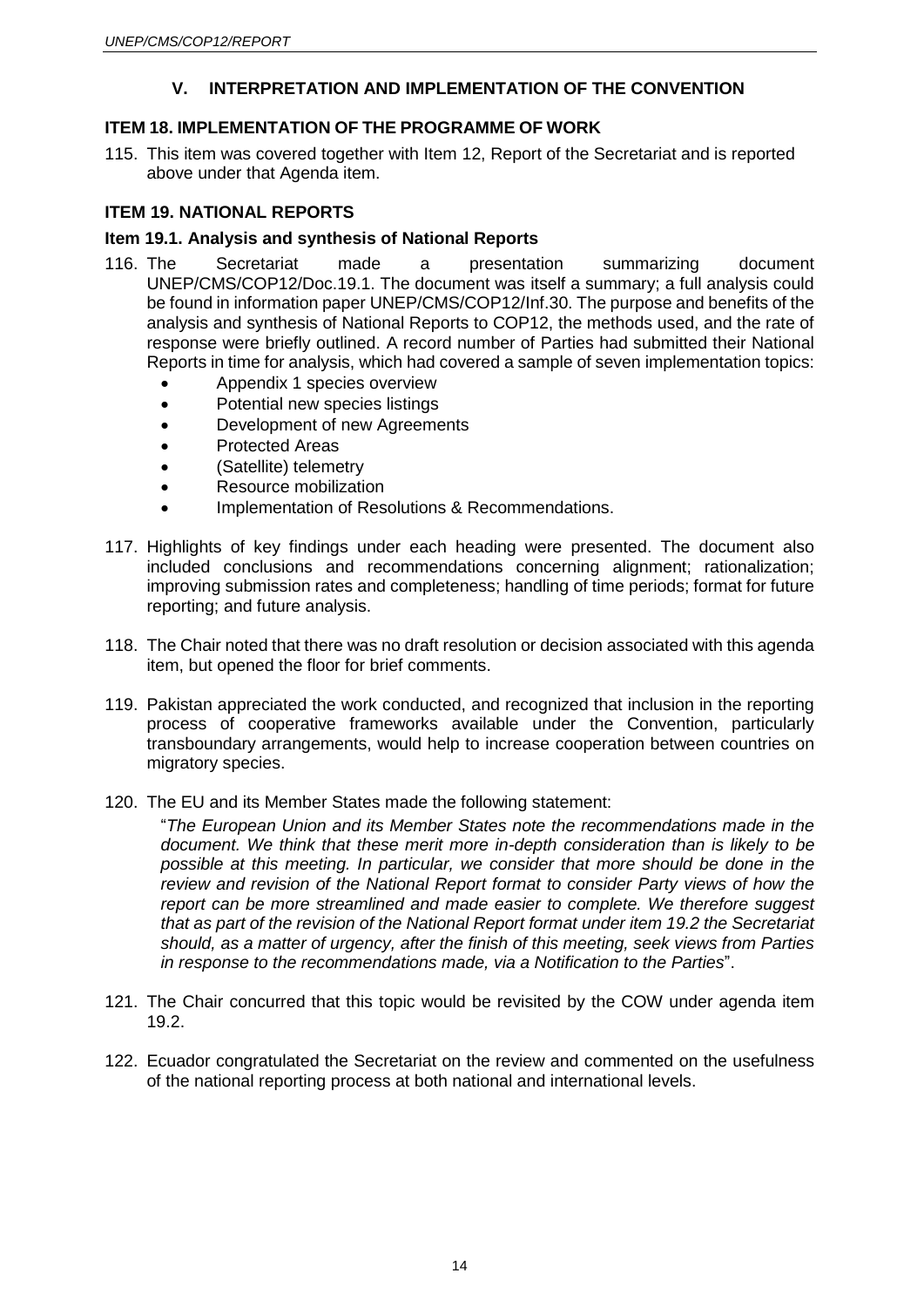## V. INTERPRETATION AND IMPLEMENTATION OF THE CONVENTION

### ITEM 18. IMPLEMENTATION OF THE PROGRAMME OF WORK

115. This item was covered together with Item 12, Report of the Secretariat and is reported above under that Agenda item.

### ITEM 19. NATIONAL REPORTS

#### Item 19.1. Analysis and synthesis of National Reports

116. The Secretariat made a presentation summarizing document UNEP/CMS/COP12/Doc.19.1. The document was itself a summary; a full analysis could be found in information paper UNEP/CMS/COP12/Inf.30. The purpose and benefits of the analysis and synthesis of National Reports to COP12, the methods used, and the rate of response were briefly outlined. A record number of Parties had submitted their National Reports in time for analysis, which had covered a sample of seven implementation topics:
    - Appendix 1 species overview
    - Potential new species listings
    - Development of new Agreements
    - Protected Areas
    - (Satellite) telemetry
    - Resource mobilization
    - Implementation of Resolutions & Recommendations.

117. Highlights of key findings under each heading were presented. The document also included conclusions and recommendations concerning alignment; rationalization; improving submission rates and completeness; handling of time periods; format for future reporting; and future analysis.

118. The Chair noted that there was no draft resolution or decision associated with this agenda item, but opened the floor for brief comments.

119. Pakistan appreciated the work conducted, and recognized that inclusion in the reporting process of cooperative frameworks available under the Convention, particularly transboundary arrangements, would help to increase cooperation between countries on migratory species.

120. The EU and its Member States made the following statement:

    "*The European Union and its Member States note the recommendations made in the document. We think that these merit more in-depth consideration than is likely to be possible at this meeting. In particular, we consider that more should be done in the review and revision of the National Report format to consider Party views of how the report can be more streamlined and made easier to complete. We therefore suggest that as part of the revision of the National Report format under item 19.2 the Secretariat should, as a matter of urgency, after the finish of this meeting, seek views from Parties in response to the recommendations made, via a Notification to the Parties*".

121. The Chair concurred that this topic would be revisited by the COW under agenda item 19.2.

122. Ecuador congratulated the Secretariat on the review and commented on the usefulness of the national reporting process at both national and international levels.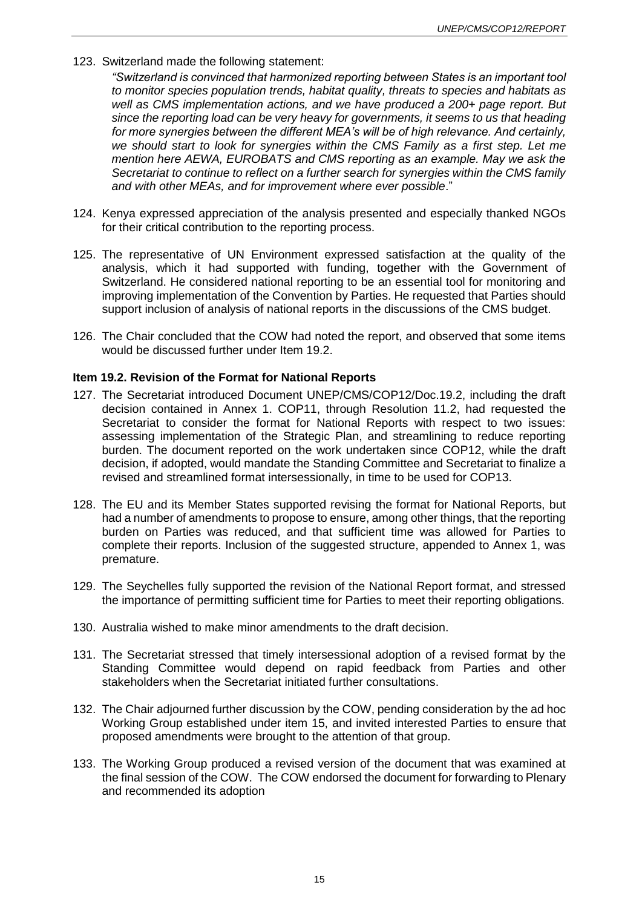123. Switzerland made the following statement:

*"Switzerland is convinced that harmonized reporting between States is an important tool to monitor species population trends, habitat quality, threats to species and habitats as well as CMS implementation actions, and we have produced a 200+ page report. But since the reporting load can be very heavy for governments, it seems to us that heading for more synergies between the different MEA's will be of high relevance. And certainly, we should start to look for synergies within the CMS Family as a first step. Let me mention here AEWA, EUROBATS and CMS reporting as an example. May we ask the Secretariat to continue to reflect on a further search for synergies within the CMS family and with other MEAs, and for improvement where ever possible*."

124. Kenya expressed appreciation of the analysis presented and especially thanked NGOs for their critical contribution to the reporting process.

125. The representative of UN Environment expressed satisfaction at the quality of the analysis, which it had supported with funding, together with the Government of Switzerland. He considered national reporting to be an essential tool for monitoring and improving implementation of the Convention by Parties. He requested that Parties should support inclusion of analysis of national reports in the discussions of the CMS budget.

126. The Chair concluded that the COW had noted the report, and observed that some items would be discussed further under Item 19.2.

### Item 19.2. Revision of the Format for National Reports

127. The Secretariat introduced Document UNEP/CMS/COP12/Doc.19.2, including the draft decision contained in Annex 1. COP11, through Resolution 11.2, had requested the Secretariat to consider the format for National Reports with respect to two issues: assessing implementation of the Strategic Plan, and streamlining to reduce reporting burden. The document reported on the work undertaken since COP12, while the draft decision, if adopted, would mandate the Standing Committee and Secretariat to finalize a revised and streamlined format intersessionally, in time to be used for COP13.

128. The EU and its Member States supported revising the format for National Reports, but had a number of amendments to propose to ensure, among other things, that the reporting burden on Parties was reduced, and that sufficient time was allowed for Parties to complete their reports. Inclusion of the suggested structure, appended to Annex 1, was premature.

129. The Seychelles fully supported the revision of the National Report format, and stressed the importance of permitting sufficient time for Parties to meet their reporting obligations.

130. Australia wished to make minor amendments to the draft decision.

131. The Secretariat stressed that timely intersessional adoption of a revised format by the Standing Committee would depend on rapid feedback from Parties and other stakeholders when the Secretariat initiated further consultations.

132. The Chair adjourned further discussion by the COW, pending consideration by the ad hoc Working Group established under item 15, and invited interested Parties to ensure that proposed amendments were brought to the attention of that group.

133. The Working Group produced a revised version of the document that was examined at the final session of the COW. The COW endorsed the document for forwarding to Plenary and recommended its adoption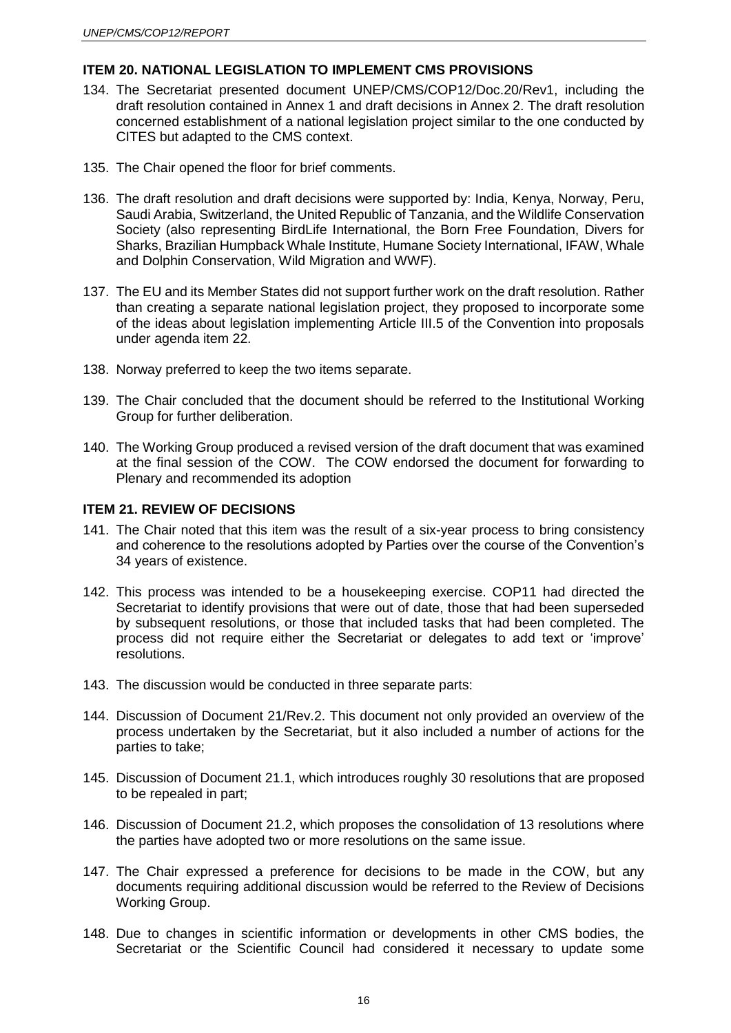## ITEM 20. NATIONAL LEGISLATION TO IMPLEMENT CMS PROVISIONS

134. The Secretariat presented document UNEP/CMS/COP12/Doc.20/Rev1, including the draft resolution contained in Annex 1 and draft decisions in Annex 2. The draft resolution concerned establishment of a national legislation project similar to the one conducted by CITES but adapted to the CMS context.

135. The Chair opened the floor for brief comments.

136. The draft resolution and draft decisions were supported by: India, Kenya, Norway, Peru, Saudi Arabia, Switzerland, the United Republic of Tanzania, and the Wildlife Conservation Society (also representing BirdLife International, the Born Free Foundation, Divers for Sharks, Brazilian Humpback Whale Institute, Humane Society International, IFAW, Whale and Dolphin Conservation, Wild Migration and WWF).

137. The EU and its Member States did not support further work on the draft resolution. Rather than creating a separate national legislation project, they proposed to incorporate some of the ideas about legislation implementing Article III.5 of the Convention into proposals under agenda item 22.

138. Norway preferred to keep the two items separate.

139. The Chair concluded that the document should be referred to the Institutional Working Group for further deliberation.

140. The Working Group produced a revised version of the draft document that was examined at the final session of the COW. The COW endorsed the document for forwarding to Plenary and recommended its adoption

## ITEM 21. REVIEW OF DECISIONS

141. The Chair noted that this item was the result of a six-year process to bring consistency and coherence to the resolutions adopted by Parties over the course of the Convention's 34 years of existence.

142. This process was intended to be a housekeeping exercise. COP11 had directed the Secretariat to identify provisions that were out of date, those that had been superseded by subsequent resolutions, or those that included tasks that had been completed. The process did not require either the Secretariat or delegates to add text or 'improve' resolutions.

143. The discussion would be conducted in three separate parts:

144. Discussion of Document 21/Rev.2. This document not only provided an overview of the process undertaken by the Secretariat, but it also included a number of actions for the parties to take;

145. Discussion of Document 21.1, which introduces roughly 30 resolutions that are proposed to be repealed in part;

146. Discussion of Document 21.2, which proposes the consolidation of 13 resolutions where the parties have adopted two or more resolutions on the same issue.

147. The Chair expressed a preference for decisions to be made in the COW, but any documents requiring additional discussion would be referred to the Review of Decisions Working Group.

148. Due to changes in scientific information or developments in other CMS bodies, the Secretariat or the Scientific Council had considered it necessary to update some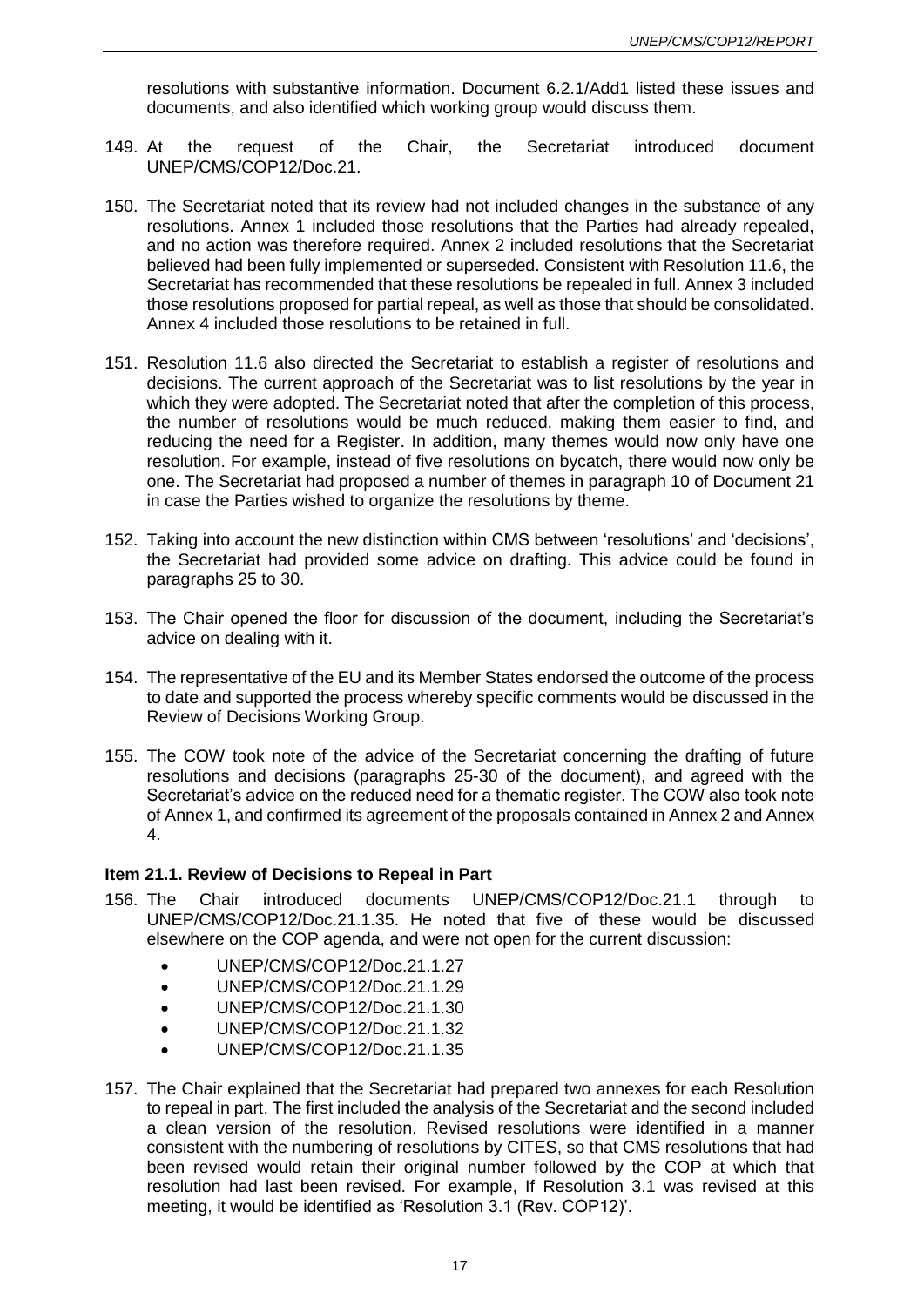resolutions with substantive information. Document 6.2.1/Add1 listed these issues and documents, and also identified which working group would discuss them.

149. At the request of the Chair, the Secretariat introduced document UNEP/CMS/COP12/Doc.21.

150. The Secretariat noted that its review had not included changes in the substance of any resolutions. Annex 1 included those resolutions that the Parties had already repealed, and no action was therefore required. Annex 2 included resolutions that the Secretariat believed had been fully implemented or superseded. Consistent with Resolution 11.6, the Secretariat has recommended that these resolutions be repealed in full. Annex 3 included those resolutions proposed for partial repeal, as well as those that should be consolidated. Annex 4 included those resolutions to be retained in full.

151. Resolution 11.6 also directed the Secretariat to establish a register of resolutions and decisions. The current approach of the Secretariat was to list resolutions by the year in which they were adopted. The Secretariat noted that after the completion of this process, the number of resolutions would be much reduced, making them easier to find, and reducing the need for a Register. In addition, many themes would now only have one resolution. For example, instead of five resolutions on bycatch, there would now only be one. The Secretariat had proposed a number of themes in paragraph 10 of Document 21 in case the Parties wished to organize the resolutions by theme.

152. Taking into account the new distinction within CMS between 'resolutions' and 'decisions', the Secretariat had provided some advice on drafting. This advice could be found in paragraphs 25 to 30.

153. The Chair opened the floor for discussion of the document, including the Secretariat's advice on dealing with it.

154. The representative of the EU and its Member States endorsed the outcome of the process to date and supported the process whereby specific comments would be discussed in the Review of Decisions Working Group.

155. The COW took note of the advice of the Secretariat concerning the drafting of future resolutions and decisions (paragraphs 25-30 of the document), and agreed with the Secretariat's advice on the reduced need for a thematic register. The COW also took note of Annex 1, and confirmed its agreement of the proposals contained in Annex 2 and Annex 4.

### Item 21.1. Review of Decisions to Repeal in Part

156. The Chair introduced documents UNEP/CMS/COP12/Doc.21.1 through to UNEP/CMS/COP12/Doc.21.1.35. He noted that five of these would be discussed elsewhere on the COP agenda, and were not open for the current discussion:

    - UNEP/CMS/COP12/Doc.21.1.27
    - UNEP/CMS/COP12/Doc.21.1.29
    - UNEP/CMS/COP12/Doc.21.1.30
    - UNEP/CMS/COP12/Doc.21.1.32
    - UNEP/CMS/COP12/Doc.21.1.35

157. The Chair explained that the Secretariat had prepared two annexes for each Resolution to repeal in part. The first included the analysis of the Secretariat and the second included a clean version of the resolution. Revised resolutions were identified in a manner consistent with the numbering of resolutions by CITES, so that CMS resolutions that had been revised would retain their original number followed by the COP at which that resolution had last been revised. For example, If Resolution 3.1 was revised at this meeting, it would be identified as 'Resolution 3.1 (Rev. COP12)'.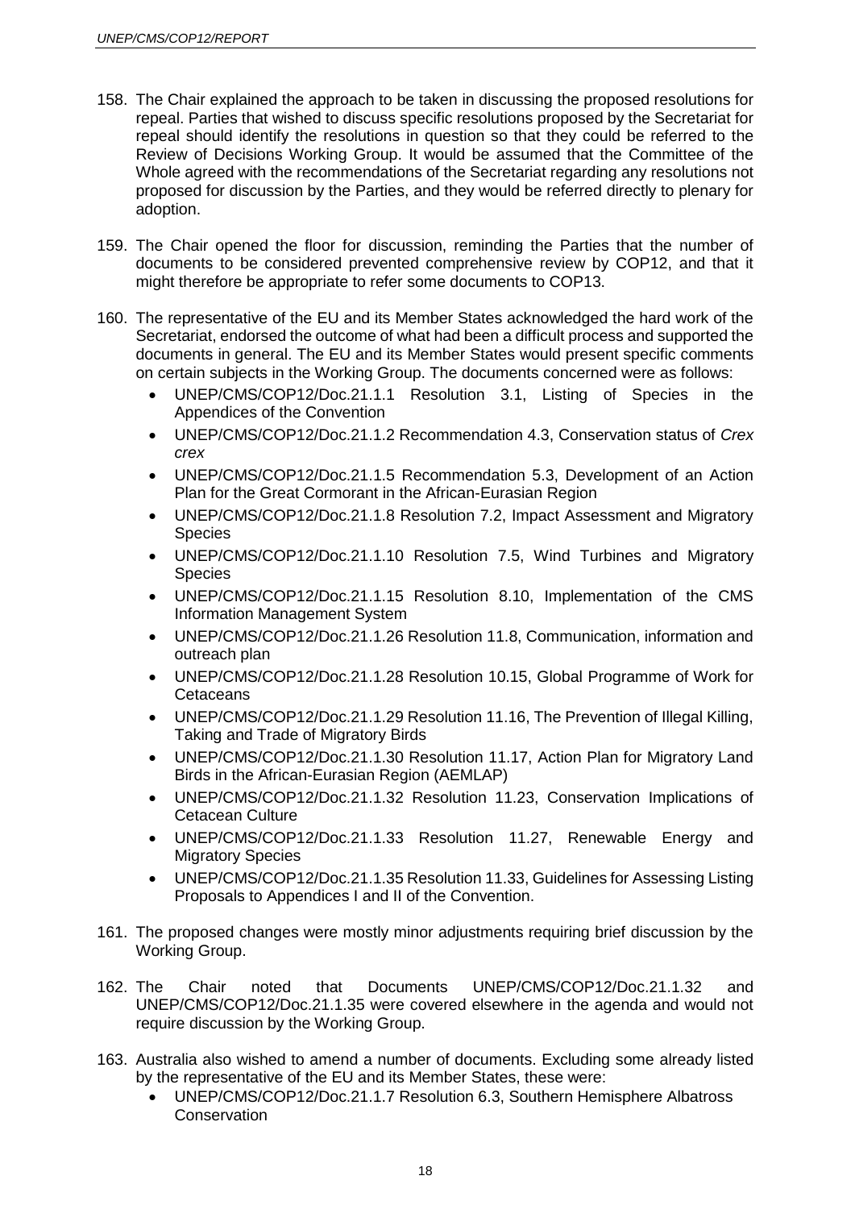158. The Chair explained the approach to be taken in discussing the proposed resolutions for repeal. Parties that wished to discuss specific resolutions proposed by the Secretariat for repeal should identify the resolutions in question so that they could be referred to the Review of Decisions Working Group. It would be assumed that the Committee of the Whole agreed with the recommendations of the Secretariat regarding any resolutions not proposed for discussion by the Parties, and they would be referred directly to plenary for adoption.

159. The Chair opened the floor for discussion, reminding the Parties that the number of documents to be considered prevented comprehensive review by COP12, and that it might therefore be appropriate to refer some documents to COP13.

160. The representative of the EU and its Member States acknowledged the hard work of the Secretariat, endorsed the outcome of what had been a difficult process and supported the documents in general. The EU and its Member States would present specific comments on certain subjects in the Working Group. The documents concerned were as follows:
    - UNEP/CMS/COP12/Doc.21.1.1 Resolution 3.1, Listing of Species in the Appendices of the Convention
    - UNEP/CMS/COP12/Doc.21.1.2 Recommendation 4.3, Conservation status of *Crex crex*
    - UNEP/CMS/COP12/Doc.21.1.5 Recommendation 5.3, Development of an Action Plan for the Great Cormorant in the African-Eurasian Region
    - UNEP/CMS/COP12/Doc.21.1.8 Resolution 7.2, Impact Assessment and Migratory Species
    - UNEP/CMS/COP12/Doc.21.1.10 Resolution 7.5, Wind Turbines and Migratory Species
    - UNEP/CMS/COP12/Doc.21.1.15 Resolution 8.10, Implementation of the CMS Information Management System
    - UNEP/CMS/COP12/Doc.21.1.26 Resolution 11.8, Communication, information and outreach plan
    - UNEP/CMS/COP12/Doc.21.1.28 Resolution 10.15, Global Programme of Work for Cetaceans
    - UNEP/CMS/COP12/Doc.21.1.29 Resolution 11.16, The Prevention of Illegal Killing, Taking and Trade of Migratory Birds
    - UNEP/CMS/COP12/Doc.21.1.30 Resolution 11.17, Action Plan for Migratory Land Birds in the African-Eurasian Region (AEMLAP)
    - UNEP/CMS/COP12/Doc.21.1.32 Resolution 11.23, Conservation Implications of Cetacean Culture
    - UNEP/CMS/COP12/Doc.21.1.33 Resolution 11.27, Renewable Energy and Migratory Species
    - UNEP/CMS/COP12/Doc.21.1.35 Resolution 11.33, Guidelines for Assessing Listing Proposals to Appendices I and II of the Convention.

161. The proposed changes were mostly minor adjustments requiring brief discussion by the Working Group.

162. The Chair noted that Documents UNEP/CMS/COP12/Doc.21.1.32 and UNEP/CMS/COP12/Doc.21.1.35 were covered elsewhere in the agenda and would not require discussion by the Working Group.

163. Australia also wished to amend a number of documents. Excluding some already listed by the representative of the EU and its Member States, these were:
    - UNEP/CMS/COP12/Doc.21.1.7 Resolution 6.3, Southern Hemisphere Albatross Conservation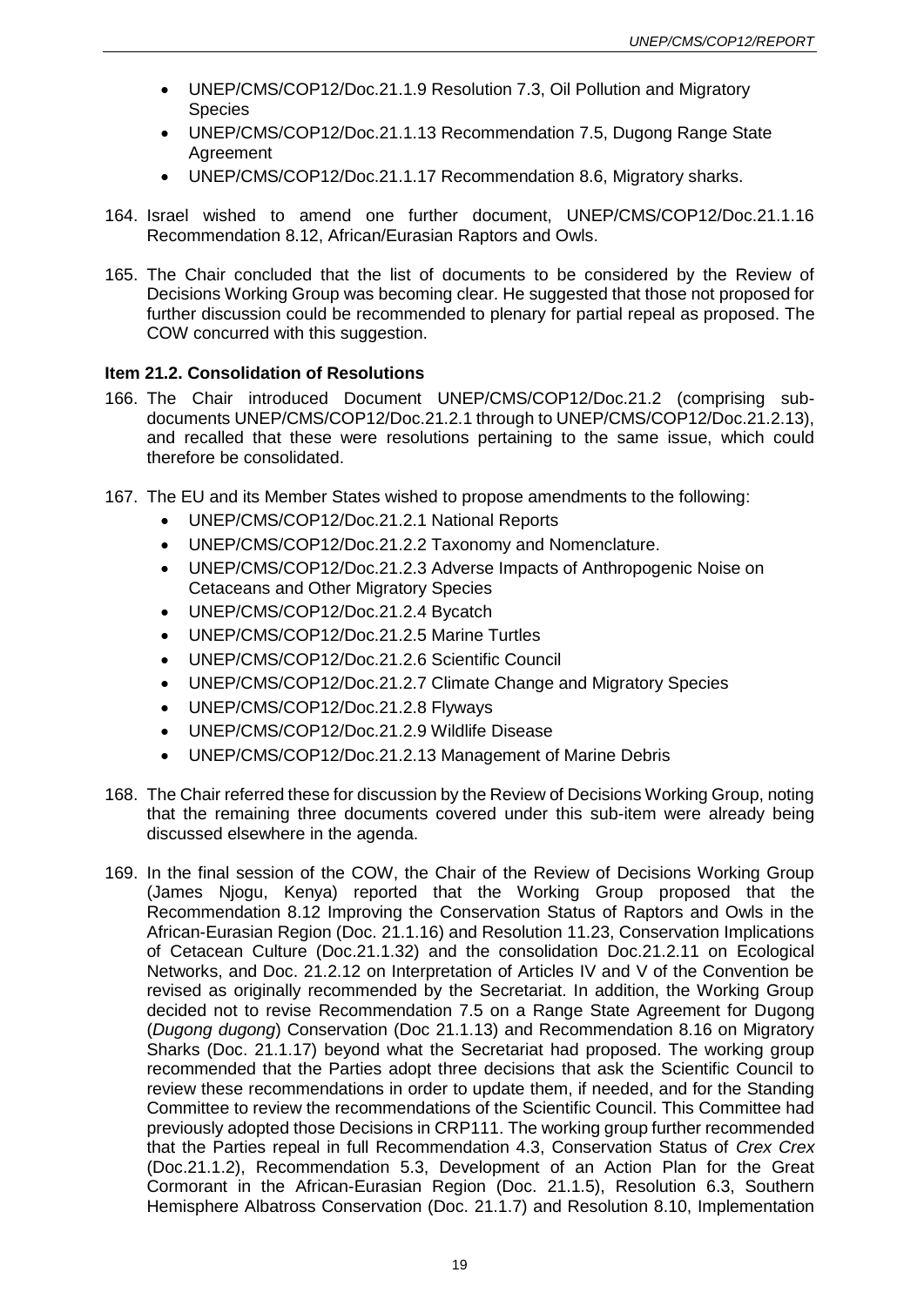- UNEP/CMS/COP12/Doc.21.1.9 Resolution 7.3, Oil Pollution and Migratory Species
- UNEP/CMS/COP12/Doc.21.1.13 Recommendation 7.5, Dugong Range State Agreement
- UNEP/CMS/COP12/Doc.21.1.17 Recommendation 8.6, Migratory sharks.

164. Israel wished to amend one further document, UNEP/CMS/COP12/Doc.21.1.16 Recommendation 8.12, African/Eurasian Raptors and Owls.

165. The Chair concluded that the list of documents to be considered by the Review of Decisions Working Group was becoming clear. He suggested that those not proposed for further discussion could be recommended to plenary for partial repeal as proposed. The COW concurred with this suggestion.

**Item 21.2. Consolidation of Resolutions**

166. The Chair introduced Document UNEP/CMS/COP12/Doc.21.2 (comprising sub-documents UNEP/CMS/COP12/Doc.21.2.1 through to UNEP/CMS/COP12/Doc.21.2.13), and recalled that these were resolutions pertaining to the same issue, which could therefore be consolidated.

167. The EU and its Member States wished to propose amendments to the following:
    - UNEP/CMS/COP12/Doc.21.2.1 National Reports
    - UNEP/CMS/COP12/Doc.21.2.2 Taxonomy and Nomenclature.
    - UNEP/CMS/COP12/Doc.21.2.3 Adverse Impacts of Anthropogenic Noise on Cetaceans and Other Migratory Species
    - UNEP/CMS/COP12/Doc.21.2.4 Bycatch
    - UNEP/CMS/COP12/Doc.21.2.5 Marine Turtles
    - UNEP/CMS/COP12/Doc.21.2.6 Scientific Council
    - UNEP/CMS/COP12/Doc.21.2.7 Climate Change and Migratory Species
    - UNEP/CMS/COP12/Doc.21.2.8 Flyways
    - UNEP/CMS/COP12/Doc.21.2.9 Wildlife Disease
    - UNEP/CMS/COP12/Doc.21.2.13 Management of Marine Debris

168. The Chair referred these for discussion by the Review of Decisions Working Group, noting that the remaining three documents covered under this sub-item were already being discussed elsewhere in the agenda.

169. In the final session of the COW, the Chair of the Review of Decisions Working Group (James Njogu, Kenya) reported that the Working Group proposed that the Recommendation 8.12 Improving the Conservation Status of Raptors and Owls in the African-Eurasian Region (Doc. 21.1.16) and Resolution 11.23, Conservation Implications of Cetacean Culture (Doc.21.1.32) and the consolidation Doc.21.2.11 on Ecological Networks, and Doc. 21.2.12 on Interpretation of Articles IV and V of the Convention be revised as originally recommended by the Secretariat. In addition, the Working Group decided not to revise Recommendation 7.5 on a Range State Agreement for Dugong (*Dugong dugong*) Conservation (Doc 21.1.13) and Recommendation 8.16 on Migratory Sharks (Doc. 21.1.17) beyond what the Secretariat had proposed. The working group recommended that the Parties adopt three decisions that ask the Scientific Council to review these recommendations in order to update them, if needed, and for the Standing Committee to review the recommendations of the Scientific Council. This Committee had previously adopted those Decisions in CRP111. The working group further recommended that the Parties repeal in full Recommendation 4.3, Conservation Status of *Crex Crex* (Doc.21.1.2), Recommendation 5.3, Development of an Action Plan for the Great Cormorant in the African-Eurasian Region (Doc. 21.1.5), Resolution 6.3, Southern Hemisphere Albatross Conservation (Doc. 21.1.7) and Resolution 8.10, Implementation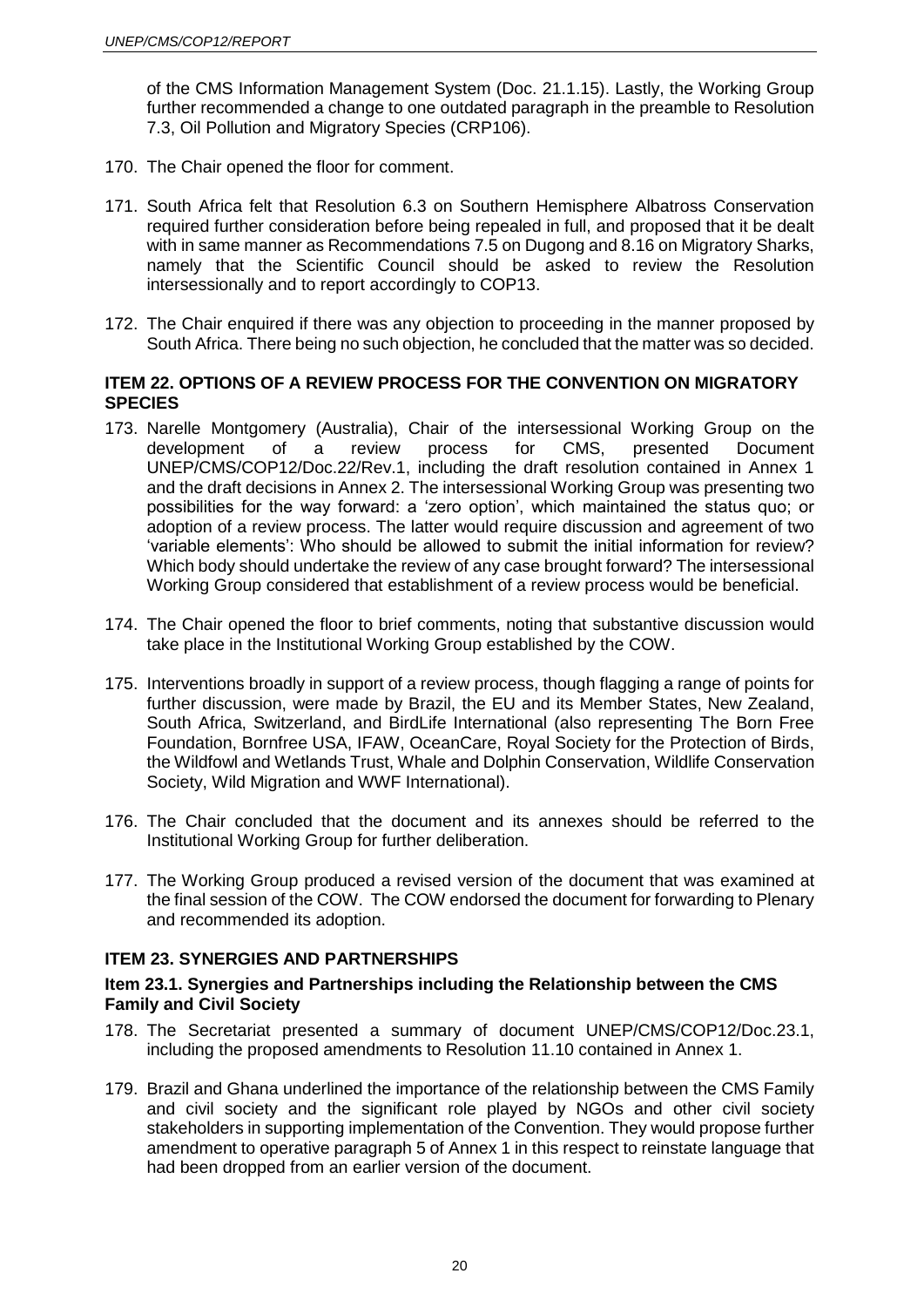of the CMS Information Management System (Doc. 21.1.15). Lastly, the Working Group further recommended a change to one outdated paragraph in the preamble to Resolution 7.3, Oil Pollution and Migratory Species (CRP106).

170. The Chair opened the floor for comment.

171. South Africa felt that Resolution 6.3 on Southern Hemisphere Albatross Conservation required further consideration before being repealed in full, and proposed that it be dealt with in same manner as Recommendations 7.5 on Dugong and 8.16 on Migratory Sharks, namely that the Scientific Council should be asked to review the Resolution intersessionally and to report accordingly to COP13.

172. The Chair enquired if there was any objection to proceeding in the manner proposed by South Africa. There being no such objection, he concluded that the matter was so decided.

## ITEM 22. OPTIONS OF A REVIEW PROCESS FOR THE CONVENTION ON MIGRATORY SPECIES

173. Narelle Montgomery (Australia), Chair of the intersessional Working Group on the development of a review process for CMS, presented Document UNEP/CMS/COP12/Doc.22/Rev.1, including the draft resolution contained in Annex 1 and the draft decisions in Annex 2. The intersessional Working Group was presenting two possibilities for the way forward: a 'zero option', which maintained the status quo; or adoption of a review process. The latter would require discussion and agreement of two 'variable elements': Who should be allowed to submit the initial information for review? Which body should undertake the review of any case brought forward? The intersessional Working Group considered that establishment of a review process would be beneficial.

174. The Chair opened the floor to brief comments, noting that substantive discussion would take place in the Institutional Working Group established by the COW.

175. Interventions broadly in support of a review process, though flagging a range of points for further discussion, were made by Brazil, the EU and its Member States, New Zealand, South Africa, Switzerland, and BirdLife International (also representing The Born Free Foundation, Bornfree USA, IFAW, OceanCare, Royal Society for the Protection of Birds, the Wildfowl and Wetlands Trust, Whale and Dolphin Conservation, Wildlife Conservation Society, Wild Migration and WWF International).

176. The Chair concluded that the document and its annexes should be referred to the Institutional Working Group for further deliberation.

177. The Working Group produced a revised version of the document that was examined at the final session of the COW. The COW endorsed the document for forwarding to Plenary and recommended its adoption.

## ITEM 23. SYNERGIES AND PARTNERSHIPS

### Item 23.1. Synergies and Partnerships including the Relationship between the CMS Family and Civil Society

178. The Secretariat presented a summary of document UNEP/CMS/COP12/Doc.23.1, including the proposed amendments to Resolution 11.10 contained in Annex 1.

179. Brazil and Ghana underlined the importance of the relationship between the CMS Family and civil society and the significant role played by NGOs and other civil society stakeholders in supporting implementation of the Convention. They would propose further amendment to operative paragraph 5 of Annex 1 in this respect to reinstate language that had been dropped from an earlier version of the document.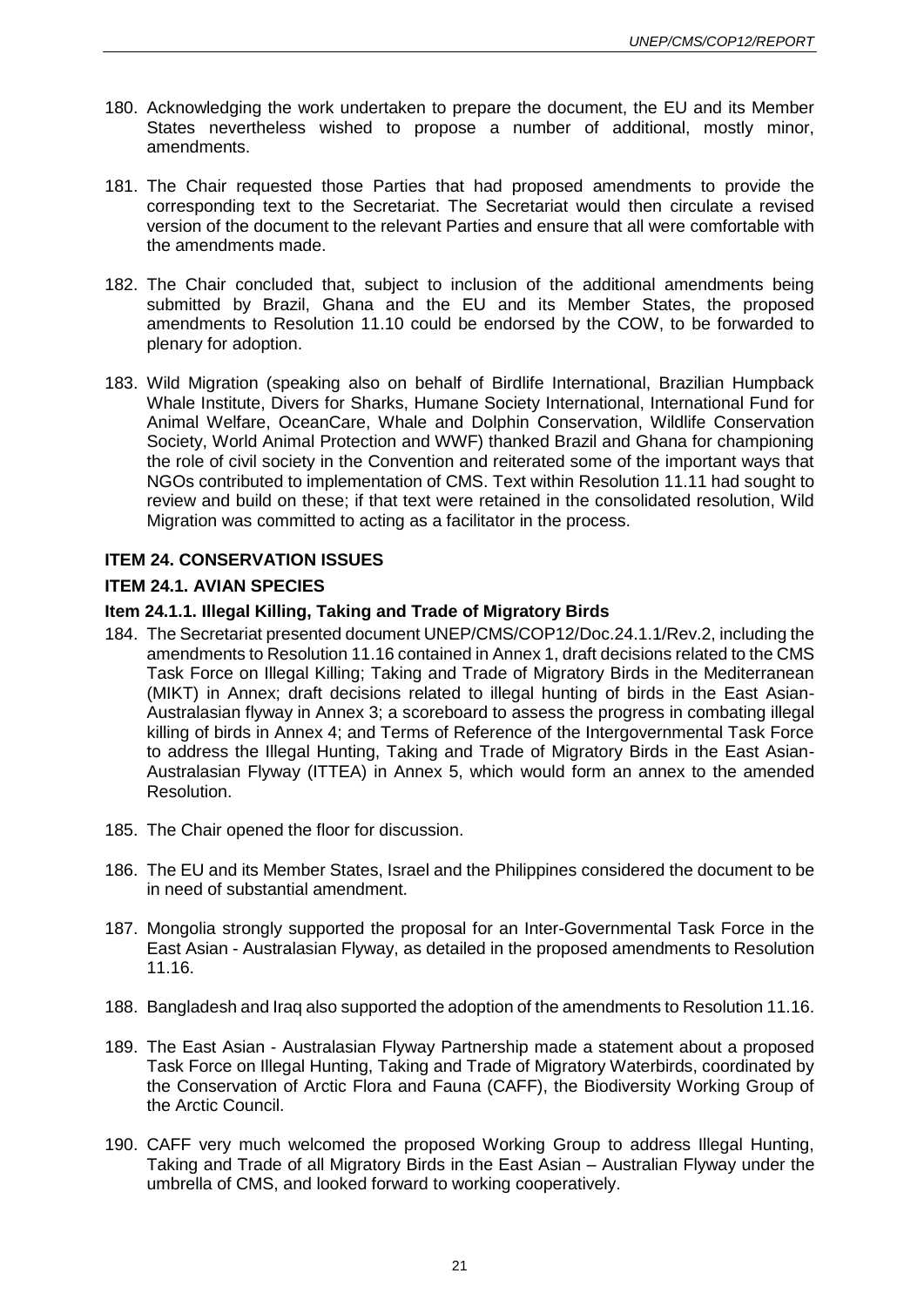180. Acknowledging the work undertaken to prepare the document, the EU and its Member States nevertheless wished to propose a number of additional, mostly minor, amendments.

181. The Chair requested those Parties that had proposed amendments to provide the corresponding text to the Secretariat. The Secretariat would then circulate a revised version of the document to the relevant Parties and ensure that all were comfortable with the amendments made.

182. The Chair concluded that, subject to inclusion of the additional amendments being submitted by Brazil, Ghana and the EU and its Member States, the proposed amendments to Resolution 11.10 could be endorsed by the COW, to be forwarded to plenary for adoption.

183. Wild Migration (speaking also on behalf of Birdlife International, Brazilian Humpback Whale Institute, Divers for Sharks, Humane Society International, International Fund for Animal Welfare, OceanCare, Whale and Dolphin Conservation, Wildlife Conservation Society, World Animal Protection and WWF) thanked Brazil and Ghana for championing the role of civil society in the Convention and reiterated some of the important ways that NGOs contributed to implementation of CMS. Text within Resolution 11.11 had sought to review and build on these; if that text were retained in the consolidated resolution, Wild Migration was committed to acting as a facilitator in the process.

## ITEM 24. CONSERVATION ISSUES

### ITEM 24.1. AVIAN SPECIES

#### Item 24.1.1. Illegal Killing, Taking and Trade of Migratory Birds

184. The Secretariat presented document UNEP/CMS/COP12/Doc.24.1.1/Rev.2, including the amendments to Resolution 11.16 contained in Annex 1, draft decisions related to the CMS Task Force on Illegal Killing; Taking and Trade of Migratory Birds in the Mediterranean (MIKT) in Annex; draft decisions related to illegal hunting of birds in the East Asian-Australasian flyway in Annex 3; a scoreboard to assess the progress in combating illegal killing of birds in Annex 4; and Terms of Reference of the Intergovernmental Task Force to address the Illegal Hunting, Taking and Trade of Migratory Birds in the East Asian-Australasian Flyway (ITTEA) in Annex 5, which would form an annex to the amended Resolution.

185. The Chair opened the floor for discussion.

186. The EU and its Member States, Israel and the Philippines considered the document to be in need of substantial amendment.

187. Mongolia strongly supported the proposal for an Inter-Governmental Task Force in the East Asian - Australasian Flyway, as detailed in the proposed amendments to Resolution 11.16.

188. Bangladesh and Iraq also supported the adoption of the amendments to Resolution 11.16.

189. The East Asian - Australasian Flyway Partnership made a statement about a proposed Task Force on Illegal Hunting, Taking and Trade of Migratory Waterbirds, coordinated by the Conservation of Arctic Flora and Fauna (CAFF), the Biodiversity Working Group of the Arctic Council.

190. CAFF very much welcomed the proposed Working Group to address Illegal Hunting, Taking and Trade of all Migratory Birds in the East Asian – Australian Flyway under the umbrella of CMS, and looked forward to working cooperatively.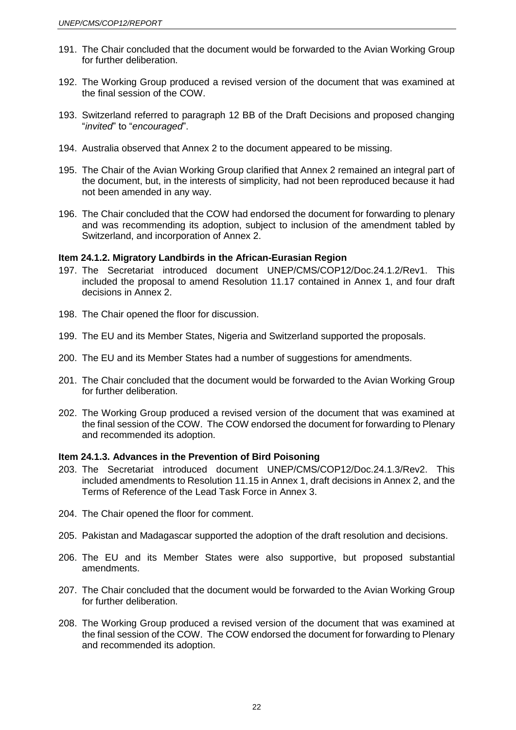191. The Chair concluded that the document would be forwarded to the Avian Working Group for further deliberation.

192. The Working Group produced a revised version of the document that was examined at the final session of the COW.

193. Switzerland referred to paragraph 12 BB of the Draft Decisions and proposed changing "*invited*" to "*encouraged*".

194. Australia observed that Annex 2 to the document appeared to be missing.

195. The Chair of the Avian Working Group clarified that Annex 2 remained an integral part of the document, but, in the interests of simplicity, had not been reproduced because it had not been amended in any way.

196. The Chair concluded that the COW had endorsed the document for forwarding to plenary and was recommending its adoption, subject to inclusion of the amendment tabled by Switzerland, and incorporation of Annex 2.

**Item 24.1.2. Migratory Landbirds in the African-Eurasian Region**

197. The Secretariat introduced document UNEP/CMS/COP12/Doc.24.1.2/Rev1. This included the proposal to amend Resolution 11.17 contained in Annex 1, and four draft decisions in Annex 2.

198. The Chair opened the floor for discussion.

199. The EU and its Member States, Nigeria and Switzerland supported the proposals.

200. The EU and its Member States had a number of suggestions for amendments.

201. The Chair concluded that the document would be forwarded to the Avian Working Group for further deliberation.

202. The Working Group produced a revised version of the document that was examined at the final session of the COW. The COW endorsed the document for forwarding to Plenary and recommended its adoption.

**Item 24.1.3. Advances in the Prevention of Bird Poisoning**

203. The Secretariat introduced document UNEP/CMS/COP12/Doc.24.1.3/Rev2. This included amendments to Resolution 11.15 in Annex 1, draft decisions in Annex 2, and the Terms of Reference of the Lead Task Force in Annex 3.

204. The Chair opened the floor for comment.

205. Pakistan and Madagascar supported the adoption of the draft resolution and decisions.

206. The EU and its Member States were also supportive, but proposed substantial amendments.

207. The Chair concluded that the document would be forwarded to the Avian Working Group for further deliberation.

208. The Working Group produced a revised version of the document that was examined at the final session of the COW. The COW endorsed the document for forwarding to Plenary and recommended its adoption.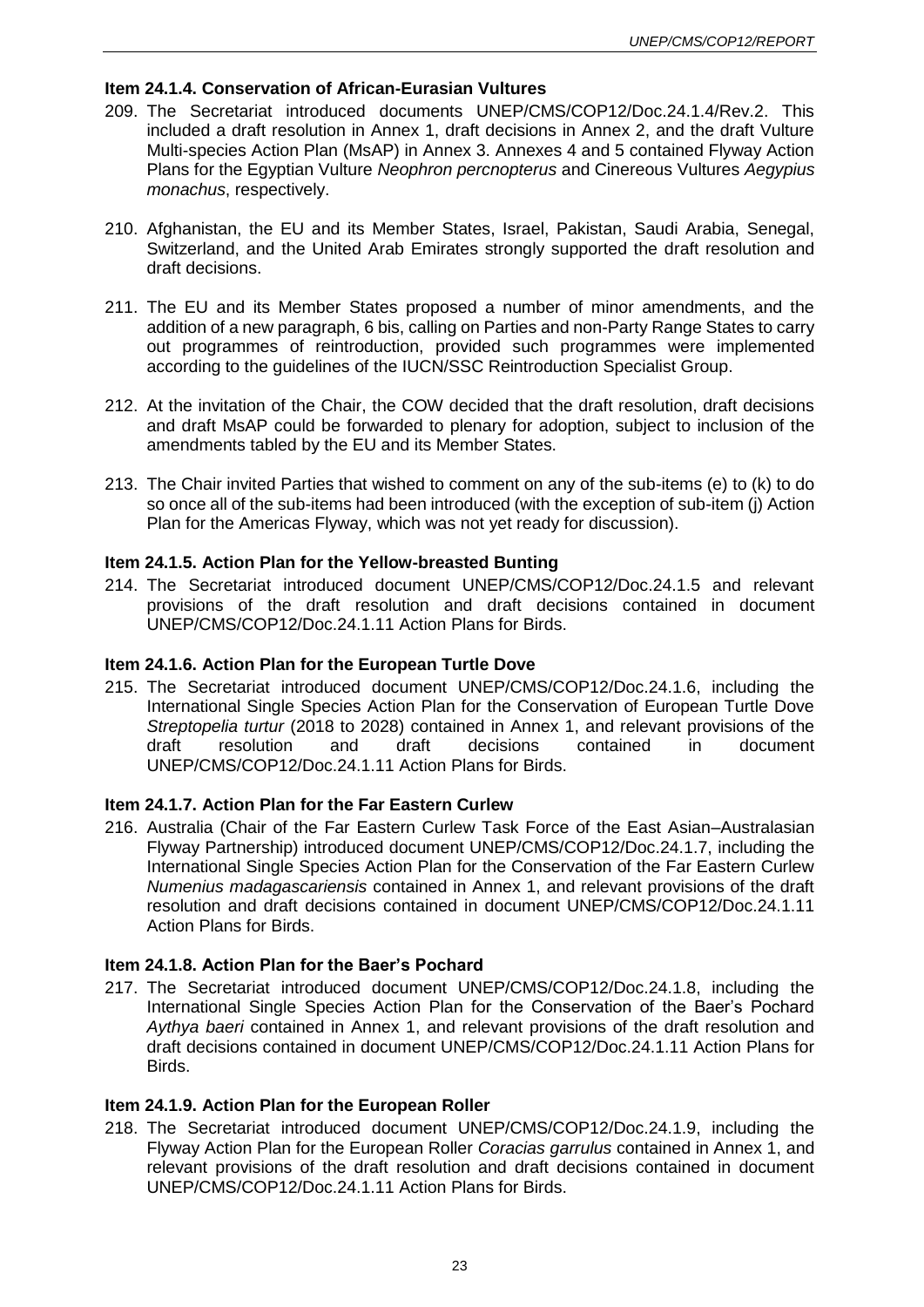### Item 24.1.4. Conservation of African-Eurasian Vultures

209. The Secretariat introduced documents UNEP/CMS/COP12/Doc.24.1.4/Rev.2. This included a draft resolution in Annex 1, draft decisions in Annex 2, and the draft Vulture Multi-species Action Plan (MsAP) in Annex 3. Annexes 4 and 5 contained Flyway Action Plans for the Egyptian Vulture *Neophron percnopterus* and Cinereous Vultures *Aegypius monachus*, respectively.

210. Afghanistan, the EU and its Member States, Israel, Pakistan, Saudi Arabia, Senegal, Switzerland, and the United Arab Emirates strongly supported the draft resolution and draft decisions.

211. The EU and its Member States proposed a number of minor amendments, and the addition of a new paragraph, 6 bis, calling on Parties and non-Party Range States to carry out programmes of reintroduction, provided such programmes were implemented according to the guidelines of the IUCN/SSC Reintroduction Specialist Group.

212. At the invitation of the Chair, the COW decided that the draft resolution, draft decisions and draft MsAP could be forwarded to plenary for adoption, subject to inclusion of the amendments tabled by the EU and its Member States.

213. The Chair invited Parties that wished to comment on any of the sub-items (e) to (k) to do so once all of the sub-items had been introduced (with the exception of sub-item (j) Action Plan for the Americas Flyway, which was not yet ready for discussion).

### Item 24.1.5. Action Plan for the Yellow-breasted Bunting

214. The Secretariat introduced document UNEP/CMS/COP12/Doc.24.1.5 and relevant provisions of the draft resolution and draft decisions contained in document UNEP/CMS/COP12/Doc.24.1.11 Action Plans for Birds.

### Item 24.1.6. Action Plan for the European Turtle Dove

215. The Secretariat introduced document UNEP/CMS/COP12/Doc.24.1.6, including the International Single Species Action Plan for the Conservation of European Turtle Dove *Streptopelia turtur* (2018 to 2028) contained in Annex 1, and relevant provisions of the draft resolution and draft decisions contained in document UNEP/CMS/COP12/Doc.24.1.11 Action Plans for Birds.

### Item 24.1.7. Action Plan for the Far Eastern Curlew

216. Australia (Chair of the Far Eastern Curlew Task Force of the East Asian–Australasian Flyway Partnership) introduced document UNEP/CMS/COP12/Doc.24.1.7, including the International Single Species Action Plan for the Conservation of the Far Eastern Curlew *Numenius madagascariensis* contained in Annex 1, and relevant provisions of the draft resolution and draft decisions contained in document UNEP/CMS/COP12/Doc.24.1.11 Action Plans for Birds.

### Item 24.1.8. Action Plan for the Baer's Pochard

217. The Secretariat introduced document UNEP/CMS/COP12/Doc.24.1.8, including the International Single Species Action Plan for the Conservation of the Baer's Pochard *Aythya baeri* contained in Annex 1, and relevant provisions of the draft resolution and draft decisions contained in document UNEP/CMS/COP12/Doc.24.1.11 Action Plans for Birds.

### Item 24.1.9. Action Plan for the European Roller

218. The Secretariat introduced document UNEP/CMS/COP12/Doc.24.1.9, including the Flyway Action Plan for the European Roller *Coracias garrulus* contained in Annex 1, and relevant provisions of the draft resolution and draft decisions contained in document UNEP/CMS/COP12/Doc.24.1.11 Action Plans for Birds.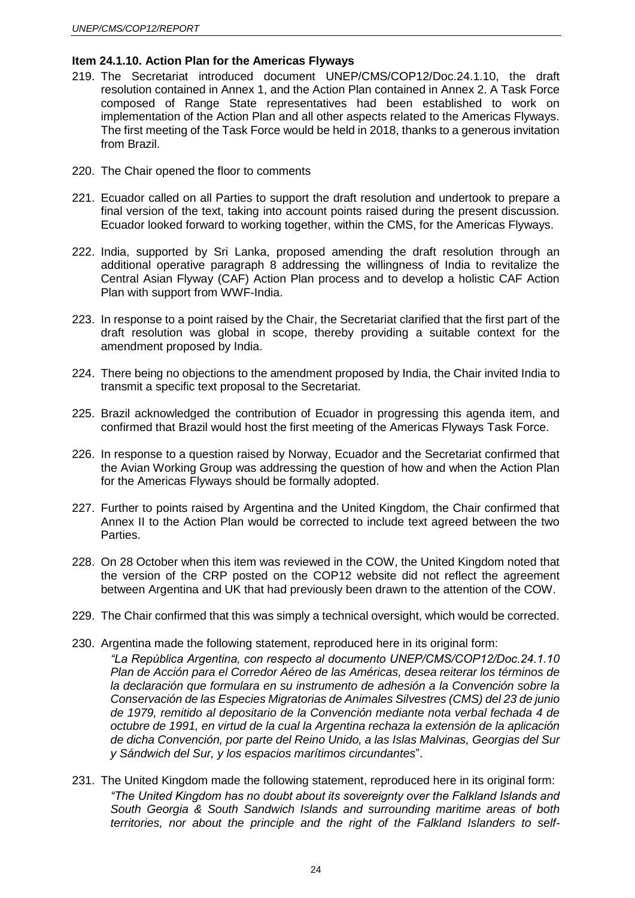### Item 24.1.10. Action Plan for the Americas Flyways

219. The Secretariat introduced document UNEP/CMS/COP12/Doc.24.1.10, the draft resolution contained in Annex 1, and the Action Plan contained in Annex 2. A Task Force composed of Range State representatives had been established to work on implementation of the Action Plan and all other aspects related to the Americas Flyways. The first meeting of the Task Force would be held in 2018, thanks to a generous invitation from Brazil.

220. The Chair opened the floor to comments

221. Ecuador called on all Parties to support the draft resolution and undertook to prepare a final version of the text, taking into account points raised during the present discussion. Ecuador looked forward to working together, within the CMS, for the Americas Flyways.

222. India, supported by Sri Lanka, proposed amending the draft resolution through an additional operative paragraph 8 addressing the willingness of India to revitalize the Central Asian Flyway (CAF) Action Plan process and to develop a holistic CAF Action Plan with support from WWF-India.

223. In response to a point raised by the Chair, the Secretariat clarified that the first part of the draft resolution was global in scope, thereby providing a suitable context for the amendment proposed by India.

224. There being no objections to the amendment proposed by India, the Chair invited India to transmit a specific text proposal to the Secretariat.

225. Brazil acknowledged the contribution of Ecuador in progressing this agenda item, and confirmed that Brazil would host the first meeting of the Americas Flyways Task Force.

226. In response to a question raised by Norway, Ecuador and the Secretariat confirmed that the Avian Working Group was addressing the question of how and when the Action Plan for the Americas Flyways should be formally adopted.

227. Further to points raised by Argentina and the United Kingdom, the Chair confirmed that Annex II to the Action Plan would be corrected to include text agreed between the two Parties.

228. On 28 October when this item was reviewed in the COW, the United Kingdom noted that the version of the CRP posted on the COP12 website did not reflect the agreement between Argentina and UK that had previously been drawn to the attention of the COW.

229. The Chair confirmed that this was simply a technical oversight, which would be corrected.

230. Argentina made the following statement, reproduced here in its original form:

    *"La República Argentina, con respecto al documento UNEP/CMS/COP12/Doc.24.1.10 Plan de Acción para el Corredor Aéreo de las Américas, desea reiterar los términos de la declaración que formulara en su instrumento de adhesión a la Convención sobre la Conservación de las Especies Migratorias de Animales Silvestres (CMS) del 23 de junio de 1979, remitido al depositario de la Convención mediante nota verbal fechada 4 de octubre de 1991, en virtud de la cual la Argentina rechaza la extensión de la aplicación de dicha Convención, por parte del Reino Unido, a las Islas Malvinas, Georgias del Sur y Sándwich del Sur, y los espacios marítimos circundantes*".

231. The United Kingdom made the following statement, reproduced here in its original form:

    *"The United Kingdom has no doubt about its sovereignty over the Falkland Islands and South Georgia & South Sandwich Islands and surrounding maritime areas of both territories, nor about the principle and the right of the Falkland Islanders to self-*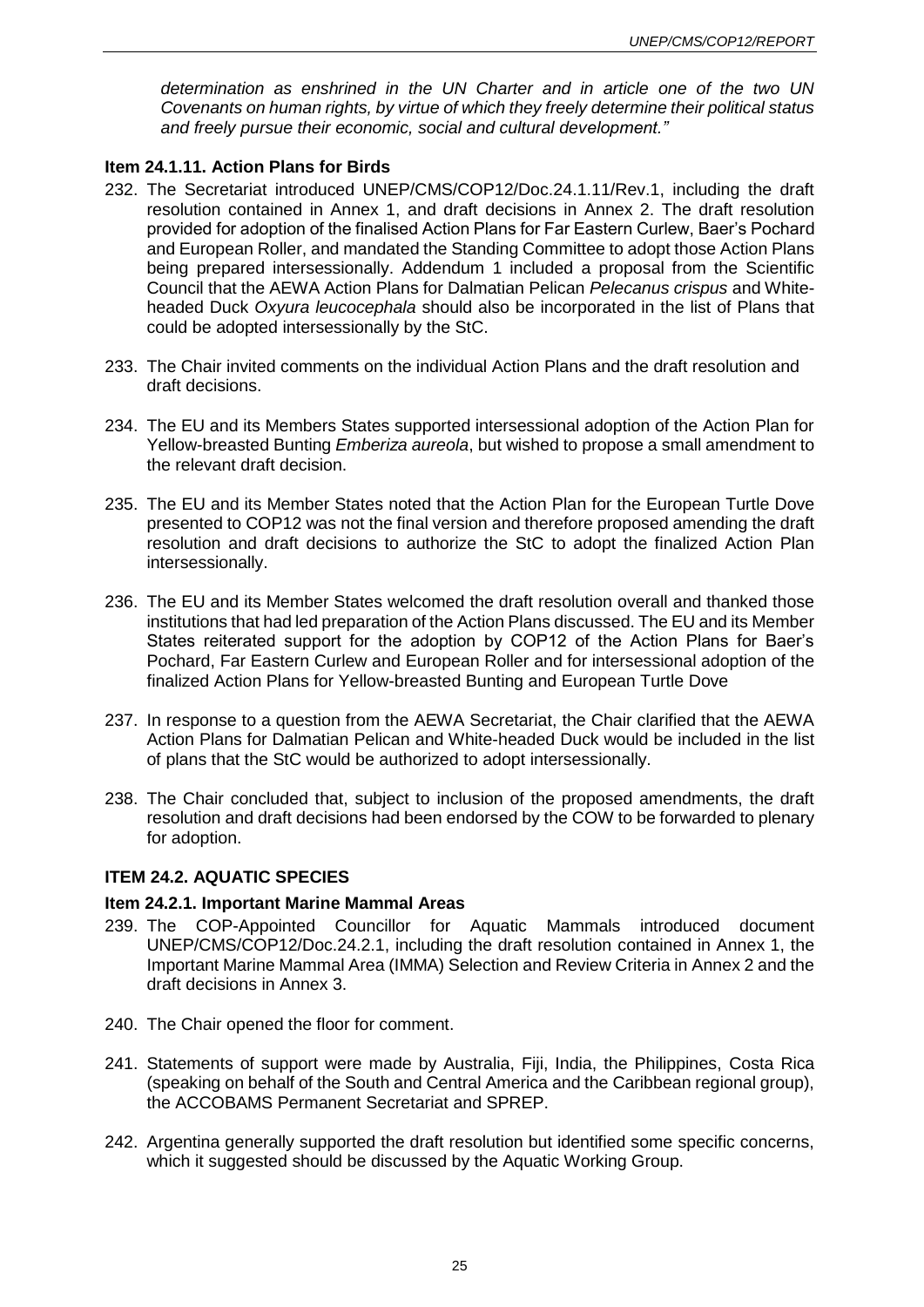*determination as enshrined in the UN Charter and in article one of the two UN Covenants on human rights, by virtue of which they freely determine their political status and freely pursue their economic, social and cultural development."*

#### Item 24.1.11. Action Plans for Birds

232. The Secretariat introduced UNEP/CMS/COP12/Doc.24.1.11/Rev.1, including the draft resolution contained in Annex 1, and draft decisions in Annex 2. The draft resolution provided for adoption of the finalised Action Plans for Far Eastern Curlew, Baer's Pochard and European Roller, and mandated the Standing Committee to adopt those Action Plans being prepared intersessionally. Addendum 1 included a proposal from the Scientific Council that the AEWA Action Plans for Dalmatian Pelican *Pelecanus crispus* and White-headed Duck *Oxyura leucocephala* should also be incorporated in the list of Plans that could be adopted intersessionally by the StC.

233. The Chair invited comments on the individual Action Plans and the draft resolution and draft decisions.

234. The EU and its Members States supported intersessional adoption of the Action Plan for Yellow-breasted Bunting *Emberiza aureola*, but wished to propose a small amendment to the relevant draft decision.

235. The EU and its Member States noted that the Action Plan for the European Turtle Dove presented to COP12 was not the final version and therefore proposed amending the draft resolution and draft decisions to authorize the StC to adopt the finalized Action Plan intersessionally.

236. The EU and its Member States welcomed the draft resolution overall and thanked those institutions that had led preparation of the Action Plans discussed. The EU and its Member States reiterated support for the adoption by COP12 of the Action Plans for Baer's Pochard, Far Eastern Curlew and European Roller and for intersessional adoption of the finalized Action Plans for Yellow-breasted Bunting and European Turtle Dove

237. In response to a question from the AEWA Secretariat, the Chair clarified that the AEWA Action Plans for Dalmatian Pelican and White-headed Duck would be included in the list of plans that the StC would be authorized to adopt intersessionally.

238. The Chair concluded that, subject to inclusion of the proposed amendments, the draft resolution and draft decisions had been endorsed by the COW to be forwarded to plenary for adoption.

### ITEM 24.2. AQUATIC SPECIES

#### Item 24.2.1. Important Marine Mammal Areas

239. The COP-Appointed Councillor for Aquatic Mammals introduced document UNEP/CMS/COP12/Doc.24.2.1, including the draft resolution contained in Annex 1, the Important Marine Mammal Area (IMMA) Selection and Review Criteria in Annex 2 and the draft decisions in Annex 3.

240. The Chair opened the floor for comment.

241. Statements of support were made by Australia, Fiji, India, the Philippines, Costa Rica (speaking on behalf of the South and Central America and the Caribbean regional group), the ACCOBAMS Permanent Secretariat and SPREP.

242. Argentina generally supported the draft resolution but identified some specific concerns, which it suggested should be discussed by the Aquatic Working Group.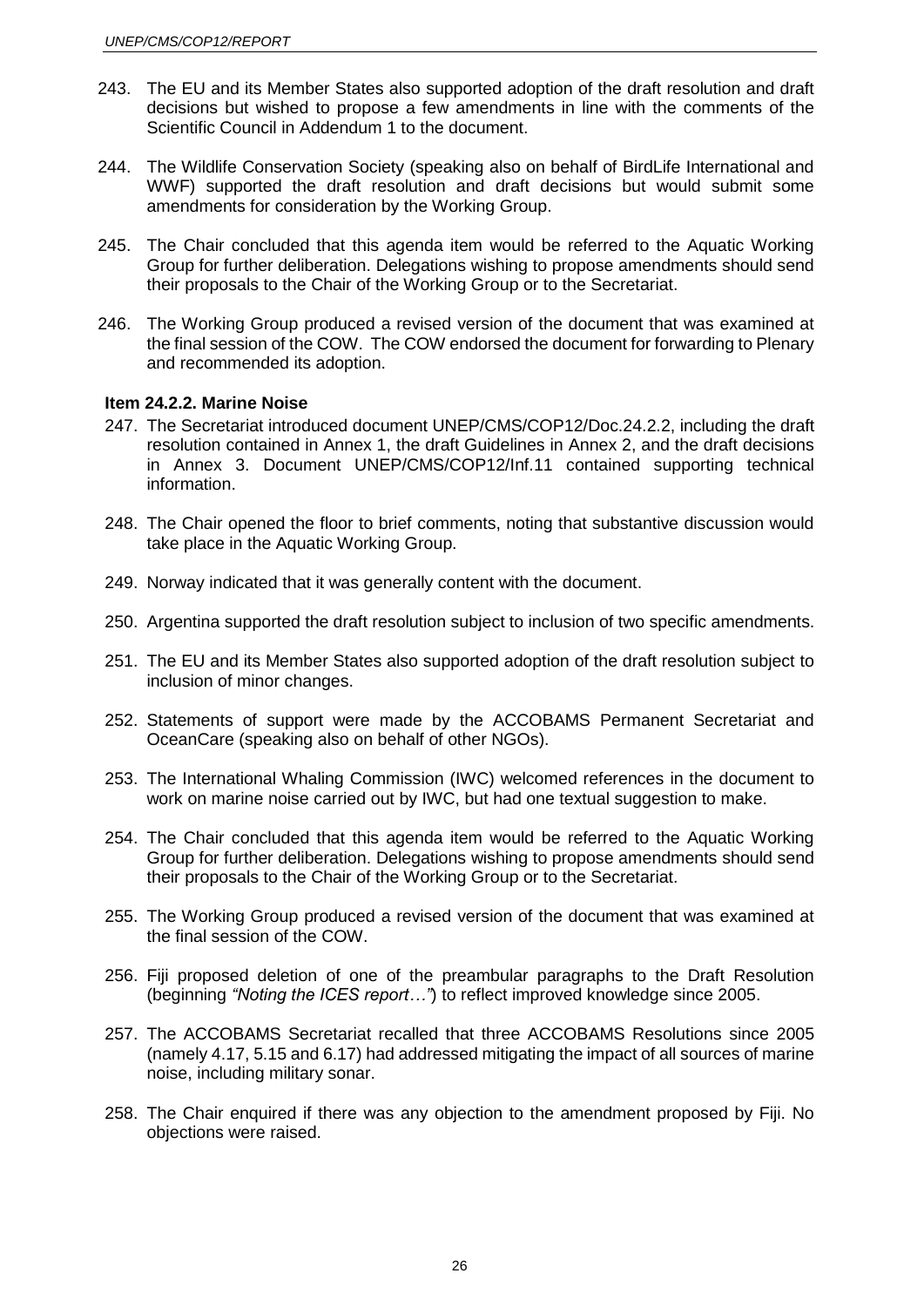243. The EU and its Member States also supported adoption of the draft resolution and draft decisions but wished to propose a few amendments in line with the comments of the Scientific Council in Addendum 1 to the document.

244. The Wildlife Conservation Society (speaking also on behalf of BirdLife International and WWF) supported the draft resolution and draft decisions but would submit some amendments for consideration by the Working Group.

245. The Chair concluded that this agenda item would be referred to the Aquatic Working Group for further deliberation. Delegations wishing to propose amendments should send their proposals to the Chair of the Working Group or to the Secretariat.

246. The Working Group produced a revised version of the document that was examined at the final session of the COW. The COW endorsed the document for forwarding to Plenary and recommended its adoption.

### Item 24.2.2. Marine Noise

247. The Secretariat introduced document UNEP/CMS/COP12/Doc.24.2.2, including the draft resolution contained in Annex 1, the draft Guidelines in Annex 2, and the draft decisions in Annex 3. Document UNEP/CMS/COP12/Inf.11 contained supporting technical information.

248. The Chair opened the floor to brief comments, noting that substantive discussion would take place in the Aquatic Working Group.

249. Norway indicated that it was generally content with the document.

250. Argentina supported the draft resolution subject to inclusion of two specific amendments.

251. The EU and its Member States also supported adoption of the draft resolution subject to inclusion of minor changes.

252. Statements of support were made by the ACCOBAMS Permanent Secretariat and OceanCare (speaking also on behalf of other NGOs).

253. The International Whaling Commission (IWC) welcomed references in the document to work on marine noise carried out by IWC, but had one textual suggestion to make.

254. The Chair concluded that this agenda item would be referred to the Aquatic Working Group for further deliberation. Delegations wishing to propose amendments should send their proposals to the Chair of the Working Group or to the Secretariat.

255. The Working Group produced a revised version of the document that was examined at the final session of the COW.

256. Fiji proposed deletion of one of the preambular paragraphs to the Draft Resolution (beginning *"Noting the ICES report…"*) to reflect improved knowledge since 2005.

257. The ACCOBAMS Secretariat recalled that three ACCOBAMS Resolutions since 2005 (namely 4.17, 5.15 and 6.17) had addressed mitigating the impact of all sources of marine noise, including military sonar.

258. The Chair enquired if there was any objection to the amendment proposed by Fiji. No objections were raised.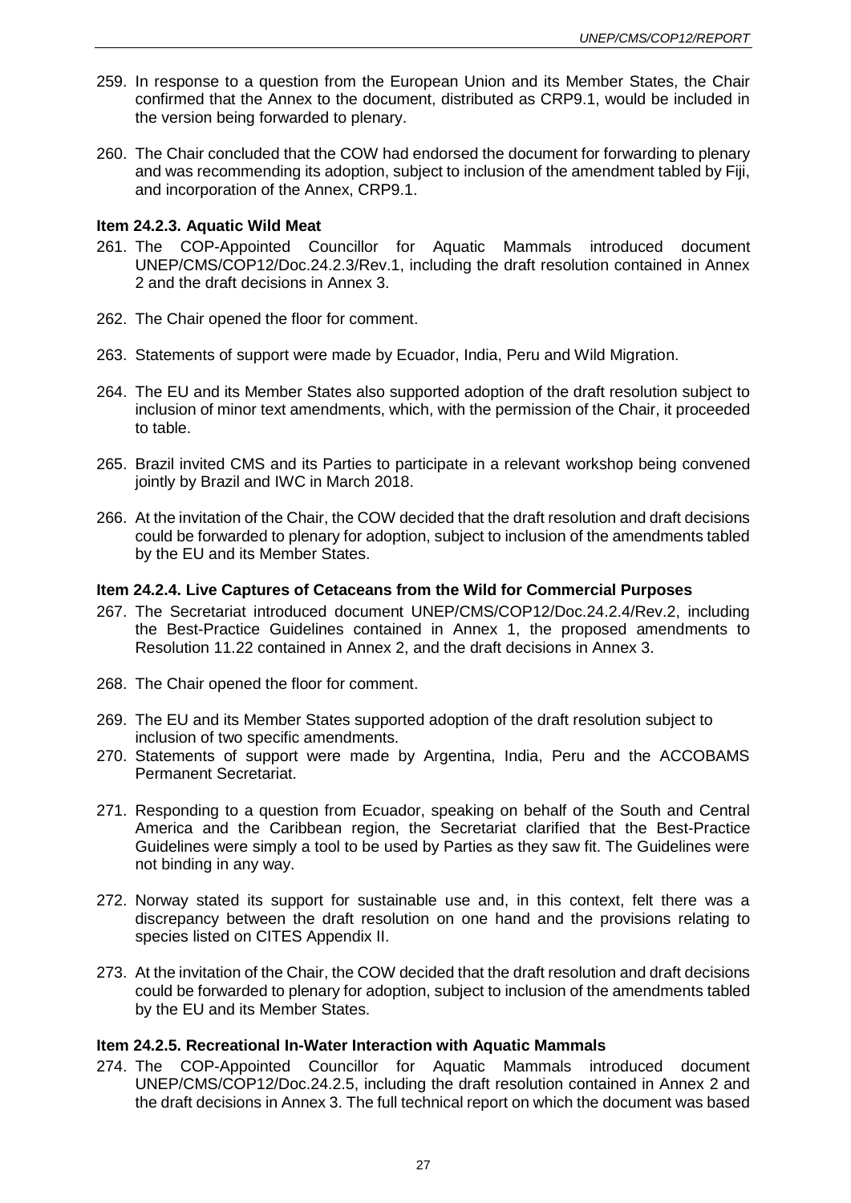259. In response to a question from the European Union and its Member States, the Chair confirmed that the Annex to the document, distributed as CRP9.1, would be included in the version being forwarded to plenary.

260. The Chair concluded that the COW had endorsed the document for forwarding to plenary and was recommending its adoption, subject to inclusion of the amendment tabled by Fiji, and incorporation of the Annex, CRP9.1.

**Item 24.2.3. Aquatic Wild Meat**

261. The COP-Appointed Councillor for Aquatic Mammals introduced document UNEP/CMS/COP12/Doc.24.2.3/Rev.1, including the draft resolution contained in Annex 2 and the draft decisions in Annex 3.

262. The Chair opened the floor for comment.

263. Statements of support were made by Ecuador, India, Peru and Wild Migration.

264. The EU and its Member States also supported adoption of the draft resolution subject to inclusion of minor text amendments, which, with the permission of the Chair, it proceeded to table.

265. Brazil invited CMS and its Parties to participate in a relevant workshop being convened jointly by Brazil and IWC in March 2018.

266. At the invitation of the Chair, the COW decided that the draft resolution and draft decisions could be forwarded to plenary for adoption, subject to inclusion of the amendments tabled by the EU and its Member States.

**Item 24.2.4. Live Captures of Cetaceans from the Wild for Commercial Purposes**

267. The Secretariat introduced document UNEP/CMS/COP12/Doc.24.2.4/Rev.2, including the Best-Practice Guidelines contained in Annex 1, the proposed amendments to Resolution 11.22 contained in Annex 2, and the draft decisions in Annex 3.

268. The Chair opened the floor for comment.

269. The EU and its Member States supported adoption of the draft resolution subject to inclusion of two specific amendments.

270. Statements of support were made by Argentina, India, Peru and the ACCOBAMS Permanent Secretariat.

271. Responding to a question from Ecuador, speaking on behalf of the South and Central America and the Caribbean region, the Secretariat clarified that the Best-Practice Guidelines were simply a tool to be used by Parties as they saw fit. The Guidelines were not binding in any way.

272. Norway stated its support for sustainable use and, in this context, felt there was a discrepancy between the draft resolution on one hand and the provisions relating to species listed on CITES Appendix II.

273. At the invitation of the Chair, the COW decided that the draft resolution and draft decisions could be forwarded to plenary for adoption, subject to inclusion of the amendments tabled by the EU and its Member States.

**Item 24.2.5. Recreational In-Water Interaction with Aquatic Mammals**

274. The COP-Appointed Councillor for Aquatic Mammals introduced document UNEP/CMS/COP12/Doc.24.2.5, including the draft resolution contained in Annex 2 and the draft decisions in Annex 3. The full technical report on which the document was based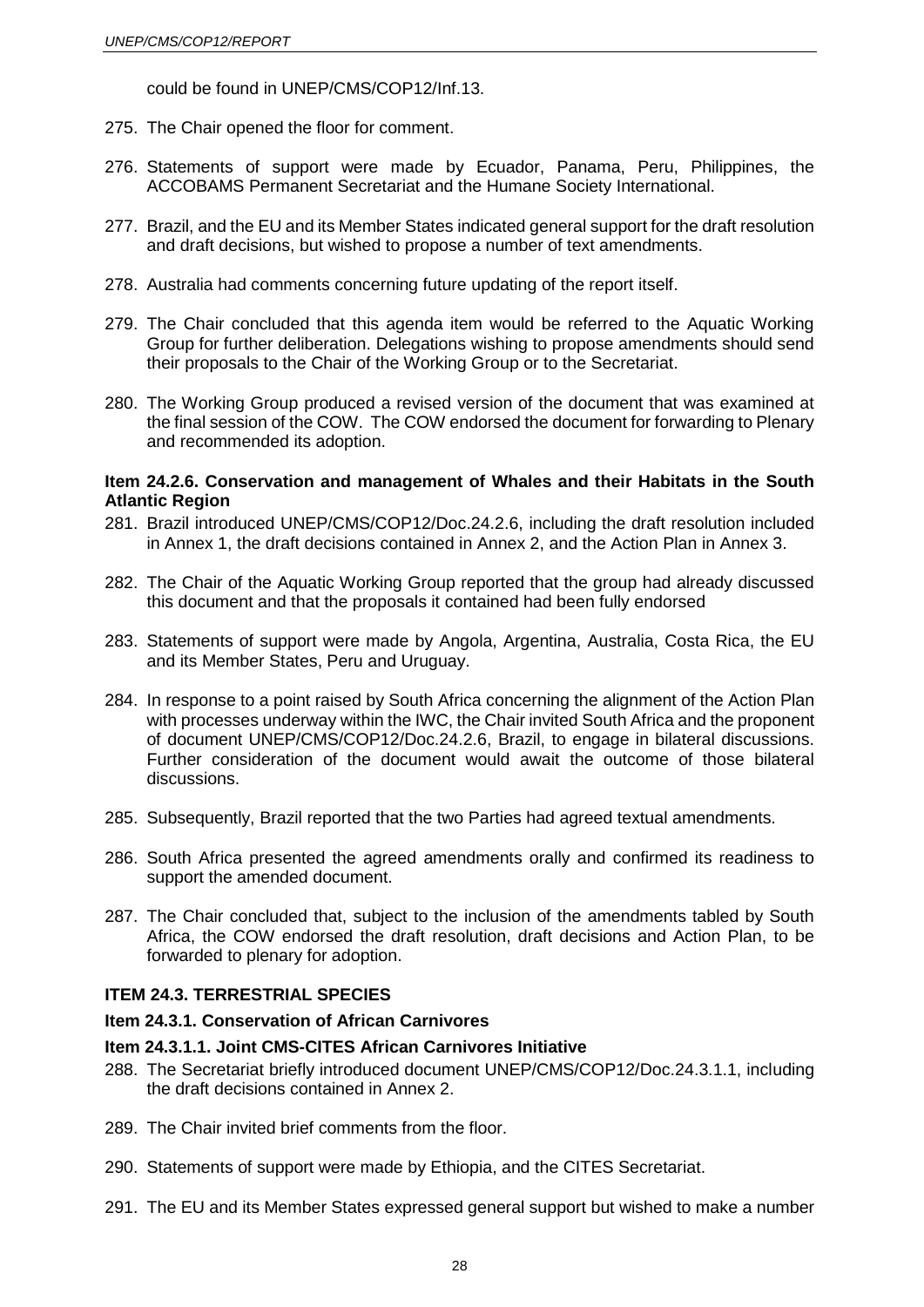could be found in UNEP/CMS/COP12/Inf.13.

275. The Chair opened the floor for comment.

276. Statements of support were made by Ecuador, Panama, Peru, Philippines, the ACCOBAMS Permanent Secretariat and the Humane Society International.

277. Brazil, and the EU and its Member States indicated general support for the draft resolution and draft decisions, but wished to propose a number of text amendments.

278. Australia had comments concerning future updating of the report itself.

279. The Chair concluded that this agenda item would be referred to the Aquatic Working Group for further deliberation. Delegations wishing to propose amendments should send their proposals to the Chair of the Working Group or to the Secretariat.

280. The Working Group produced a revised version of the document that was examined at the final session of the COW. The COW endorsed the document for forwarding to Plenary and recommended its adoption.

**Item 24.2.6. Conservation and management of Whales and their Habitats in the South Atlantic Region**

281. Brazil introduced UNEP/CMS/COP12/Doc.24.2.6, including the draft resolution included in Annex 1, the draft decisions contained in Annex 2, and the Action Plan in Annex 3.

282. The Chair of the Aquatic Working Group reported that the group had already discussed this document and that the proposals it contained had been fully endorsed

283. Statements of support were made by Angola, Argentina, Australia, Costa Rica, the EU and its Member States, Peru and Uruguay.

284. In response to a point raised by South Africa concerning the alignment of the Action Plan with processes underway within the IWC, the Chair invited South Africa and the proponent of document UNEP/CMS/COP12/Doc.24.2.6, Brazil, to engage in bilateral discussions. Further consideration of the document would await the outcome of those bilateral discussions.

285. Subsequently, Brazil reported that the two Parties had agreed textual amendments.

286. South Africa presented the agreed amendments orally and confirmed its readiness to support the amended document.

287. The Chair concluded that, subject to the inclusion of the amendments tabled by South Africa, the COW endorsed the draft resolution, draft decisions and Action Plan, to be forwarded to plenary for adoption.

## ITEM 24.3. TERRESTRIAL SPECIES

### Item 24.3.1. Conservation of African Carnivores

### Item 24.3.1.1. Joint CMS-CITES African Carnivores Initiative

288. The Secretariat briefly introduced document UNEP/CMS/COP12/Doc.24.3.1.1, including the draft decisions contained in Annex 2.

289. The Chair invited brief comments from the floor.

290. Statements of support were made by Ethiopia, and the CITES Secretariat.

291. The EU and its Member States expressed general support but wished to make a number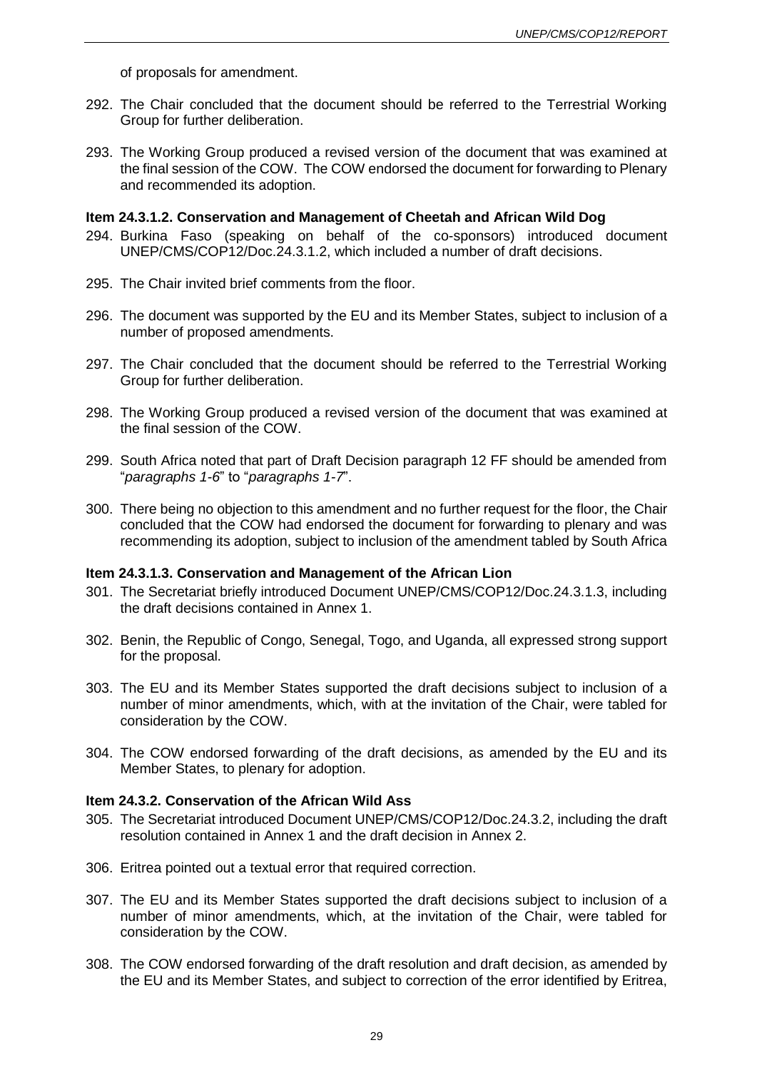of proposals for amendment.

292. The Chair concluded that the document should be referred to the Terrestrial Working Group for further deliberation.

293. The Working Group produced a revised version of the document that was examined at the final session of the COW. The COW endorsed the document for forwarding to Plenary and recommended its adoption.

**Item 24.3.1.2. Conservation and Management of Cheetah and African Wild Dog**

294. Burkina Faso (speaking on behalf of the co-sponsors) introduced document UNEP/CMS/COP12/Doc.24.3.1.2, which included a number of draft decisions.

295. The Chair invited brief comments from the floor.

296. The document was supported by the EU and its Member States, subject to inclusion of a number of proposed amendments.

297. The Chair concluded that the document should be referred to the Terrestrial Working Group for further deliberation.

298. The Working Group produced a revised version of the document that was examined at the final session of the COW.

299. South Africa noted that part of Draft Decision paragraph 12 FF should be amended from "*paragraphs 1-6*" to "*paragraphs 1-7*".

300. There being no objection to this amendment and no further request for the floor, the Chair concluded that the COW had endorsed the document for forwarding to plenary and was recommending its adoption, subject to inclusion of the amendment tabled by South Africa

**Item 24.3.1.3. Conservation and Management of the African Lion**

301. The Secretariat briefly introduced Document UNEP/CMS/COP12/Doc.24.3.1.3, including the draft decisions contained in Annex 1.

302. Benin, the Republic of Congo, Senegal, Togo, and Uganda, all expressed strong support for the proposal.

303. The EU and its Member States supported the draft decisions subject to inclusion of a number of minor amendments, which, with at the invitation of the Chair, were tabled for consideration by the COW.

304. The COW endorsed forwarding of the draft decisions, as amended by the EU and its Member States, to plenary for adoption.

**Item 24.3.2. Conservation of the African Wild Ass**

305. The Secretariat introduced Document UNEP/CMS/COP12/Doc.24.3.2, including the draft resolution contained in Annex 1 and the draft decision in Annex 2.

306. Eritrea pointed out a textual error that required correction.

307. The EU and its Member States supported the draft decisions subject to inclusion of a number of minor amendments, which, at the invitation of the Chair, were tabled for consideration by the COW.

308. The COW endorsed forwarding of the draft resolution and draft decision, as amended by the EU and its Member States, and subject to correction of the error identified by Eritrea,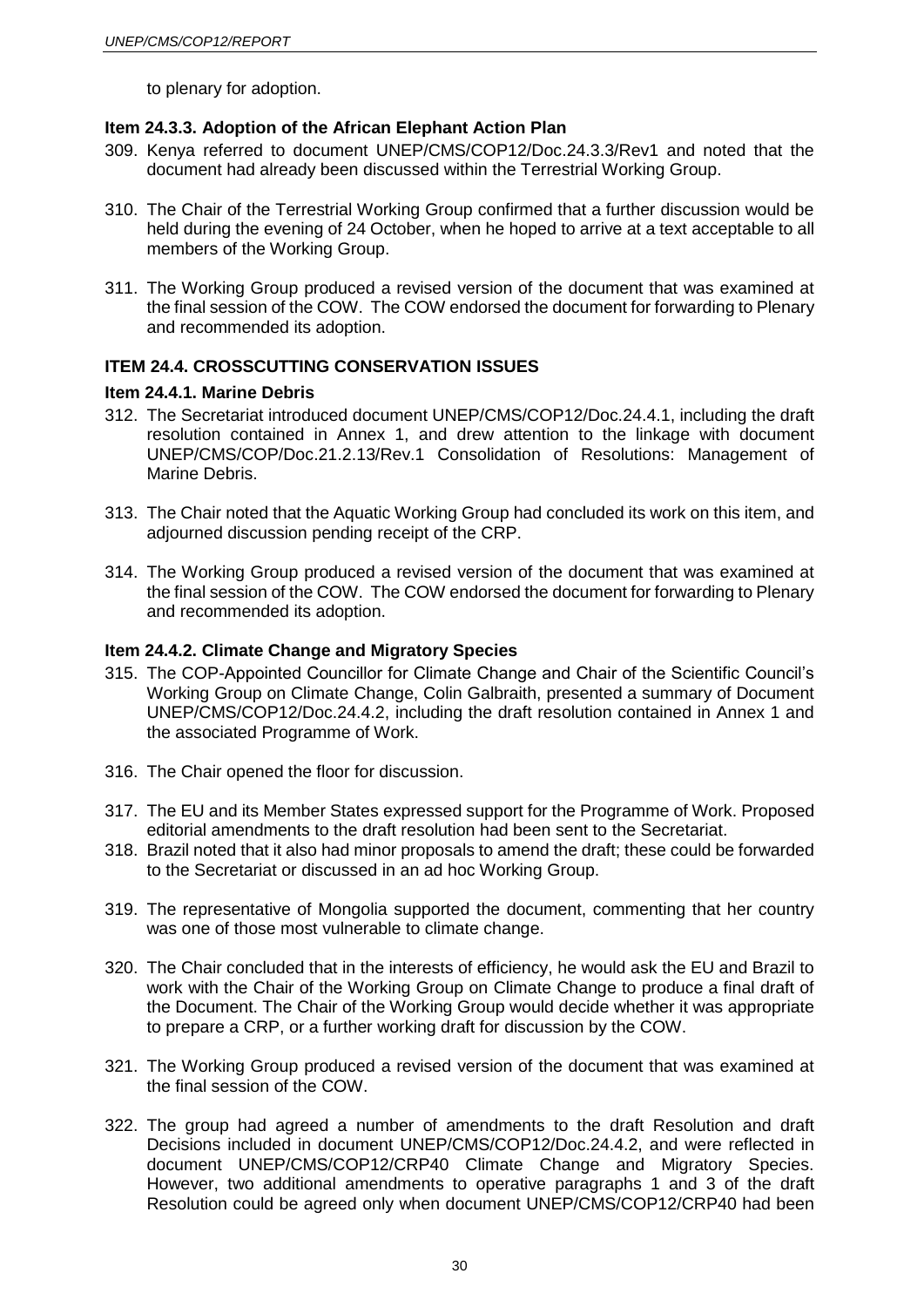to plenary for adoption.

### Item 24.3.3. Adoption of the African Elephant Action Plan

309. Kenya referred to document UNEP/CMS/COP12/Doc.24.3.3/Rev1 and noted that the document had already been discussed within the Terrestrial Working Group.

310. The Chair of the Terrestrial Working Group confirmed that a further discussion would be held during the evening of 24 October, when he hoped to arrive at a text acceptable to all members of the Working Group.

311. The Working Group produced a revised version of the document that was examined at the final session of the COW. The COW endorsed the document for forwarding to Plenary and recommended its adoption.

## ITEM 24.4. CROSSCUTTING CONSERVATION ISSUES

### Item 24.4.1. Marine Debris

312. The Secretariat introduced document UNEP/CMS/COP12/Doc.24.4.1, including the draft resolution contained in Annex 1, and drew attention to the linkage with document UNEP/CMS/COP/Doc.21.2.13/Rev.1 Consolidation of Resolutions: Management of Marine Debris.

313. The Chair noted that the Aquatic Working Group had concluded its work on this item, and adjourned discussion pending receipt of the CRP.

314. The Working Group produced a revised version of the document that was examined at the final session of the COW. The COW endorsed the document for forwarding to Plenary and recommended its adoption.

### Item 24.4.2. Climate Change and Migratory Species

315. The COP-Appointed Councillor for Climate Change and Chair of the Scientific Council's Working Group on Climate Change, Colin Galbraith, presented a summary of Document UNEP/CMS/COP12/Doc.24.4.2, including the draft resolution contained in Annex 1 and the associated Programme of Work.

316. The Chair opened the floor for discussion.

317. The EU and its Member States expressed support for the Programme of Work. Proposed editorial amendments to the draft resolution had been sent to the Secretariat.

318. Brazil noted that it also had minor proposals to amend the draft; these could be forwarded to the Secretariat or discussed in an ad hoc Working Group.

319. The representative of Mongolia supported the document, commenting that her country was one of those most vulnerable to climate change.

320. The Chair concluded that in the interests of efficiency, he would ask the EU and Brazil to work with the Chair of the Working Group on Climate Change to produce a final draft of the Document. The Chair of the Working Group would decide whether it was appropriate to prepare a CRP, or a further working draft for discussion by the COW.

321. The Working Group produced a revised version of the document that was examined at the final session of the COW.

322. The group had agreed a number of amendments to the draft Resolution and draft Decisions included in document UNEP/CMS/COP12/Doc.24.4.2, and were reflected in document UNEP/CMS/COP12/CRP40 Climate Change and Migratory Species. However, two additional amendments to operative paragraphs 1 and 3 of the draft Resolution could be agreed only when document UNEP/CMS/COP12/CRP40 had been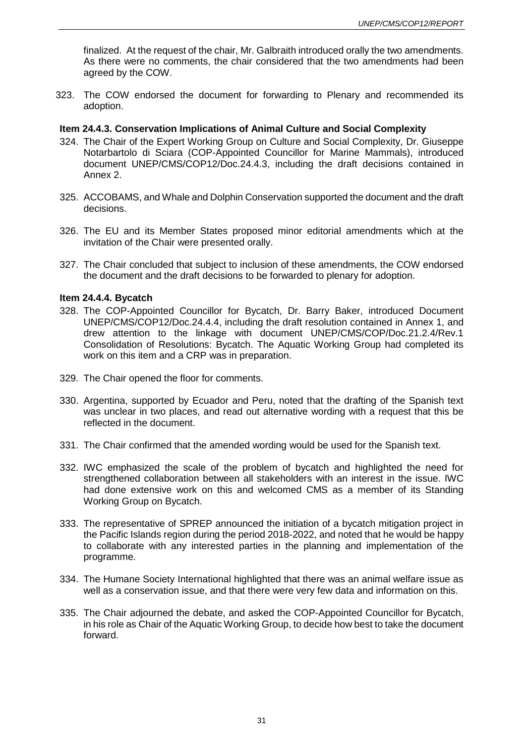finalized. At the request of the chair, Mr. Galbraith introduced orally the two amendments. As there were no comments, the chair considered that the two amendments had been agreed by the COW.

323. The COW endorsed the document for forwarding to Plenary and recommended its adoption.

### Item 24.4.3. Conservation Implications of Animal Culture and Social Complexity

324. The Chair of the Expert Working Group on Culture and Social Complexity, Dr. Giuseppe Notarbartolo di Sciara (COP-Appointed Councillor for Marine Mammals), introduced document UNEP/CMS/COP12/Doc.24.4.3, including the draft decisions contained in Annex 2.

325. ACCOBAMS, and Whale and Dolphin Conservation supported the document and the draft decisions.

326. The EU and its Member States proposed minor editorial amendments which at the invitation of the Chair were presented orally.

327. The Chair concluded that subject to inclusion of these amendments, the COW endorsed the document and the draft decisions to be forwarded to plenary for adoption.

### Item 24.4.4. Bycatch

328. The COP-Appointed Councillor for Bycatch, Dr. Barry Baker, introduced Document UNEP/CMS/COP12/Doc.24.4.4, including the draft resolution contained in Annex 1, and drew attention to the linkage with document UNEP/CMS/COP/Doc.21.2.4/Rev.1 Consolidation of Resolutions: Bycatch. The Aquatic Working Group had completed its work on this item and a CRP was in preparation.

329. The Chair opened the floor for comments.

330. Argentina, supported by Ecuador and Peru, noted that the drafting of the Spanish text was unclear in two places, and read out alternative wording with a request that this be reflected in the document.

331. The Chair confirmed that the amended wording would be used for the Spanish text.

332. IWC emphasized the scale of the problem of bycatch and highlighted the need for strengthened collaboration between all stakeholders with an interest in the issue. IWC had done extensive work on this and welcomed CMS as a member of its Standing Working Group on Bycatch.

333. The representative of SPREP announced the initiation of a bycatch mitigation project in the Pacific Islands region during the period 2018-2022, and noted that he would be happy to collaborate with any interested parties in the planning and implementation of the programme.

334. The Humane Society International highlighted that there was an animal welfare issue as well as a conservation issue, and that there were very few data and information on this.

335. The Chair adjourned the debate, and asked the COP-Appointed Councillor for Bycatch, in his role as Chair of the Aquatic Working Group, to decide how best to take the document forward.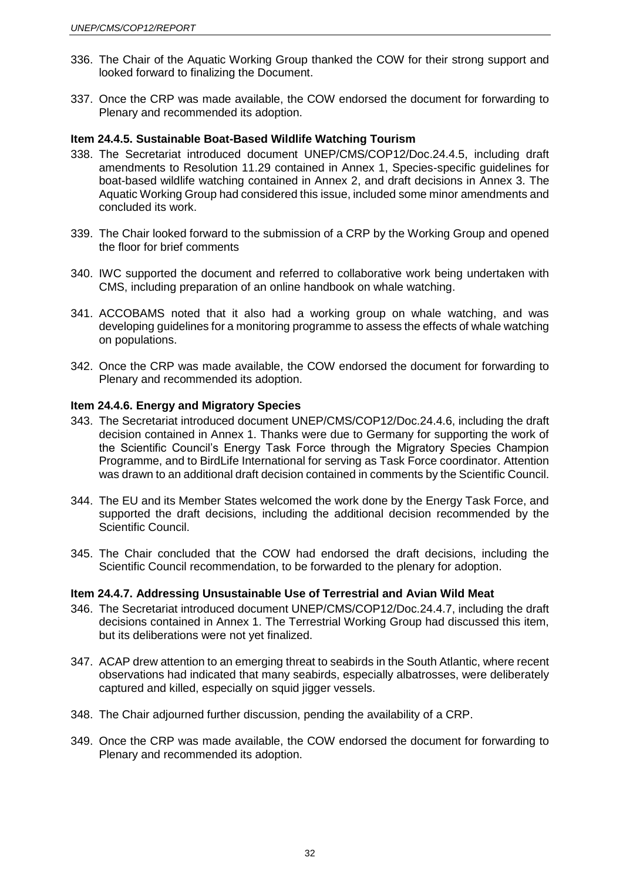336. The Chair of the Aquatic Working Group thanked the COW for their strong support and looked forward to finalizing the Document.

337. Once the CRP was made available, the COW endorsed the document for forwarding to Plenary and recommended its adoption.

**Item 24.4.5. Sustainable Boat-Based Wildlife Watching Tourism**

338. The Secretariat introduced document UNEP/CMS/COP12/Doc.24.4.5, including draft amendments to Resolution 11.29 contained in Annex 1, Species-specific guidelines for boat-based wildlife watching contained in Annex 2, and draft decisions in Annex 3. The Aquatic Working Group had considered this issue, included some minor amendments and concluded its work.

339. The Chair looked forward to the submission of a CRP by the Working Group and opened the floor for brief comments

340. IWC supported the document and referred to collaborative work being undertaken with CMS, including preparation of an online handbook on whale watching.

341. ACCOBAMS noted that it also had a working group on whale watching, and was developing guidelines for a monitoring programme to assess the effects of whale watching on populations.

342. Once the CRP was made available, the COW endorsed the document for forwarding to Plenary and recommended its adoption.

**Item 24.4.6. Energy and Migratory Species**

343. The Secretariat introduced document UNEP/CMS/COP12/Doc.24.4.6, including the draft decision contained in Annex 1. Thanks were due to Germany for supporting the work of the Scientific Council's Energy Task Force through the Migratory Species Champion Programme, and to BirdLife International for serving as Task Force coordinator. Attention was drawn to an additional draft decision contained in comments by the Scientific Council.

344. The EU and its Member States welcomed the work done by the Energy Task Force, and supported the draft decisions, including the additional decision recommended by the Scientific Council.

345. The Chair concluded that the COW had endorsed the draft decisions, including the Scientific Council recommendation, to be forwarded to the plenary for adoption.

**Item 24.4.7. Addressing Unsustainable Use of Terrestrial and Avian Wild Meat**

346. The Secretariat introduced document UNEP/CMS/COP12/Doc.24.4.7, including the draft decisions contained in Annex 1. The Terrestrial Working Group had discussed this item, but its deliberations were not yet finalized.

347. ACAP drew attention to an emerging threat to seabirds in the South Atlantic, where recent observations had indicated that many seabirds, especially albatrosses, were deliberately captured and killed, especially on squid jigger vessels.

348. The Chair adjourned further discussion, pending the availability of a CRP.

349. Once the CRP was made available, the COW endorsed the document for forwarding to Plenary and recommended its adoption.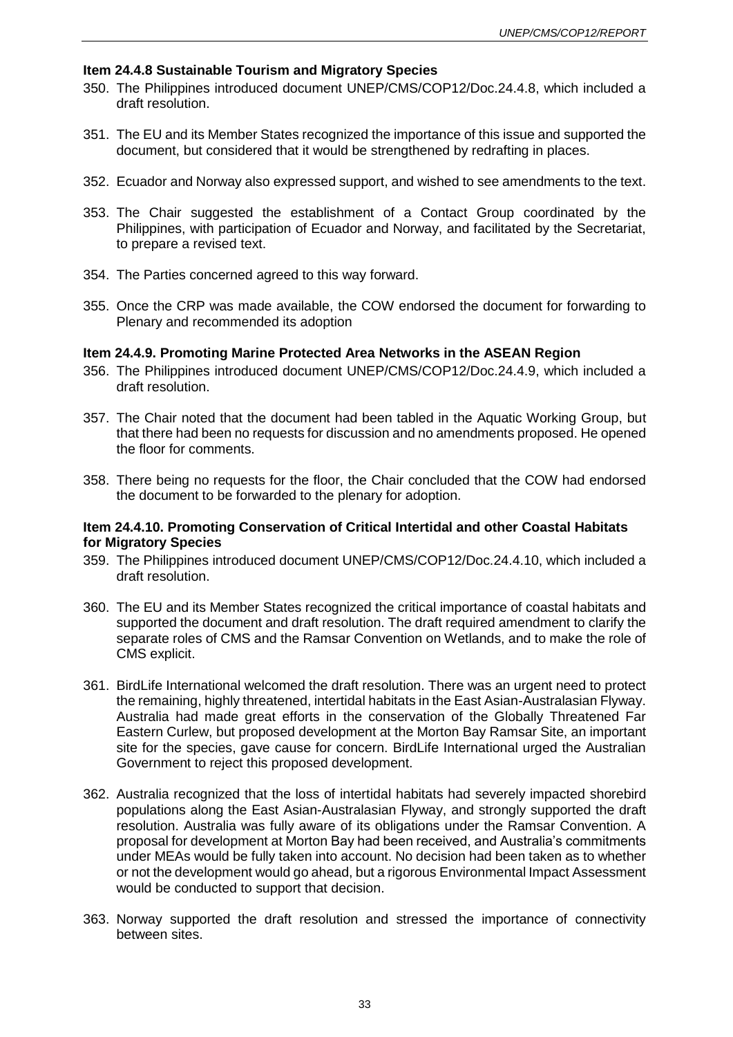**Item 24.4.8 Sustainable Tourism and Migratory Species**

350. The Philippines introduced document UNEP/CMS/COP12/Doc.24.4.8, which included a draft resolution.

351. The EU and its Member States recognized the importance of this issue and supported the document, but considered that it would be strengthened by redrafting in places.

352. Ecuador and Norway also expressed support, and wished to see amendments to the text.

353. The Chair suggested the establishment of a Contact Group coordinated by the Philippines, with participation of Ecuador and Norway, and facilitated by the Secretariat, to prepare a revised text.

354. The Parties concerned agreed to this way forward.

355. Once the CRP was made available, the COW endorsed the document for forwarding to Plenary and recommended its adoption

**Item 24.4.9. Promoting Marine Protected Area Networks in the ASEAN Region**

356. The Philippines introduced document UNEP/CMS/COP12/Doc.24.4.9, which included a draft resolution.

357. The Chair noted that the document had been tabled in the Aquatic Working Group, but that there had been no requests for discussion and no amendments proposed. He opened the floor for comments.

358. There being no requests for the floor, the Chair concluded that the COW had endorsed the document to be forwarded to the plenary for adoption.

**Item 24.4.10. Promoting Conservation of Critical Intertidal and other Coastal Habitats for Migratory Species**

359. The Philippines introduced document UNEP/CMS/COP12/Doc.24.4.10, which included a draft resolution.

360. The EU and its Member States recognized the critical importance of coastal habitats and supported the document and draft resolution. The draft required amendment to clarify the separate roles of CMS and the Ramsar Convention on Wetlands, and to make the role of CMS explicit.

361. BirdLife International welcomed the draft resolution. There was an urgent need to protect the remaining, highly threatened, intertidal habitats in the East Asian-Australasian Flyway. Australia had made great efforts in the conservation of the Globally Threatened Far Eastern Curlew, but proposed development at the Morton Bay Ramsar Site, an important site for the species, gave cause for concern. BirdLife International urged the Australian Government to reject this proposed development.

362. Australia recognized that the loss of intertidal habitats had severely impacted shorebird populations along the East Asian-Australasian Flyway, and strongly supported the draft resolution. Australia was fully aware of its obligations under the Ramsar Convention. A proposal for development at Morton Bay had been received, and Australia's commitments under MEAs would be fully taken into account. No decision had been taken as to whether or not the development would go ahead, but a rigorous Environmental Impact Assessment would be conducted to support that decision.

363. Norway supported the draft resolution and stressed the importance of connectivity between sites.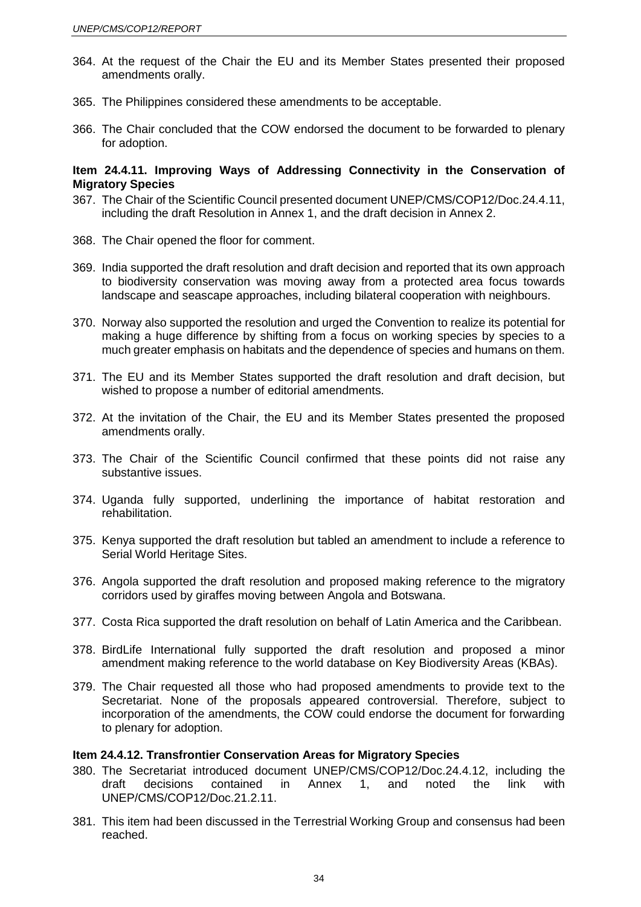364. At the request of the Chair the EU and its Member States presented their proposed amendments orally.

365. The Philippines considered these amendments to be acceptable.

366. The Chair concluded that the COW endorsed the document to be forwarded to plenary for adoption.

**Item 24.4.11. Improving Ways of Addressing Connectivity in the Conservation of Migratory Species**

367. The Chair of the Scientific Council presented document UNEP/CMS/COP12/Doc.24.4.11, including the draft Resolution in Annex 1, and the draft decision in Annex 2.

368. The Chair opened the floor for comment.

369. India supported the draft resolution and draft decision and reported that its own approach to biodiversity conservation was moving away from a protected area focus towards landscape and seascape approaches, including bilateral cooperation with neighbours.

370. Norway also supported the resolution and urged the Convention to realize its potential for making a huge difference by shifting from a focus on working species by species to a much greater emphasis on habitats and the dependence of species and humans on them.

371. The EU and its Member States supported the draft resolution and draft decision, but wished to propose a number of editorial amendments.

372. At the invitation of the Chair, the EU and its Member States presented the proposed amendments orally.

373. The Chair of the Scientific Council confirmed that these points did not raise any substantive issues.

374. Uganda fully supported, underlining the importance of habitat restoration and rehabilitation.

375. Kenya supported the draft resolution but tabled an amendment to include a reference to Serial World Heritage Sites.

376. Angola supported the draft resolution and proposed making reference to the migratory corridors used by giraffes moving between Angola and Botswana.

377. Costa Rica supported the draft resolution on behalf of Latin America and the Caribbean.

378. BirdLife International fully supported the draft resolution and proposed a minor amendment making reference to the world database on Key Biodiversity Areas (KBAs).

379. The Chair requested all those who had proposed amendments to provide text to the Secretariat. None of the proposals appeared controversial. Therefore, subject to incorporation of the amendments, the COW could endorse the document for forwarding to plenary for adoption.

**Item 24.4.12. Transfrontier Conservation Areas for Migratory Species**

380. The Secretariat introduced document UNEP/CMS/COP12/Doc.24.4.12, including the draft decisions contained in Annex 1, and noted the link with UNEP/CMS/COP12/Doc.21.2.11.

381. This item had been discussed in the Terrestrial Working Group and consensus had been reached.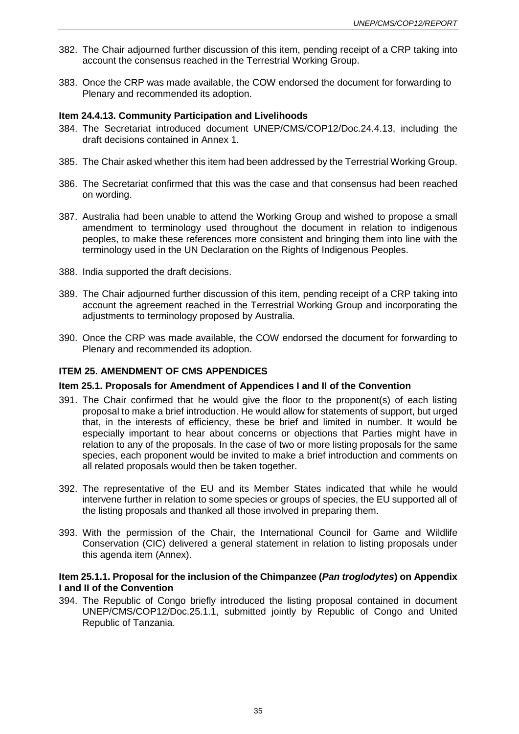382. The Chair adjourned further discussion of this item, pending receipt of a CRP taking into account the consensus reached in the Terrestrial Working Group.

383. Once the CRP was made available, the COW endorsed the document for forwarding to Plenary and recommended its adoption.

### Item 24.4.13. Community Participation and Livelihoods

384. The Secretariat introduced document UNEP/CMS/COP12/Doc.24.4.13, including the draft decisions contained in Annex 1.

385. The Chair asked whether this item had been addressed by the Terrestrial Working Group.

386. The Secretariat confirmed that this was the case and that consensus had been reached on wording.

387. Australia had been unable to attend the Working Group and wished to propose a small amendment to terminology used throughout the document in relation to indigenous peoples, to make these references more consistent and bringing them into line with the terminology used in the UN Declaration on the Rights of Indigenous Peoples.

388. India supported the draft decisions.

389. The Chair adjourned further discussion of this item, pending receipt of a CRP taking into account the agreement reached in the Terrestrial Working Group and incorporating the adjustments to terminology proposed by Australia.

390. Once the CRP was made available, the COW endorsed the document for forwarding to Plenary and recommended its adoption.

## ITEM 25. AMENDMENT OF CMS APPENDICES

### Item 25.1. Proposals for Amendment of Appendices I and II of the Convention

391. The Chair confirmed that he would give the floor to the proponent(s) of each listing proposal to make a brief introduction. He would allow for statements of support, but urged that, in the interests of efficiency, these be brief and limited in number. It would be especially important to hear about concerns or objections that Parties might have in relation to any of the proposals. In the case of two or more listing proposals for the same species, each proponent would be invited to make a brief introduction and comments on all related proposals would then be taken together.

392. The representative of the EU and its Member States indicated that while he would intervene further in relation to some species or groups of species, the EU supported all of the listing proposals and thanked all those involved in preparing them.

393. With the permission of the Chair, the International Council for Game and Wildlife Conservation (CIC) delivered a general statement in relation to listing proposals under this agenda item (Annex).

### Item 25.1.1. Proposal for the inclusion of the Chimpanzee (*Pan troglodytes*) on Appendix I and II of the Convention

394. The Republic of Congo briefly introduced the listing proposal contained in document UNEP/CMS/COP12/Doc.25.1.1, submitted jointly by Republic of Congo and United Republic of Tanzania.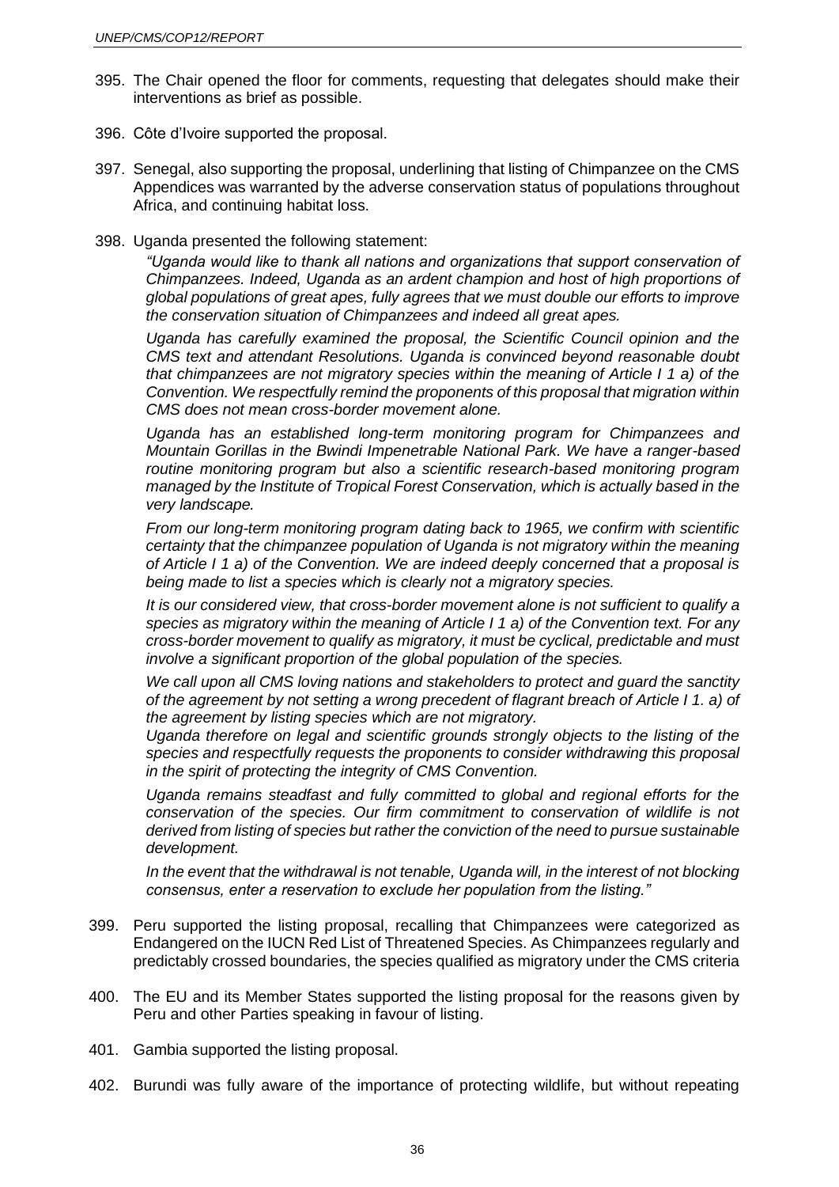395. The Chair opened the floor for comments, requesting that delegates should make their interventions as brief as possible.

396. Côte d'Ivoire supported the proposal.

397. Senegal, also supporting the proposal, underlining that listing of Chimpanzee on the CMS Appendices was warranted by the adverse conservation status of populations throughout Africa, and continuing habitat loss.

398. Uganda presented the following statement:

    *"Uganda would like to thank all nations and organizations that support conservation of Chimpanzees. Indeed, Uganda as an ardent champion and host of high proportions of global populations of great apes, fully agrees that we must double our efforts to improve the conservation situation of Chimpanzees and indeed all great apes.*

    *Uganda has carefully examined the proposal, the Scientific Council opinion and the CMS text and attendant Resolutions. Uganda is convinced beyond reasonable doubt that chimpanzees are not migratory species within the meaning of Article I 1 a) of the Convention. We respectfully remind the proponents of this proposal that migration within CMS does not mean cross-border movement alone.*

    *Uganda has an established long-term monitoring program for Chimpanzees and Mountain Gorillas in the Bwindi Impenetrable National Park. We have a ranger-based routine monitoring program but also a scientific research-based monitoring program managed by the Institute of Tropical Forest Conservation, which is actually based in the very landscape.*

    *From our long-term monitoring program dating back to 1965, we confirm with scientific certainty that the chimpanzee population of Uganda is not migratory within the meaning of Article I 1 a) of the Convention. We are indeed deeply concerned that a proposal is being made to list a species which is clearly not a migratory species.*

    *It is our considered view, that cross-border movement alone is not sufficient to qualify a species as migratory within the meaning of Article I 1 a) of the Convention text. For any cross-border movement to qualify as migratory, it must be cyclical, predictable and must involve a significant proportion of the global population of the species.*

    *We call upon all CMS loving nations and stakeholders to protect and guard the sanctity of the agreement by not setting a wrong precedent of flagrant breach of Article I 1. a) of the agreement by listing species which are not migratory.*

    *Uganda therefore on legal and scientific grounds strongly objects to the listing of the species and respectfully requests the proponents to consider withdrawing this proposal in the spirit of protecting the integrity of CMS Convention.*

    *Uganda remains steadfast and fully committed to global and regional efforts for the conservation of the species. Our firm commitment to conservation of wildlife is not derived from listing of species but rather the conviction of the need to pursue sustainable development.*

    *In the event that the withdrawal is not tenable, Uganda will, in the interest of not blocking consensus, enter a reservation to exclude her population from the listing."*

399. Peru supported the listing proposal, recalling that Chimpanzees were categorized as Endangered on the IUCN Red List of Threatened Species. As Chimpanzees regularly and predictably crossed boundaries, the species qualified as migratory under the CMS criteria

400. The EU and its Member States supported the listing proposal for the reasons given by Peru and other Parties speaking in favour of listing.

401. Gambia supported the listing proposal.

402. Burundi was fully aware of the importance of protecting wildlife, but without repeating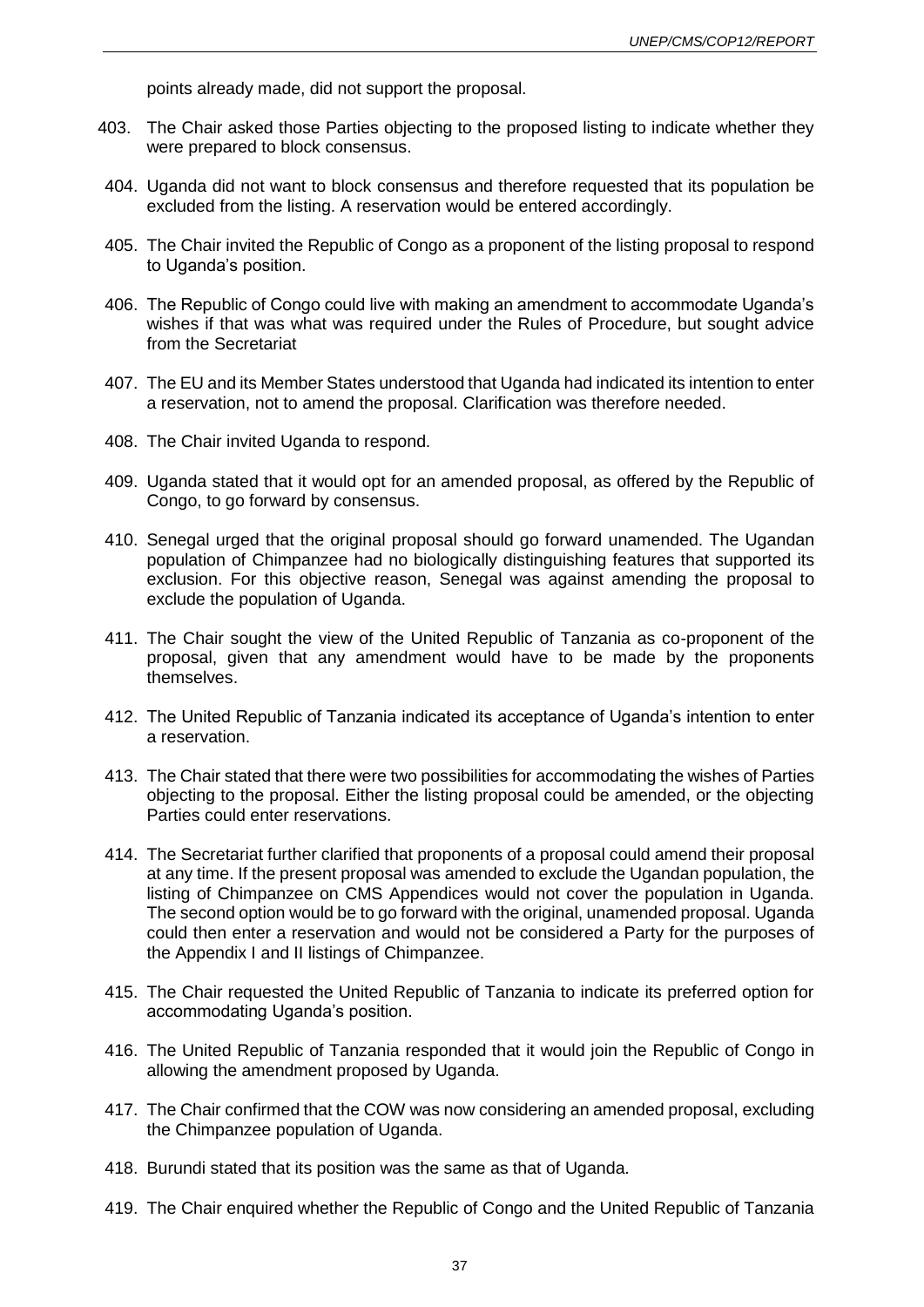points already made, did not support the proposal.

403. The Chair asked those Parties objecting to the proposed listing to indicate whether they were prepared to block consensus.

404. Uganda did not want to block consensus and therefore requested that its population be excluded from the listing. A reservation would be entered accordingly.

405. The Chair invited the Republic of Congo as a proponent of the listing proposal to respond to Uganda's position.

406. The Republic of Congo could live with making an amendment to accommodate Uganda's wishes if that was what was required under the Rules of Procedure, but sought advice from the Secretariat

407. The EU and its Member States understood that Uganda had indicated its intention to enter a reservation, not to amend the proposal. Clarification was therefore needed.

408. The Chair invited Uganda to respond.

409. Uganda stated that it would opt for an amended proposal, as offered by the Republic of Congo, to go forward by consensus.

410. Senegal urged that the original proposal should go forward unamended. The Ugandan population of Chimpanzee had no biologically distinguishing features that supported its exclusion. For this objective reason, Senegal was against amending the proposal to exclude the population of Uganda.

411. The Chair sought the view of the United Republic of Tanzania as co-proponent of the proposal, given that any amendment would have to be made by the proponents themselves.

412. The United Republic of Tanzania indicated its acceptance of Uganda's intention to enter a reservation.

413. The Chair stated that there were two possibilities for accommodating the wishes of Parties objecting to the proposal. Either the listing proposal could be amended, or the objecting Parties could enter reservations.

414. The Secretariat further clarified that proponents of a proposal could amend their proposal at any time. If the present proposal was amended to exclude the Ugandan population, the listing of Chimpanzee on CMS Appendices would not cover the population in Uganda. The second option would be to go forward with the original, unamended proposal. Uganda could then enter a reservation and would not be considered a Party for the purposes of the Appendix I and II listings of Chimpanzee.

415. The Chair requested the United Republic of Tanzania to indicate its preferred option for accommodating Uganda's position.

416. The United Republic of Tanzania responded that it would join the Republic of Congo in allowing the amendment proposed by Uganda.

417. The Chair confirmed that the COW was now considering an amended proposal, excluding the Chimpanzee population of Uganda.

418. Burundi stated that its position was the same as that of Uganda.

419. The Chair enquired whether the Republic of Congo and the United Republic of Tanzania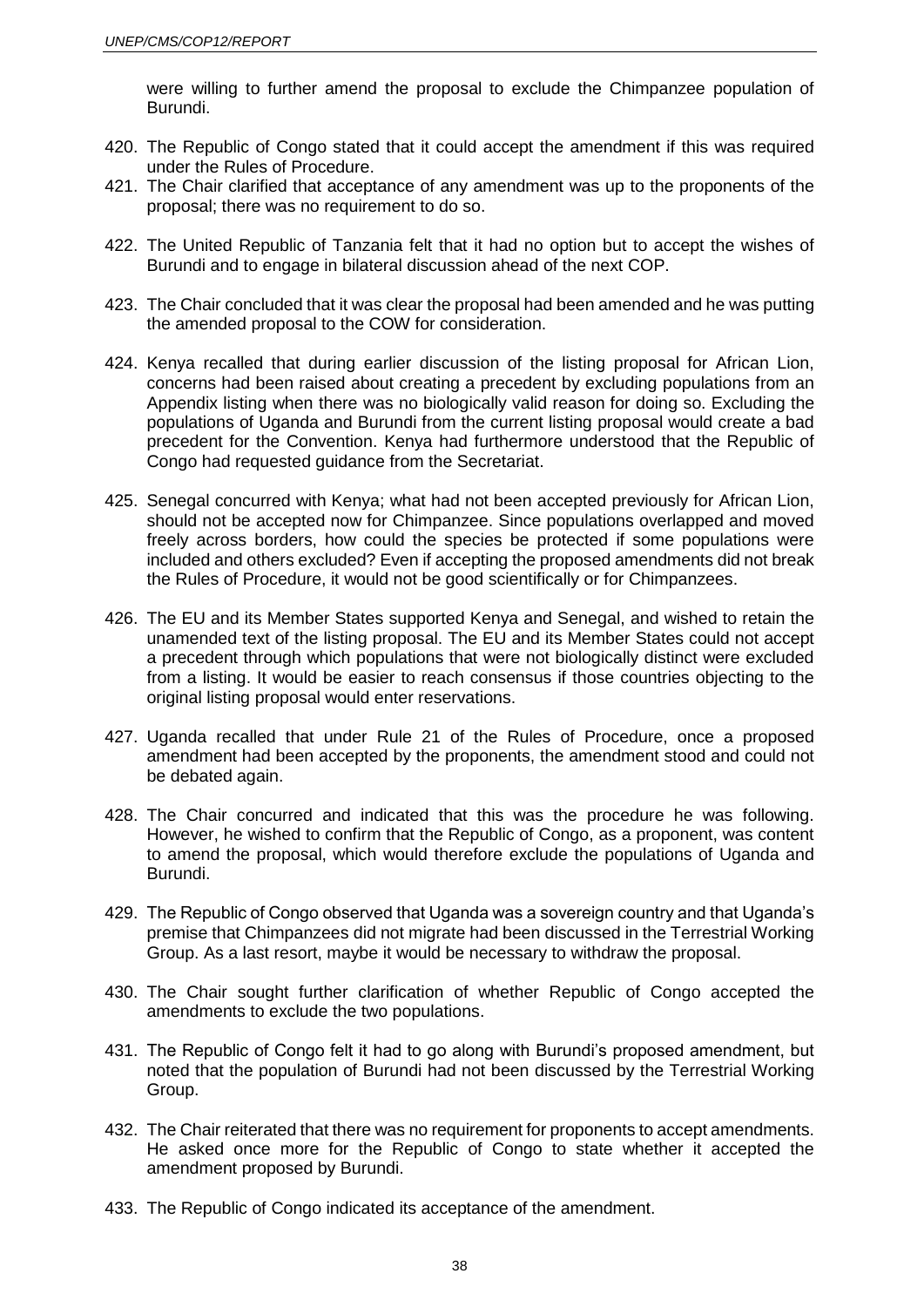were willing to further amend the proposal to exclude the Chimpanzee population of Burundi.

420. The Republic of Congo stated that it could accept the amendment if this was required under the Rules of Procedure.

421. The Chair clarified that acceptance of any amendment was up to the proponents of the proposal; there was no requirement to do so.

422. The United Republic of Tanzania felt that it had no option but to accept the wishes of Burundi and to engage in bilateral discussion ahead of the next COP.

423. The Chair concluded that it was clear the proposal had been amended and he was putting the amended proposal to the COW for consideration.

424. Kenya recalled that during earlier discussion of the listing proposal for African Lion, concerns had been raised about creating a precedent by excluding populations from an Appendix listing when there was no biologically valid reason for doing so. Excluding the populations of Uganda and Burundi from the current listing proposal would create a bad precedent for the Convention. Kenya had furthermore understood that the Republic of Congo had requested guidance from the Secretariat.

425. Senegal concurred with Kenya; what had not been accepted previously for African Lion, should not be accepted now for Chimpanzee. Since populations overlapped and moved freely across borders, how could the species be protected if some populations were included and others excluded? Even if accepting the proposed amendments did not break the Rules of Procedure, it would not be good scientifically or for Chimpanzees.

426. The EU and its Member States supported Kenya and Senegal, and wished to retain the unamended text of the listing proposal. The EU and its Member States could not accept a precedent through which populations that were not biologically distinct were excluded from a listing. It would be easier to reach consensus if those countries objecting to the original listing proposal would enter reservations.

427. Uganda recalled that under Rule 21 of the Rules of Procedure, once a proposed amendment had been accepted by the proponents, the amendment stood and could not be debated again.

428. The Chair concurred and indicated that this was the procedure he was following. However, he wished to confirm that the Republic of Congo, as a proponent, was content to amend the proposal, which would therefore exclude the populations of Uganda and Burundi.

429. The Republic of Congo observed that Uganda was a sovereign country and that Uganda's premise that Chimpanzees did not migrate had been discussed in the Terrestrial Working Group. As a last resort, maybe it would be necessary to withdraw the proposal.

430. The Chair sought further clarification of whether Republic of Congo accepted the amendments to exclude the two populations.

431. The Republic of Congo felt it had to go along with Burundi's proposed amendment, but noted that the population of Burundi had not been discussed by the Terrestrial Working Group.

432. The Chair reiterated that there was no requirement for proponents to accept amendments. He asked once more for the Republic of Congo to state whether it accepted the amendment proposed by Burundi.

433. The Republic of Congo indicated its acceptance of the amendment.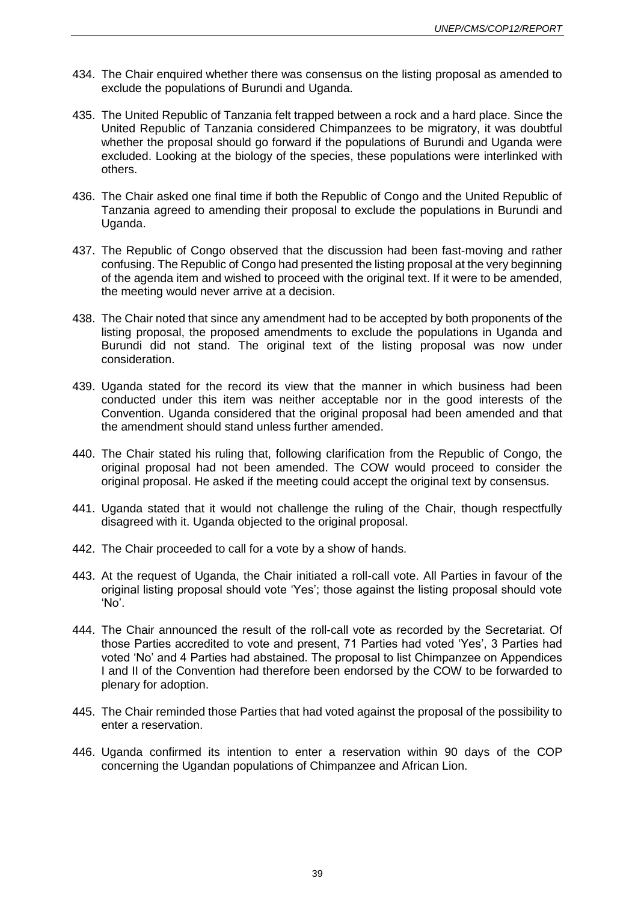434. The Chair enquired whether there was consensus on the listing proposal as amended to exclude the populations of Burundi and Uganda.

435. The United Republic of Tanzania felt trapped between a rock and a hard place. Since the United Republic of Tanzania considered Chimpanzees to be migratory, it was doubtful whether the proposal should go forward if the populations of Burundi and Uganda were excluded. Looking at the biology of the species, these populations were interlinked with others.

436. The Chair asked one final time if both the Republic of Congo and the United Republic of Tanzania agreed to amending their proposal to exclude the populations in Burundi and Uganda.

437. The Republic of Congo observed that the discussion had been fast-moving and rather confusing. The Republic of Congo had presented the listing proposal at the very beginning of the agenda item and wished to proceed with the original text. If it were to be amended, the meeting would never arrive at a decision.

438. The Chair noted that since any amendment had to be accepted by both proponents of the listing proposal, the proposed amendments to exclude the populations in Uganda and Burundi did not stand. The original text of the listing proposal was now under consideration.

439. Uganda stated for the record its view that the manner in which business had been conducted under this item was neither acceptable nor in the good interests of the Convention. Uganda considered that the original proposal had been amended and that the amendment should stand unless further amended.

440. The Chair stated his ruling that, following clarification from the Republic of Congo, the original proposal had not been amended. The COW would proceed to consider the original proposal. He asked if the meeting could accept the original text by consensus.

441. Uganda stated that it would not challenge the ruling of the Chair, though respectfully disagreed with it. Uganda objected to the original proposal.

442. The Chair proceeded to call for a vote by a show of hands.

443. At the request of Uganda, the Chair initiated a roll-call vote. All Parties in favour of the original listing proposal should vote 'Yes'; those against the listing proposal should vote 'No'.

444. The Chair announced the result of the roll-call vote as recorded by the Secretariat. Of those Parties accredited to vote and present, 71 Parties had voted 'Yes', 3 Parties had voted 'No' and 4 Parties had abstained. The proposal to list Chimpanzee on Appendices I and II of the Convention had therefore been endorsed by the COW to be forwarded to plenary for adoption.

445. The Chair reminded those Parties that had voted against the proposal of the possibility to enter a reservation.

446. Uganda confirmed its intention to enter a reservation within 90 days of the COP concerning the Ugandan populations of Chimpanzee and African Lion.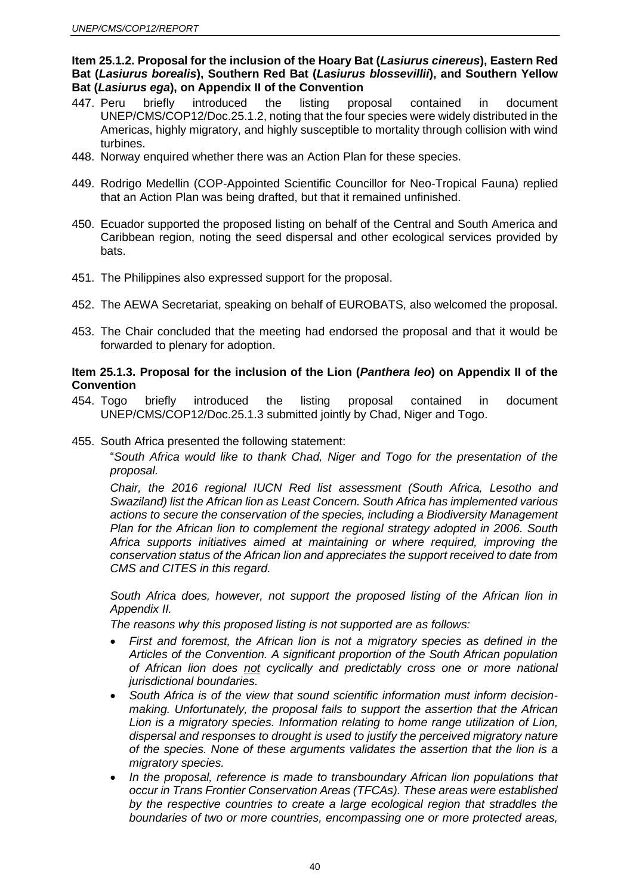**Item 25.1.2. Proposal for the inclusion of the Hoary Bat (*Lasiurus cinereus*), Eastern Red Bat (*Lasiurus borealis*), Southern Red Bat (*Lasiurus blossevillii*), and Southern Yellow Bat (*Lasiurus ega*), on Appendix II of the Convention**

447. Peru briefly introduced the listing proposal contained in document UNEP/CMS/COP12/Doc.25.1.2, noting that the four species were widely distributed in the Americas, highly migratory, and highly susceptible to mortality through collision with wind turbines.

448. Norway enquired whether there was an Action Plan for these species.

449. Rodrigo Medellin (COP-Appointed Scientific Councillor for Neo-Tropical Fauna) replied that an Action Plan was being drafted, but that it remained unfinished.

450. Ecuador supported the proposed listing on behalf of the Central and South America and Caribbean region, noting the seed dispersal and other ecological services provided by bats.

451. The Philippines also expressed support for the proposal.

452. The AEWA Secretariat, speaking on behalf of EUROBATS, also welcomed the proposal.

453. The Chair concluded that the meeting had endorsed the proposal and that it would be forwarded to plenary for adoption.

**Item 25.1.3. Proposal for the inclusion of the Lion (*Panthera leo*) on Appendix II of the Convention**

454. Togo briefly introduced the listing proposal contained in document UNEP/CMS/COP12/Doc.25.1.3 submitted jointly by Chad, Niger and Togo.

455. South Africa presented the following statement:

"*South Africa would like to thank Chad, Niger and Togo for the presentation of the proposal.*

*Chair, the 2016 regional IUCN Red list assessment (South Africa, Lesotho and Swaziland) list the African lion as Least Concern. South Africa has implemented various actions to secure the conservation of the species, including a Biodiversity Management Plan for the African lion to complement the regional strategy adopted in 2006. South Africa supports initiatives aimed at maintaining or where required, improving the conservation status of the African lion and appreciates the support received to date from CMS and CITES in this regard.*

*South Africa does, however, not support the proposed listing of the African lion in Appendix II.*

*The reasons why this proposed listing is not supported are as follows:*

- *First and foremost, the African lion is not a migratory species as defined in the Articles of the Convention. A significant proportion of the South African population of African lion does not cyclically and predictably cross one or more national jurisdictional boundaries.*
- *South Africa is of the view that sound scientific information must inform decision-making. Unfortunately, the proposal fails to support the assertion that the African Lion is a migratory species. Information relating to home range utilization of Lion, dispersal and responses to drought is used to justify the perceived migratory nature of the species. None of these arguments validates the assertion that the lion is a migratory species.*
- *In the proposal, reference is made to transboundary African lion populations that occur in Trans Frontier Conservation Areas (TFCAs). These areas were established by the respective countries to create a large ecological region that straddles the boundaries of two or more countries, encompassing one or more protected areas,*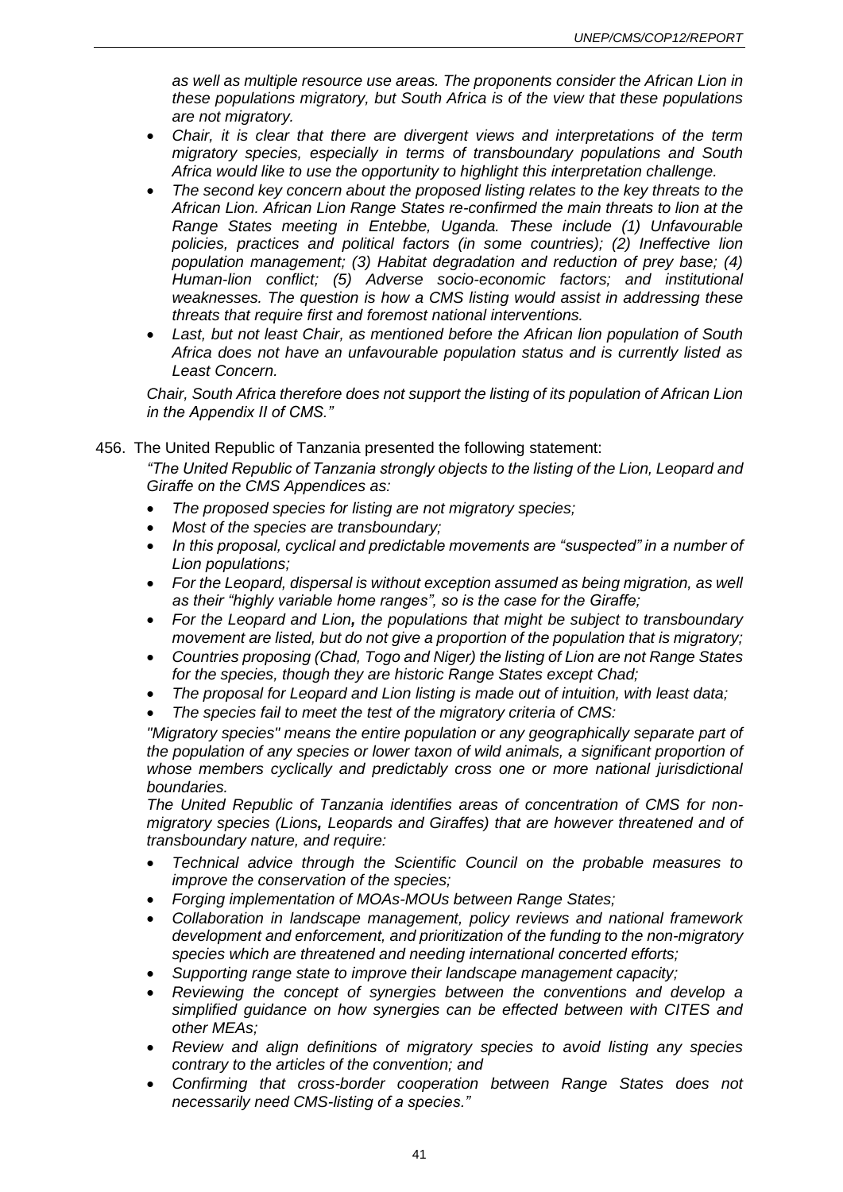*as well as multiple resource use areas. The proponents consider the African Lion in these populations migratory, but South Africa is of the view that these populations are not migratory.*

- *Chair, it is clear that there are divergent views and interpretations of the term migratory species, especially in terms of transboundary populations and South Africa would like to use the opportunity to highlight this interpretation challenge.*
- *The second key concern about the proposed listing relates to the key threats to the African Lion. African Lion Range States re-confirmed the main threats to lion at the Range States meeting in Entebbe, Uganda. These include (1) Unfavourable policies, practices and political factors (in some countries); (2) Ineffective lion population management; (3) Habitat degradation and reduction of prey base; (4) Human-lion conflict; (5) Adverse socio-economic factors; and institutional weaknesses. The question is how a CMS listing would assist in addressing these threats that require first and foremost national interventions.*
- *Last, but not least Chair, as mentioned before the African lion population of South Africa does not have an unfavourable population status and is currently listed as Least Concern.*

*Chair, South Africa therefore does not support the listing of its population of African Lion in the Appendix II of CMS."*

456. The United Republic of Tanzania presented the following statement:

*"The United Republic of Tanzania strongly objects to the listing of the Lion, Leopard and Giraffe on the CMS Appendices as:*

- *The proposed species for listing are not migratory species;*
- *Most of the species are transboundary;*
- *In this proposal, cyclical and predictable movements are "suspected" in a number of Lion populations;*
- *For the Leopard, dispersal is without exception assumed as being migration, as well as their "highly variable home ranges", so is the case for the Giraffe;*
- *For the Leopard and Lion**,** the populations that might be subject to transboundary movement are listed, but do not give a proportion of the population that is migratory;*
- *Countries proposing (Chad, Togo and Niger) the listing of Lion are not Range States for the species, though they are historic Range States except Chad;*
- *The proposal for Leopard and Lion listing is made out of intuition, with least data;*
- *The species fail to meet the test of the migratory criteria of CMS:*

*"Migratory species" means the entire population or any geographically separate part of the population of any species or lower taxon of wild animals, a significant proportion of whose members cyclically and predictably cross one or more national jurisdictional boundaries.*

*The United Republic of Tanzania identifies areas of concentration of CMS for non-migratory species (Lions**,** Leopards and Giraffes) that are however threatened and of transboundary nature, and require:*

- *Technical advice through the Scientific Council on the probable measures to improve the conservation of the species;*
- *Forging implementation of MOAs-MOUs between Range States;*
- *Collaboration in landscape management, policy reviews and national framework development and enforcement, and prioritization of the funding to the non-migratory species which are threatened and needing international concerted efforts;*
- *Supporting range state to improve their landscape management capacity;*
- *Reviewing the concept of synergies between the conventions and develop a simplified guidance on how synergies can be effected between with CITES and other MEAs;*
- *Review and align definitions of migratory species to avoid listing any species contrary to the articles of the convention; and*
- *Confirming that cross-border cooperation between Range States does not necessarily need CMS-listing of a species."*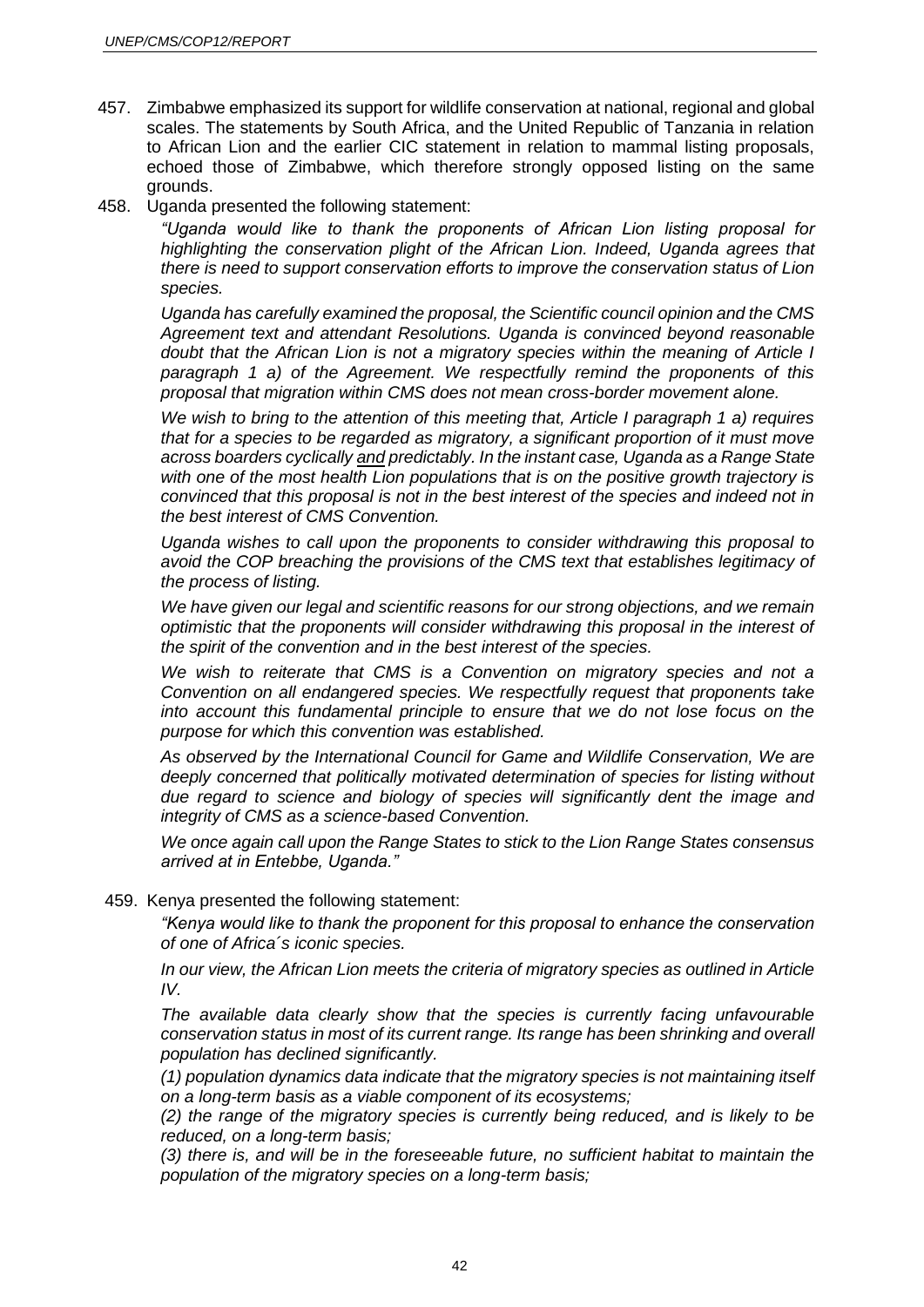457. Zimbabwe emphasized its support for wildlife conservation at national, regional and global scales. The statements by South Africa, and the United Republic of Tanzania in relation to African Lion and the earlier CIC statement in relation to mammal listing proposals, echoed those of Zimbabwe, which therefore strongly opposed listing on the same grounds.

458. Uganda presented the following statement:

   *"Uganda would like to thank the proponents of African Lion listing proposal for highlighting the conservation plight of the African Lion. Indeed, Uganda agrees that there is need to support conservation efforts to improve the conservation status of Lion species.*

   *Uganda has carefully examined the proposal, the Scientific council opinion and the CMS Agreement text and attendant Resolutions. Uganda is convinced beyond reasonable doubt that the African Lion is not a migratory species within the meaning of Article I paragraph 1 a) of the Agreement. We respectfully remind the proponents of this proposal that migration within CMS does not mean cross-border movement alone.*

   *We wish to bring to the attention of this meeting that, Article I paragraph 1 a) requires that for a species to be regarded as migratory, a significant proportion of it must move across boarders cyclically <u>and</u> predictably. In the instant case, Uganda as a Range State with one of the most health Lion populations that is on the positive growth trajectory is convinced that this proposal is not in the best interest of the species and indeed not in the best interest of CMS Convention.*

   *Uganda wishes to call upon the proponents to consider withdrawing this proposal to avoid the COP breaching the provisions of the CMS text that establishes legitimacy of the process of listing.*

   *We have given our legal and scientific reasons for our strong objections, and we remain optimistic that the proponents will consider withdrawing this proposal in the interest of the spirit of the convention and in the best interest of the species.*

   *We wish to reiterate that CMS is a Convention on migratory species and not a Convention on all endangered species. We respectfully request that proponents take into account this fundamental principle to ensure that we do not lose focus on the purpose for which this convention was established.*

   *As observed by the International Council for Game and Wildlife Conservation, We are deeply concerned that politically motivated determination of species for listing without due regard to science and biology of species will significantly dent the image and integrity of CMS as a science-based Convention.*

   *We once again call upon the Range States to stick to the Lion Range States consensus arrived at in Entebbe, Uganda."*

459. Kenya presented the following statement:

   *"Kenya would like to thank the proponent for this proposal to enhance the conservation of one of Africa´s iconic species.*

   *In our view, the African Lion meets the criteria of migratory species as outlined in Article IV.*

   *The available data clearly show that the species is currently facing unfavourable conservation status in most of its current range. Its range has been shrinking and overall population has declined significantly.*

   *(1) population dynamics data indicate that the migratory species is not maintaining itself on a long-term basis as a viable component of its ecosystems;*

   *(2) the range of the migratory species is currently being reduced, and is likely to be reduced, on a long-term basis;*

   *(3) there is, and will be in the foreseeable future, no sufficient habitat to maintain the population of the migratory species on a long-term basis;*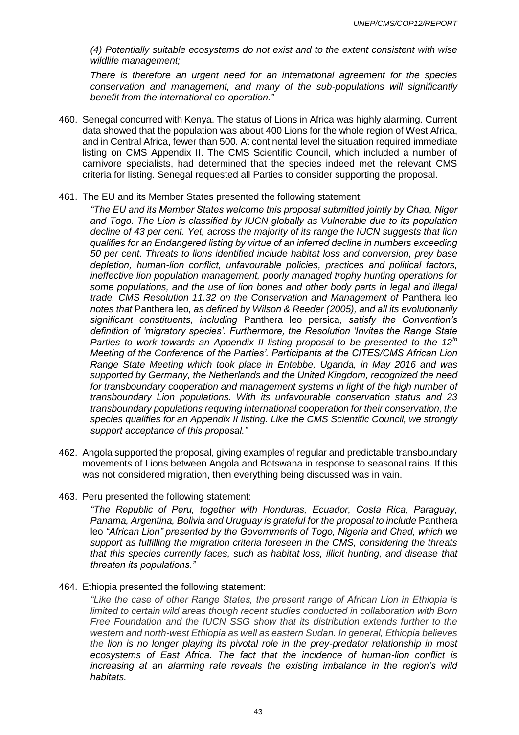*(4) Potentially suitable ecosystems do not exist and to the extent consistent with wise wildlife management;*

*There is therefore an urgent need for an international agreement for the species conservation and management, and many of the sub-populations will significantly benefit from the international co-operation."*

460. Senegal concurred with Kenya. The status of Lions in Africa was highly alarming. Current data showed that the population was about 400 Lions for the whole region of West Africa, and in Central Africa, fewer than 500. At continental level the situation required immediate listing on CMS Appendix II. The CMS Scientific Council, which included a number of carnivore specialists, had determined that the species indeed met the relevant CMS criteria for listing. Senegal requested all Parties to consider supporting the proposal.

461. The EU and its Member States presented the following statement:

*"The EU and its Member States welcome this proposal submitted jointly by Chad, Niger and Togo. The Lion is classified by IUCN globally as Vulnerable due to its population decline of 43 per cent. Yet, across the majority of its range the IUCN suggests that lion qualifies for an Endangered listing by virtue of an inferred decline in numbers exceeding 50 per cent. Threats to lions identified include habitat loss and conversion, prey base depletion, human-lion conflict, unfavourable policies, practices and political factors, ineffective lion population management, poorly managed trophy hunting operations for some populations, and the use of lion bones and other body parts in legal and illegal trade. CMS Resolution 11.32 on the Conservation and Management of* Panthera leo *notes that* Panthera leo*, as defined by Wilson & Reeder (2005), and all its evolutionarily significant constituents, including* Panthera leo persica*, satisfy the Convention's definition of 'migratory species'. Furthermore, the Resolution 'Invites the Range State Parties to work towards an Appendix II listing proposal to be presented to the 12th Meeting of the Conference of the Parties'. Participants at the CITES/CMS African Lion Range State Meeting which took place in Entebbe, Uganda, in May 2016 and was supported by Germany, the Netherlands and the United Kingdom, recognized the need for transboundary cooperation and management systems in light of the high number of transboundary Lion populations. With its unfavourable conservation status and 23 transboundary populations requiring international cooperation for their conservation, the species qualifies for an Appendix II listing. Like the CMS Scientific Council, we strongly support acceptance of this proposal."*

462. Angola supported the proposal, giving examples of regular and predictable transboundary movements of Lions between Angola and Botswana in response to seasonal rains. If this was not considered migration, then everything being discussed was in vain.

463. Peru presented the following statement:

*"The Republic of Peru, together with Honduras, Ecuador, Costa Rica, Paraguay, Panama, Argentina, Bolivia and Uruguay is grateful for the proposal to include* Panthera leo *"African Lion" presented by the Governments of Togo, Nigeria and Chad, which we support as fulfilling the migration criteria foreseen in the CMS, considering the threats that this species currently faces, such as habitat loss, illicit hunting, and disease that threaten its populations."*

464. Ethiopia presented the following statement:

*"Like the case of other Range States, the present range of African Lion in Ethiopia is limited to certain wild areas though recent studies conducted in collaboration with Born Free Foundation and the IUCN SSG show that its distribution extends further to the western and north-west Ethiopia as well as eastern Sudan. In general, Ethiopia believes the lion is no longer playing its pivotal role in the prey-predator relationship in most ecosystems of East Africa. The fact that the incidence of human-lion conflict is increasing at an alarming rate reveals the existing imbalance in the region's wild habitats.*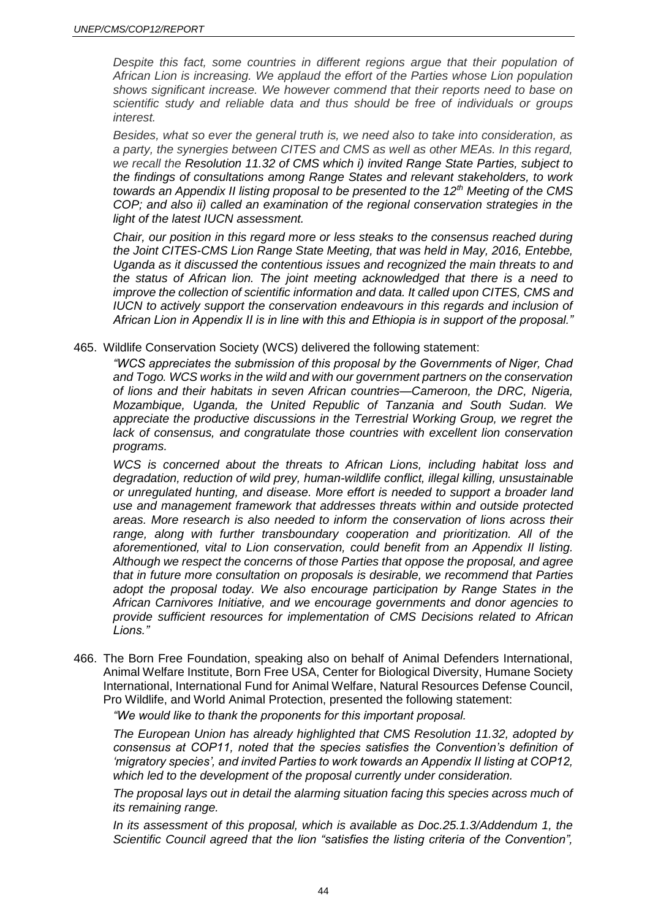*Despite this fact, some countries in different regions argue that their population of African Lion is increasing. We applaud the effort of the Parties whose Lion population shows significant increase. We however commend that their reports need to base on scientific study and reliable data and thus should be free of individuals or groups interest.*

*Besides, what so ever the general truth is, we need also to take into consideration, as a party, the synergies between CITES and CMS as well as other MEAs. In this regard, we recall the Resolution 11.32 of CMS which i) invited Range State Parties, subject to the findings of consultations among Range States and relevant stakeholders, to work towards an Appendix II listing proposal to be presented to the 12th Meeting of the CMS COP; and also ii) called an examination of the regional conservation strategies in the light of the latest IUCN assessment.*

*Chair, our position in this regard more or less steaks to the consensus reached during the Joint CITES-CMS Lion Range State Meeting, that was held in May, 2016, Entebbe, Uganda as it discussed the contentious issues and recognized the main threats to and the status of African lion. The joint meeting acknowledged that there is a need to improve the collection of scientific information and data. It called upon CITES, CMS and IUCN to actively support the conservation endeavours in this regards and inclusion of African Lion in Appendix II is in line with this and Ethiopia is in support of the proposal."*

465. Wildlife Conservation Society (WCS) delivered the following statement:

*"WCS appreciates the submission of this proposal by the Governments of Niger, Chad and Togo. WCS works in the wild and with our government partners on the conservation of lions and their habitats in seven African countries—Cameroon, the DRC, Nigeria, Mozambique, Uganda, the United Republic of Tanzania and South Sudan. We appreciate the productive discussions in the Terrestrial Working Group, we regret the lack of consensus, and congratulate those countries with excellent lion conservation programs.*

*WCS is concerned about the threats to African Lions, including habitat loss and degradation, reduction of wild prey, human-wildlife conflict, illegal killing, unsustainable or unregulated hunting, and disease. More effort is needed to support a broader land use and management framework that addresses threats within and outside protected areas. More research is also needed to inform the conservation of lions across their range, along with further transboundary cooperation and prioritization. All of the aforementioned, vital to Lion conservation, could benefit from an Appendix II listing. Although we respect the concerns of those Parties that oppose the proposal, and agree that in future more consultation on proposals is desirable, we recommend that Parties adopt the proposal today. We also encourage participation by Range States in the African Carnivores Initiative, and we encourage governments and donor agencies to provide sufficient resources for implementation of CMS Decisions related to African Lions."*

466. The Born Free Foundation, speaking also on behalf of Animal Defenders International, Animal Welfare Institute, Born Free USA, Center for Biological Diversity, Humane Society International, International Fund for Animal Welfare, Natural Resources Defense Council, Pro Wildlife, and World Animal Protection, presented the following statement:

*"We would like to thank the proponents for this important proposal.*

*The European Union has already highlighted that CMS Resolution 11.32, adopted by consensus at COP11, noted that the species satisfies the Convention's definition of 'migratory species', and invited Parties to work towards an Appendix II listing at COP12, which led to the development of the proposal currently under consideration.*

*The proposal lays out in detail the alarming situation facing this species across much of its remaining range.*

*In its assessment of this proposal, which is available as Doc.25.1.3/Addendum 1, the Scientific Council agreed that the lion "satisfies the listing criteria of the Convention",*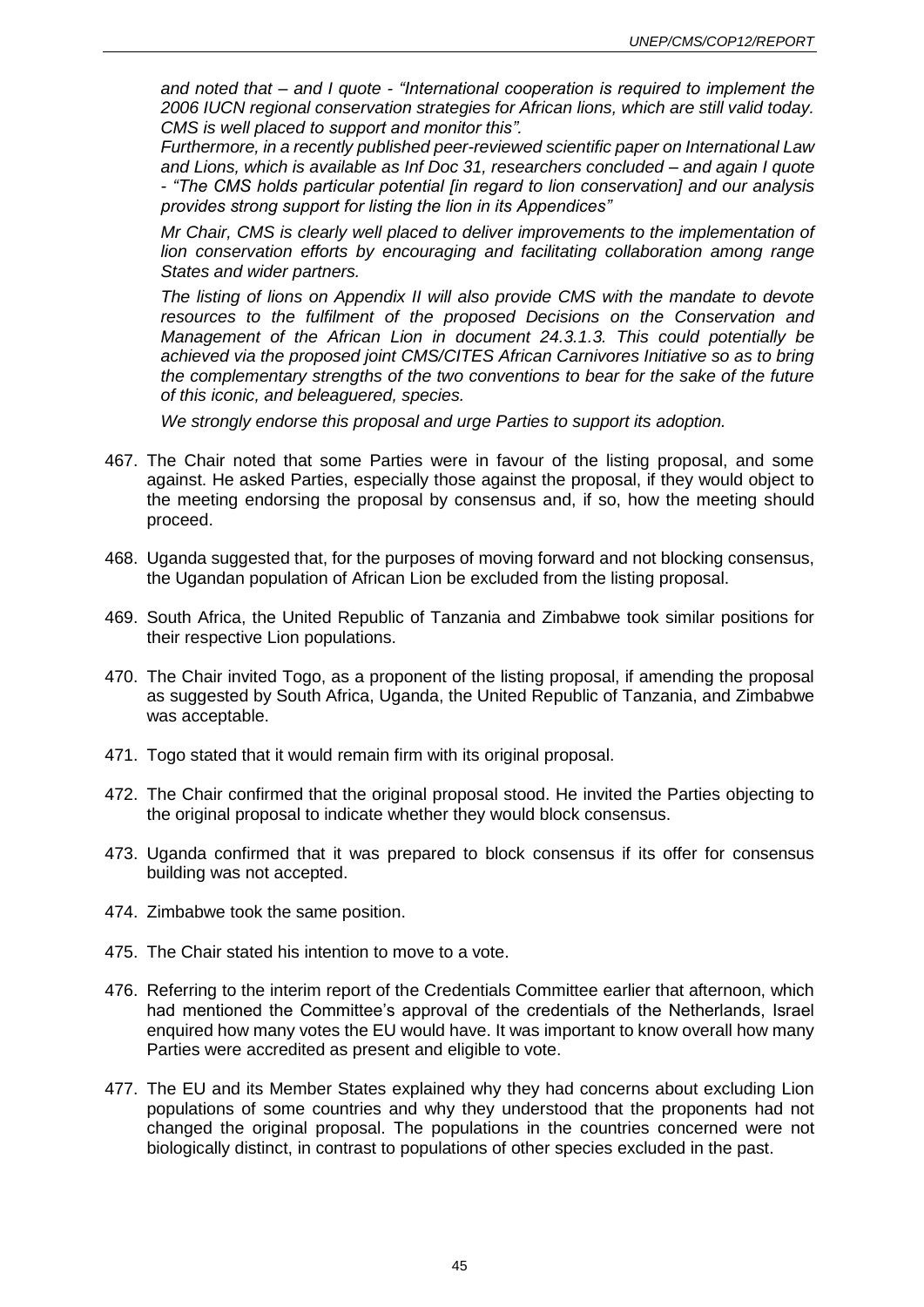*and noted that – and I quote - "International cooperation is required to implement the 2006 IUCN regional conservation strategies for African lions, which are still valid today. CMS is well placed to support and monitor this".*

*Furthermore, in a recently published peer-reviewed scientific paper on International Law and Lions, which is available as Inf Doc 31, researchers concluded – and again I quote - "The CMS holds particular potential [in regard to lion conservation] and our analysis provides strong support for listing the lion in its Appendices"*

*Mr Chair, CMS is clearly well placed to deliver improvements to the implementation of lion conservation efforts by encouraging and facilitating collaboration among range States and wider partners.*

*The listing of lions on Appendix II will also provide CMS with the mandate to devote resources to the fulfilment of the proposed Decisions on the Conservation and Management of the African Lion in document 24.3.1.3. This could potentially be achieved via the proposed joint CMS/CITES African Carnivores Initiative so as to bring the complementary strengths of the two conventions to bear for the sake of the future of this iconic, and beleaguered, species.*

*We strongly endorse this proposal and urge Parties to support its adoption.*

467. The Chair noted that some Parties were in favour of the listing proposal, and some against. He asked Parties, especially those against the proposal, if they would object to the meeting endorsing the proposal by consensus and, if so, how the meeting should proceed.

468. Uganda suggested that, for the purposes of moving forward and not blocking consensus, the Ugandan population of African Lion be excluded from the listing proposal.

469. South Africa, the United Republic of Tanzania and Zimbabwe took similar positions for their respective Lion populations.

470. The Chair invited Togo, as a proponent of the listing proposal, if amending the proposal as suggested by South Africa, Uganda, the United Republic of Tanzania, and Zimbabwe was acceptable.

471. Togo stated that it would remain firm with its original proposal.

472. The Chair confirmed that the original proposal stood. He invited the Parties objecting to the original proposal to indicate whether they would block consensus.

473. Uganda confirmed that it was prepared to block consensus if its offer for consensus building was not accepted.

474. Zimbabwe took the same position.

475. The Chair stated his intention to move to a vote.

476. Referring to the interim report of the Credentials Committee earlier that afternoon, which had mentioned the Committee's approval of the credentials of the Netherlands, Israel enquired how many votes the EU would have. It was important to know overall how many Parties were accredited as present and eligible to vote.

477. The EU and its Member States explained why they had concerns about excluding Lion populations of some countries and why they understood that the proponents had not changed the original proposal. The populations in the countries concerned were not biologically distinct, in contrast to populations of other species excluded in the past.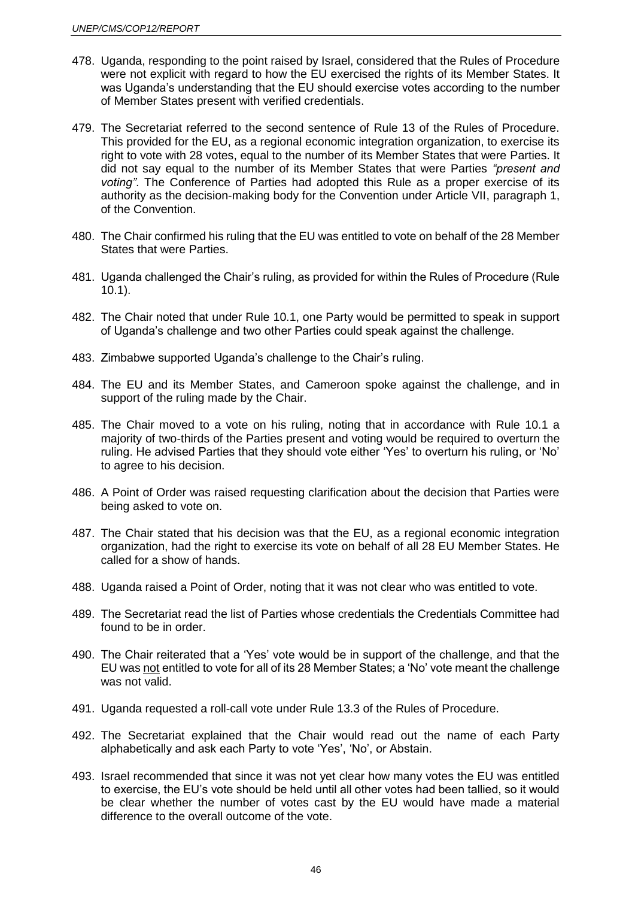478. Uganda, responding to the point raised by Israel, considered that the Rules of Procedure were not explicit with regard to how the EU exercised the rights of its Member States. It was Uganda's understanding that the EU should exercise votes according to the number of Member States present with verified credentials.

479. The Secretariat referred to the second sentence of Rule 13 of the Rules of Procedure. This provided for the EU, as a regional economic integration organization, to exercise its right to vote with 28 votes, equal to the number of its Member States that were Parties. It did not say equal to the number of its Member States that were Parties *"present and voting"*. The Conference of Parties had adopted this Rule as a proper exercise of its authority as the decision-making body for the Convention under Article VII, paragraph 1, of the Convention.

480. The Chair confirmed his ruling that the EU was entitled to vote on behalf of the 28 Member States that were Parties.

481. Uganda challenged the Chair's ruling, as provided for within the Rules of Procedure (Rule 10.1).

482. The Chair noted that under Rule 10.1, one Party would be permitted to speak in support of Uganda's challenge and two other Parties could speak against the challenge.

483. Zimbabwe supported Uganda's challenge to the Chair's ruling.

484. The EU and its Member States, and Cameroon spoke against the challenge, and in support of the ruling made by the Chair.

485. The Chair moved to a vote on his ruling, noting that in accordance with Rule 10.1 a majority of two-thirds of the Parties present and voting would be required to overturn the ruling. He advised Parties that they should vote either 'Yes' to overturn his ruling, or 'No' to agree to his decision.

486. A Point of Order was raised requesting clarification about the decision that Parties were being asked to vote on.

487. The Chair stated that his decision was that the EU, as a regional economic integration organization, had the right to exercise its vote on behalf of all 28 EU Member States. He called for a show of hands.

488. Uganda raised a Point of Order, noting that it was not clear who was entitled to vote.

489. The Secretariat read the list of Parties whose credentials the Credentials Committee had found to be in order.

490. The Chair reiterated that a 'Yes' vote would be in support of the challenge, and that the EU was <u>not</u> entitled to vote for all of its 28 Member States; a 'No' vote meant the challenge was not valid.

491. Uganda requested a roll-call vote under Rule 13.3 of the Rules of Procedure.

492. The Secretariat explained that the Chair would read out the name of each Party alphabetically and ask each Party to vote 'Yes', 'No', or Abstain.

493. Israel recommended that since it was not yet clear how many votes the EU was entitled to exercise, the EU's vote should be held until all other votes had been tallied, so it would be clear whether the number of votes cast by the EU would have made a material difference to the overall outcome of the vote.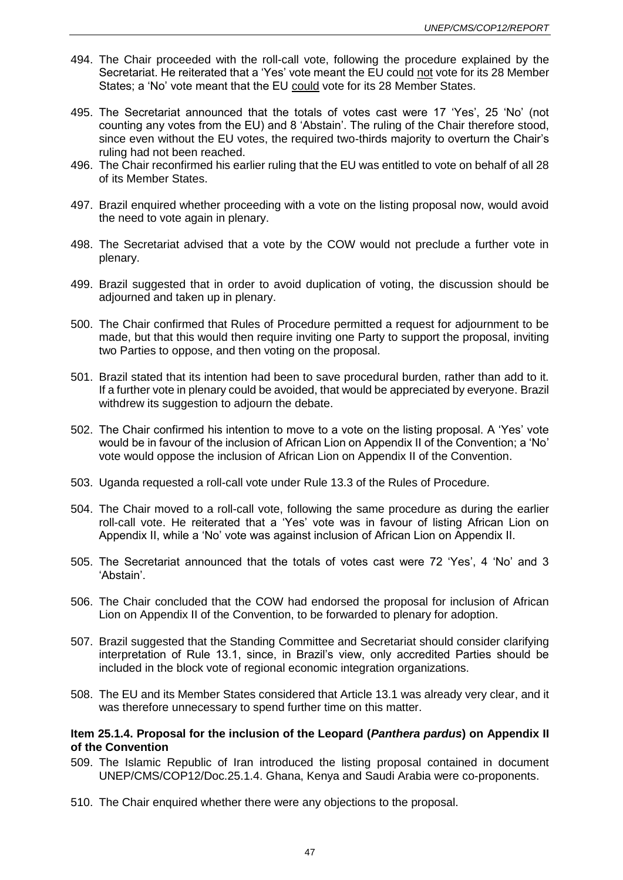494. The Chair proceeded with the roll-call vote, following the procedure explained by the Secretariat. He reiterated that a 'Yes' vote meant the EU could <u>not</u> vote for its 28 Member States; a 'No' vote meant that the EU <u>could</u> vote for its 28 Member States.

495. The Secretariat announced that the totals of votes cast were 17 'Yes', 25 'No' (not counting any votes from the EU) and 8 'Abstain'. The ruling of the Chair therefore stood, since even without the EU votes, the required two-thirds majority to overturn the Chair's ruling had not been reached.

496. The Chair reconfirmed his earlier ruling that the EU was entitled to vote on behalf of all 28 of its Member States.

497. Brazil enquired whether proceeding with a vote on the listing proposal now, would avoid the need to vote again in plenary.

498. The Secretariat advised that a vote by the COW would not preclude a further vote in plenary.

499. Brazil suggested that in order to avoid duplication of voting, the discussion should be adjourned and taken up in plenary.

500. The Chair confirmed that Rules of Procedure permitted a request for adjournment to be made, but that this would then require inviting one Party to support the proposal, inviting two Parties to oppose, and then voting on the proposal.

501. Brazil stated that its intention had been to save procedural burden, rather than add to it. If a further vote in plenary could be avoided, that would be appreciated by everyone. Brazil withdrew its suggestion to adjourn the debate.

502. The Chair confirmed his intention to move to a vote on the listing proposal. A 'Yes' vote would be in favour of the inclusion of African Lion on Appendix II of the Convention; a 'No' vote would oppose the inclusion of African Lion on Appendix II of the Convention.

503. Uganda requested a roll-call vote under Rule 13.3 of the Rules of Procedure.

504. The Chair moved to a roll-call vote, following the same procedure as during the earlier roll-call vote. He reiterated that a 'Yes' vote was in favour of listing African Lion on Appendix II, while a 'No' vote was against inclusion of African Lion on Appendix II.

505. The Secretariat announced that the totals of votes cast were 72 'Yes', 4 'No' and 3 'Abstain'.

506. The Chair concluded that the COW had endorsed the proposal for inclusion of African Lion on Appendix II of the Convention, to be forwarded to plenary for adoption.

507. Brazil suggested that the Standing Committee and Secretariat should consider clarifying interpretation of Rule 13.1, since, in Brazil's view, only accredited Parties should be included in the block vote of regional economic integration organizations.

508. The EU and its Member States considered that Article 13.1 was already very clear, and it was therefore unnecessary to spend further time on this matter.

**Item 25.1.4. Proposal for the inclusion of the Leopard (*Panthera pardus*) on Appendix II of the Convention**

509. The Islamic Republic of Iran introduced the listing proposal contained in document UNEP/CMS/COP12/Doc.25.1.4. Ghana, Kenya and Saudi Arabia were co-proponents.

510. The Chair enquired whether there were any objections to the proposal.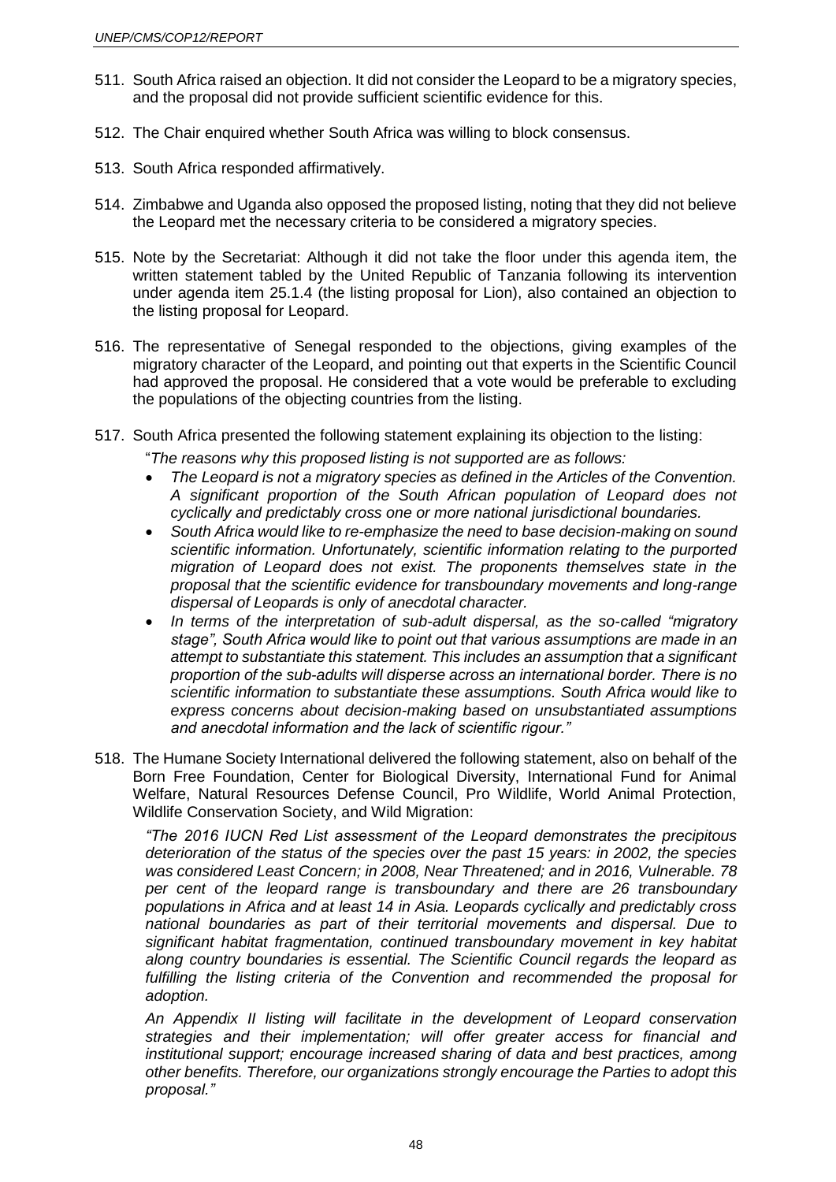511. South Africa raised an objection. It did not consider the Leopard to be a migratory species, and the proposal did not provide sufficient scientific evidence for this.

512. The Chair enquired whether South Africa was willing to block consensus.

513. South Africa responded affirmatively.

514. Zimbabwe and Uganda also opposed the proposed listing, noting that they did not believe the Leopard met the necessary criteria to be considered a migratory species.

515. Note by the Secretariat: Although it did not take the floor under this agenda item, the written statement tabled by the United Republic of Tanzania following its intervention under agenda item 25.1.4 (the listing proposal for Lion), also contained an objection to the listing proposal for Leopard.

516. The representative of Senegal responded to the objections, giving examples of the migratory character of the Leopard, and pointing out that experts in the Scientific Council had approved the proposal. He considered that a vote would be preferable to excluding the populations of the objecting countries from the listing.

517. South Africa presented the following statement explaining its objection to the listing:

"*The reasons why this proposed listing is not supported are as follows:*

- *The Leopard is not a migratory species as defined in the Articles of the Convention. A significant proportion of the South African population of Leopard does not cyclically and predictably cross one or more national jurisdictional boundaries.*
- *South Africa would like to re-emphasize the need to base decision-making on sound scientific information. Unfortunately, scientific information relating to the purported migration of Leopard does not exist. The proponents themselves state in the proposal that the scientific evidence for transboundary movements and long-range dispersal of Leopards is only of anecdotal character.*
- *In terms of the interpretation of sub-adult dispersal, as the so-called "migratory stage", South Africa would like to point out that various assumptions are made in an attempt to substantiate this statement. This includes an assumption that a significant proportion of the sub-adults will disperse across an international border. There is no scientific information to substantiate these assumptions. South Africa would like to express concerns about decision-making based on unsubstantiated assumptions and anecdotal information and the lack of scientific rigour."*

518. The Humane Society International delivered the following statement, also on behalf of the Born Free Foundation, Center for Biological Diversity, International Fund for Animal Welfare, Natural Resources Defense Council, Pro Wildlife, World Animal Protection, Wildlife Conservation Society, and Wild Migration:

*"The 2016 IUCN Red List assessment of the Leopard demonstrates the precipitous deterioration of the status of the species over the past 15 years: in 2002, the species was considered Least Concern; in 2008, Near Threatened; and in 2016, Vulnerable. 78 per cent of the leopard range is transboundary and there are 26 transboundary populations in Africa and at least 14 in Asia. Leopards cyclically and predictably cross national boundaries as part of their territorial movements and dispersal. Due to significant habitat fragmentation, continued transboundary movement in key habitat along country boundaries is essential. The Scientific Council regards the leopard as fulfilling the listing criteria of the Convention and recommended the proposal for adoption.*

*An Appendix II listing will facilitate in the development of Leopard conservation strategies and their implementation; will offer greater access for financial and institutional support; encourage increased sharing of data and best practices, among other benefits. Therefore, our organizations strongly encourage the Parties to adopt this proposal."*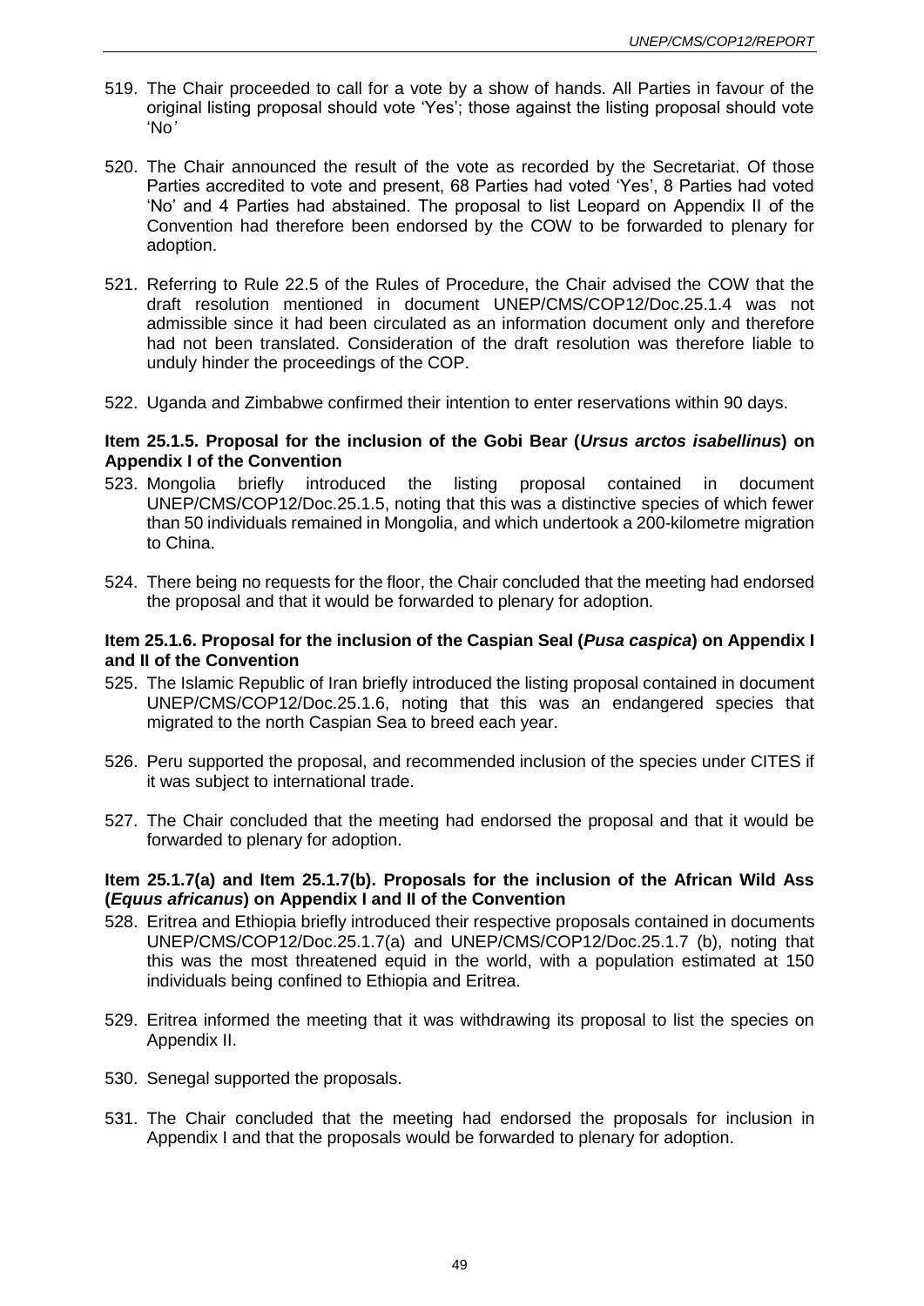519. The Chair proceeded to call for a vote by a show of hands. All Parties in favour of the original listing proposal should vote 'Yes'; those against the listing proposal should vote 'No'

520. The Chair announced the result of the vote as recorded by the Secretariat. Of those Parties accredited to vote and present, 68 Parties had voted 'Yes', 8 Parties had voted 'No' and 4 Parties had abstained. The proposal to list Leopard on Appendix II of the Convention had therefore been endorsed by the COW to be forwarded to plenary for adoption.

521. Referring to Rule 22.5 of the Rules of Procedure, the Chair advised the COW that the draft resolution mentioned in document UNEP/CMS/COP12/Doc.25.1.4 was not admissible since it had been circulated as an information document only and therefore had not been translated. Consideration of the draft resolution was therefore liable to unduly hinder the proceedings of the COP.

522. Uganda and Zimbabwe confirmed their intention to enter reservations within 90 days.

**Item 25.1.5. Proposal for the inclusion of the Gobi Bear (*Ursus arctos isabellinus*) on Appendix I of the Convention**

523. Mongolia briefly introduced the listing proposal contained in document UNEP/CMS/COP12/Doc.25.1.5, noting that this was a distinctive species of which fewer than 50 individuals remained in Mongolia, and which undertook a 200-kilometre migration to China.

524. There being no requests for the floor, the Chair concluded that the meeting had endorsed the proposal and that it would be forwarded to plenary for adoption.

**Item 25.1.6. Proposal for the inclusion of the Caspian Seal (*Pusa caspica*) on Appendix I and II of the Convention**

525. The Islamic Republic of Iran briefly introduced the listing proposal contained in document UNEP/CMS/COP12/Doc.25.1.6, noting that this was an endangered species that migrated to the north Caspian Sea to breed each year.

526. Peru supported the proposal, and recommended inclusion of the species under CITES if it was subject to international trade.

527. The Chair concluded that the meeting had endorsed the proposal and that it would be forwarded to plenary for adoption.

**Item 25.1.7(a) and Item 25.1.7(b). Proposals for the inclusion of the African Wild Ass (*Equus africanus*) on Appendix I and II of the Convention**

528. Eritrea and Ethiopia briefly introduced their respective proposals contained in documents UNEP/CMS/COP12/Doc.25.1.7(a) and UNEP/CMS/COP12/Doc.25.1.7 (b), noting that this was the most threatened equid in the world, with a population estimated at 150 individuals being confined to Ethiopia and Eritrea.

529. Eritrea informed the meeting that it was withdrawing its proposal to list the species on Appendix II.

530. Senegal supported the proposals.

531. The Chair concluded that the meeting had endorsed the proposals for inclusion in Appendix I and that the proposals would be forwarded to plenary for adoption.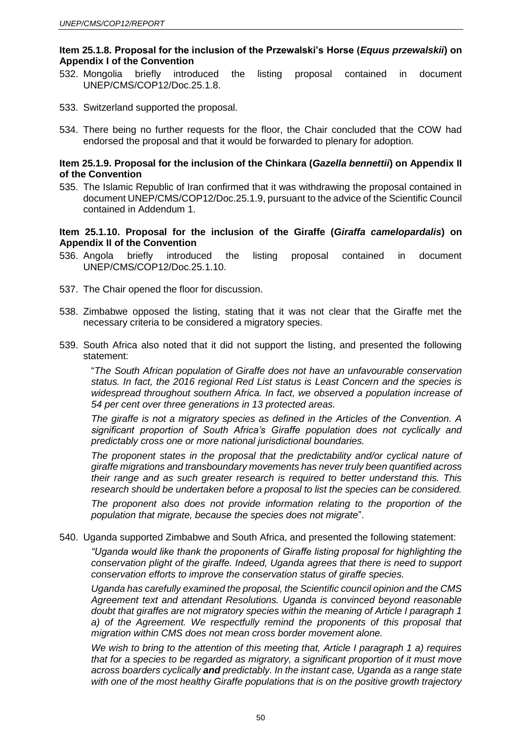### Item 25.1.8. Proposal for the inclusion of the Przewalski's Horse (*Equus przewalskii*) on Appendix I of the Convention

532. Mongolia briefly introduced the listing proposal contained in document UNEP/CMS/COP12/Doc.25.1.8.

533. Switzerland supported the proposal.

534. There being no further requests for the floor, the Chair concluded that the COW had endorsed the proposal and that it would be forwarded to plenary for adoption.

### Item 25.1.9. Proposal for the inclusion of the Chinkara (*Gazella bennettii*) on Appendix II of the Convention

535. The Islamic Republic of Iran confirmed that it was withdrawing the proposal contained in document UNEP/CMS/COP12/Doc.25.1.9, pursuant to the advice of the Scientific Council contained in Addendum 1.

### Item 25.1.10. Proposal for the inclusion of the Giraffe (*Giraffa camelopardalis*) on Appendix II of the Convention

536. Angola briefly introduced the listing proposal contained in document UNEP/CMS/COP12/Doc.25.1.10.

537. The Chair opened the floor for discussion.

538. Zimbabwe opposed the listing, stating that it was not clear that the Giraffe met the necessary criteria to be considered a migratory species.

539. South Africa also noted that it did not support the listing, and presented the following statement:

   "*The South African population of Giraffe does not have an unfavourable conservation status. In fact, the 2016 regional Red List status is Least Concern and the species is widespread throughout southern Africa. In fact, we observed a population increase of 54 per cent over three generations in 13 protected areas.*

   *The giraffe is not a migratory species as defined in the Articles of the Convention. A significant proportion of South Africa's Giraffe population does not cyclically and predictably cross one or more national jurisdictional boundaries.*

   *The proponent states in the proposal that the predictability and/or cyclical nature of giraffe migrations and transboundary movements has never truly been quantified across their range and as such greater research is required to better understand this. This research should be undertaken before a proposal to list the species can be considered.*

   *The proponent also does not provide information relating to the proportion of the population that migrate, because the species does not migrate*".

540. Uganda supported Zimbabwe and South Africa, and presented the following statement:

   *"Uganda would like thank the proponents of Giraffe listing proposal for highlighting the conservation plight of the giraffe. Indeed, Uganda agrees that there is need to support conservation efforts to improve the conservation status of giraffe species.*

   *Uganda has carefully examined the proposal, the Scientific council opinion and the CMS Agreement text and attendant Resolutions. Uganda is convinced beyond reasonable doubt that giraffes are not migratory species within the meaning of Article I paragraph 1 a) of the Agreement. We respectfully remind the proponents of this proposal that migration within CMS does not mean cross border movement alone.*

   *We wish to bring to the attention of this meeting that, Article I paragraph 1 a) requires that for a species to be regarded as migratory, a significant proportion of it must move across boarders cyclically* ***and*** *predictably. In the instant case, Uganda as a range state with one of the most healthy Giraffe populations that is on the positive growth trajectory*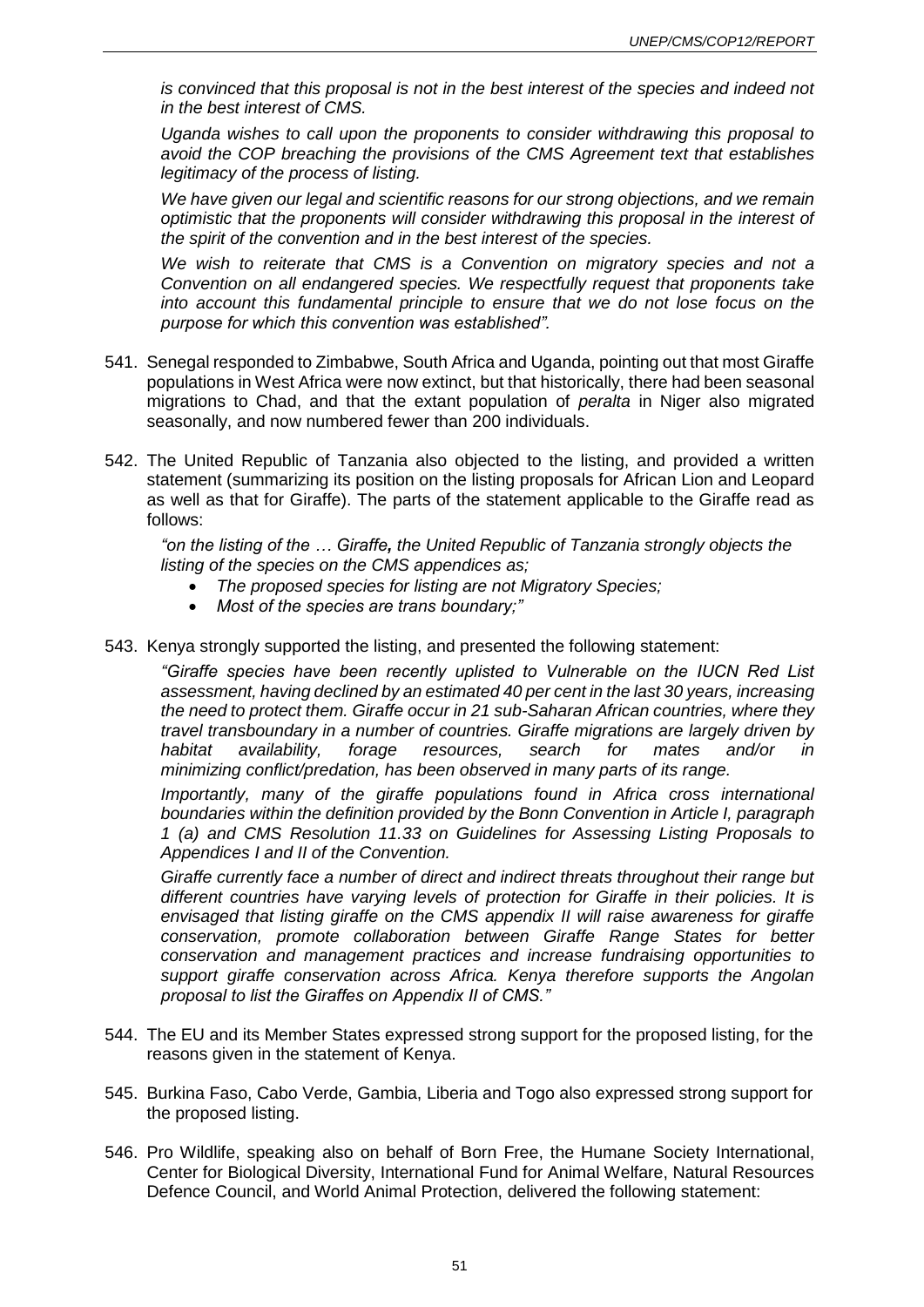*is convinced that this proposal is not in the best interest of the species and indeed not in the best interest of CMS.*

*Uganda wishes to call upon the proponents to consider withdrawing this proposal to avoid the COP breaching the provisions of the CMS Agreement text that establishes legitimacy of the process of listing.*

*We have given our legal and scientific reasons for our strong objections, and we remain optimistic that the proponents will consider withdrawing this proposal in the interest of the spirit of the convention and in the best interest of the species.*

*We wish to reiterate that CMS is a Convention on migratory species and not a Convention on all endangered species. We respectfully request that proponents take into account this fundamental principle to ensure that we do not lose focus on the purpose for which this convention was established".*

541. Senegal responded to Zimbabwe, South Africa and Uganda, pointing out that most Giraffe populations in West Africa were now extinct, but that historically, there had been seasonal migrations to Chad, and that the extant population of *peralta* in Niger also migrated seasonally, and now numbered fewer than 200 individuals.

542. The United Republic of Tanzania also objected to the listing, and provided a written statement (summarizing its position on the listing proposals for African Lion and Leopard as well as that for Giraffe). The parts of the statement applicable to the Giraffe read as follows:

    *"on the listing of the … Giraffe, the United Republic of Tanzania strongly objects the listing of the species on the CMS appendices as;*

    - *The proposed species for listing are not Migratory Species;*
    - *Most of the species are trans boundary;"*

543. Kenya strongly supported the listing, and presented the following statement:

    *"Giraffe species have been recently uplisted to Vulnerable on the IUCN Red List assessment, having declined by an estimated 40 per cent in the last 30 years, increasing the need to protect them. Giraffe occur in 21 sub-Saharan African countries, where they travel transboundary in a number of countries. Giraffe migrations are largely driven by habitat availability, forage resources, search for mates and/or in minimizing conflict/predation, has been observed in many parts of its range.*

    *Importantly, many of the giraffe populations found in Africa cross international boundaries within the definition provided by the Bonn Convention in Article I, paragraph 1 (a) and CMS Resolution 11.33 on Guidelines for Assessing Listing Proposals to Appendices I and II of the Convention.*

    *Giraffe currently face a number of direct and indirect threats throughout their range but different countries have varying levels of protection for Giraffe in their policies. It is envisaged that listing giraffe on the CMS appendix II will raise awareness for giraffe conservation, promote collaboration between Giraffe Range States for better conservation and management practices and increase fundraising opportunities to support giraffe conservation across Africa. Kenya therefore supports the Angolan proposal to list the Giraffes on Appendix II of CMS."*

544. The EU and its Member States expressed strong support for the proposed listing, for the reasons given in the statement of Kenya.

545. Burkina Faso, Cabo Verde, Gambia, Liberia and Togo also expressed strong support for the proposed listing.

546. Pro Wildlife, speaking also on behalf of Born Free, the Humane Society International, Center for Biological Diversity, International Fund for Animal Welfare, Natural Resources Defence Council, and World Animal Protection, delivered the following statement: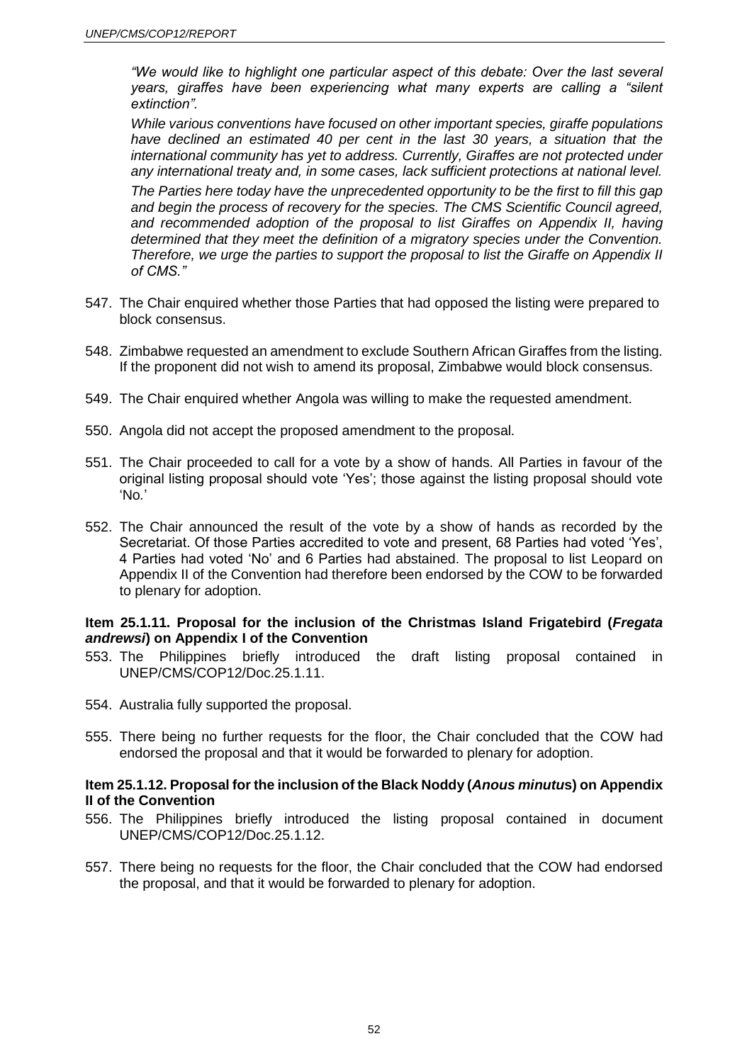*"We would like to highlight one particular aspect of this debate: Over the last several years, giraffes have been experiencing what many experts are calling a "silent extinction".*

*While various conventions have focused on other important species, giraffe populations have declined an estimated 40 per cent in the last 30 years, a situation that the international community has yet to address. Currently, Giraffes are not protected under any international treaty and, in some cases, lack sufficient protections at national level.*

*The Parties here today have the unprecedented opportunity to be the first to fill this gap and begin the process of recovery for the species. The CMS Scientific Council agreed, and recommended adoption of the proposal to list Giraffes on Appendix II, having determined that they meet the definition of a migratory species under the Convention. Therefore, we urge the parties to support the proposal to list the Giraffe on Appendix II of CMS."*

547. The Chair enquired whether those Parties that had opposed the listing were prepared to block consensus.

548. Zimbabwe requested an amendment to exclude Southern African Giraffes from the listing. If the proponent did not wish to amend its proposal, Zimbabwe would block consensus.

549. The Chair enquired whether Angola was willing to make the requested amendment.

550. Angola did not accept the proposed amendment to the proposal.

551. The Chair proceeded to call for a vote by a show of hands. All Parties in favour of the original listing proposal should vote 'Yes'; those against the listing proposal should vote 'No.'

552. The Chair announced the result of the vote by a show of hands as recorded by the Secretariat. Of those Parties accredited to vote and present, 68 Parties had voted 'Yes', 4 Parties had voted 'No' and 6 Parties had abstained. The proposal to list Leopard on Appendix II of the Convention had therefore been endorsed by the COW to be forwarded to plenary for adoption.

### Item 25.1.11. Proposal for the inclusion of the Christmas Island Frigatebird (*Fregata andrewsi*) on Appendix I of the Convention

553. The Philippines briefly introduced the draft listing proposal contained in UNEP/CMS/COP12/Doc.25.1.11.

554. Australia fully supported the proposal.

555. There being no further requests for the floor, the Chair concluded that the COW had endorsed the proposal and that it would be forwarded to plenary for adoption.

### Item 25.1.12. Proposal for the inclusion of the Black Noddy (*Anous minutus*) on Appendix II of the Convention

556. The Philippines briefly introduced the listing proposal contained in document UNEP/CMS/COP12/Doc.25.1.12.

557. There being no requests for the floor, the Chair concluded that the COW had endorsed the proposal, and that it would be forwarded to plenary for adoption.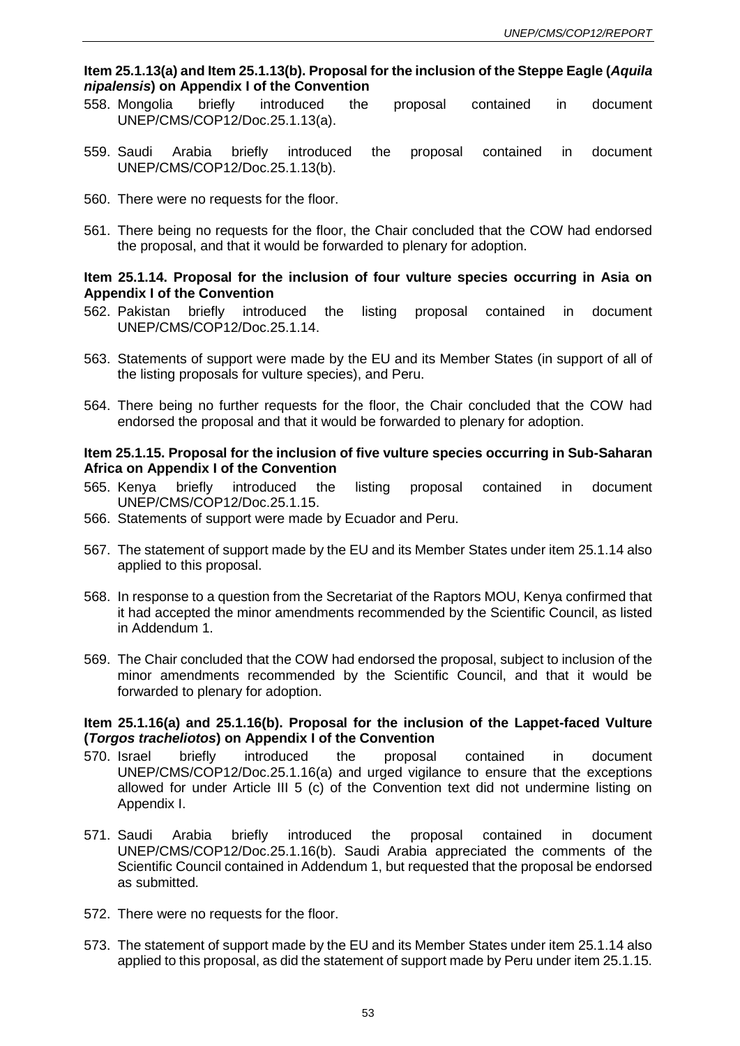**Item 25.1.13(a) and Item 25.1.13(b). Proposal for the inclusion of the Steppe Eagle (*Aquila nipalensis*) on Appendix I of the Convention**

558. Mongolia briefly introduced the proposal contained in document UNEP/CMS/COP12/Doc.25.1.13(a).

559. Saudi Arabia briefly introduced the proposal contained in document UNEP/CMS/COP12/Doc.25.1.13(b).

560. There were no requests for the floor.

561. There being no requests for the floor, the Chair concluded that the COW had endorsed the proposal, and that it would be forwarded to plenary for adoption.

**Item 25.1.14. Proposal for the inclusion of four vulture species occurring in Asia on Appendix I of the Convention**

562. Pakistan briefly introduced the listing proposal contained in document UNEP/CMS/COP12/Doc.25.1.14.

563. Statements of support were made by the EU and its Member States (in support of all of the listing proposals for vulture species), and Peru.

564. There being no further requests for the floor, the Chair concluded that the COW had endorsed the proposal and that it would be forwarded to plenary for adoption.

**Item 25.1.15. Proposal for the inclusion of five vulture species occurring in Sub-Saharan Africa on Appendix I of the Convention**

565. Kenya briefly introduced the listing proposal contained in document UNEP/CMS/COP12/Doc.25.1.15.

566. Statements of support were made by Ecuador and Peru.

567. The statement of support made by the EU and its Member States under item 25.1.14 also applied to this proposal.

568. In response to a question from the Secretariat of the Raptors MOU, Kenya confirmed that it had accepted the minor amendments recommended by the Scientific Council, as listed in Addendum 1.

569. The Chair concluded that the COW had endorsed the proposal, subject to inclusion of the minor amendments recommended by the Scientific Council, and that it would be forwarded to plenary for adoption.

**Item 25.1.16(a) and 25.1.16(b). Proposal for the inclusion of the Lappet-faced Vulture (*Torgos tracheliotos*) on Appendix I of the Convention**

570. Israel briefly introduced the proposal contained in document UNEP/CMS/COP12/Doc.25.1.16(a) and urged vigilance to ensure that the exceptions allowed for under Article III 5 (c) of the Convention text did not undermine listing on Appendix I.

571. Saudi Arabia briefly introduced the proposal contained in document UNEP/CMS/COP12/Doc.25.1.16(b). Saudi Arabia appreciated the comments of the Scientific Council contained in Addendum 1, but requested that the proposal be endorsed as submitted.

572. There were no requests for the floor.

573. The statement of support made by the EU and its Member States under item 25.1.14 also applied to this proposal, as did the statement of support made by Peru under item 25.1.15.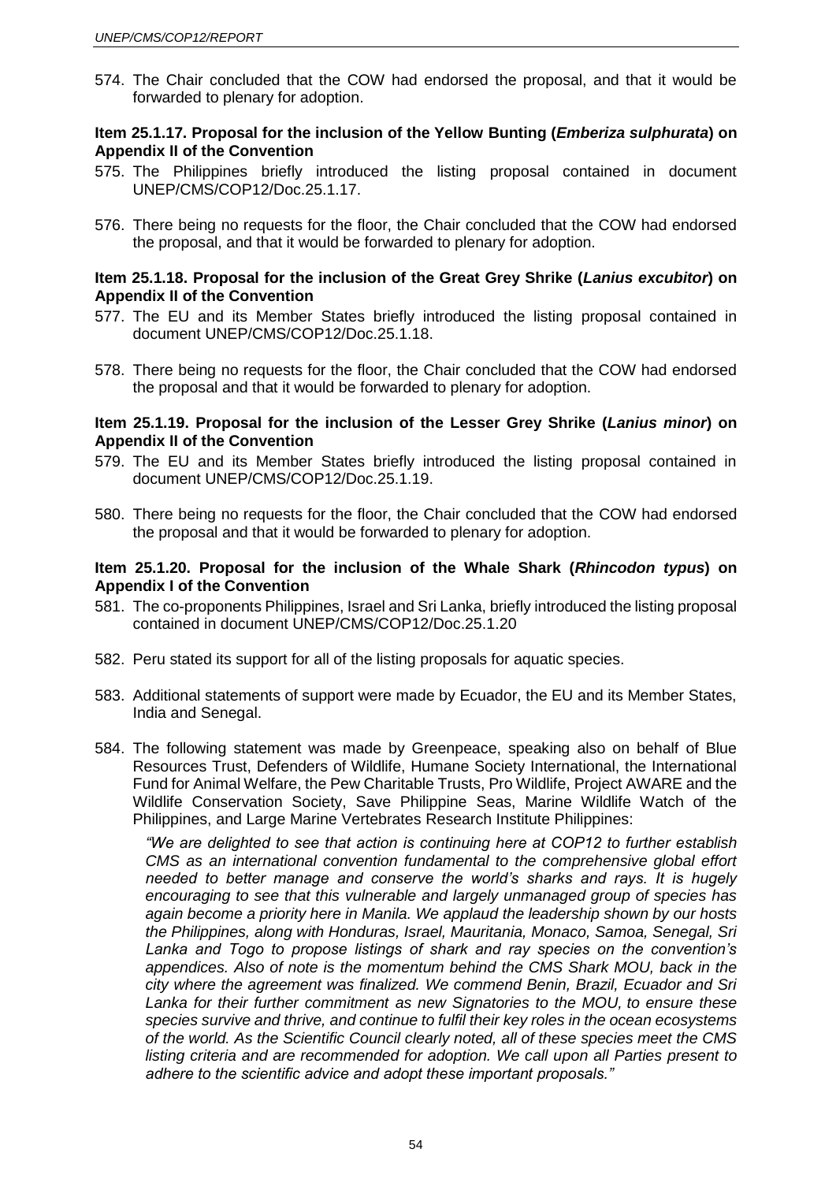574. The Chair concluded that the COW had endorsed the proposal, and that it would be forwarded to plenary for adoption.

**Item 25.1.17. Proposal for the inclusion of the Yellow Bunting (*Emberiza sulphurata*) on Appendix II of the Convention**

575. The Philippines briefly introduced the listing proposal contained in document UNEP/CMS/COP12/Doc.25.1.17.

576. There being no requests for the floor, the Chair concluded that the COW had endorsed the proposal, and that it would be forwarded to plenary for adoption.

**Item 25.1.18. Proposal for the inclusion of the Great Grey Shrike (*Lanius excubitor*) on Appendix II of the Convention**

577. The EU and its Member States briefly introduced the listing proposal contained in document UNEP/CMS/COP12/Doc.25.1.18.

578. There being no requests for the floor, the Chair concluded that the COW had endorsed the proposal and that it would be forwarded to plenary for adoption.

**Item 25.1.19. Proposal for the inclusion of the Lesser Grey Shrike (*Lanius minor*) on Appendix II of the Convention**

579. The EU and its Member States briefly introduced the listing proposal contained in document UNEP/CMS/COP12/Doc.25.1.19.

580. There being no requests for the floor, the Chair concluded that the COW had endorsed the proposal and that it would be forwarded to plenary for adoption.

**Item 25.1.20. Proposal for the inclusion of the Whale Shark (*Rhincodon typus*) on Appendix I of the Convention**

581. The co-proponents Philippines, Israel and Sri Lanka, briefly introduced the listing proposal contained in document UNEP/CMS/COP12/Doc.25.1.20

582. Peru stated its support for all of the listing proposals for aquatic species.

583. Additional statements of support were made by Ecuador, the EU and its Member States, India and Senegal.

584. The following statement was made by Greenpeace, speaking also on behalf of Blue Resources Trust, Defenders of Wildlife, Humane Society International, the International Fund for Animal Welfare, the Pew Charitable Trusts, Pro Wildlife, Project AWARE and the Wildlife Conservation Society, Save Philippine Seas, Marine Wildlife Watch of the Philippines, and Large Marine Vertebrates Research Institute Philippines:

    *"We are delighted to see that action is continuing here at COP12 to further establish CMS as an international convention fundamental to the comprehensive global effort needed to better manage and conserve the world's sharks and rays. It is hugely encouraging to see that this vulnerable and largely unmanaged group of species has again become a priority here in Manila. We applaud the leadership shown by our hosts the Philippines, along with Honduras, Israel, Mauritania, Monaco, Samoa, Senegal, Sri Lanka and Togo to propose listings of shark and ray species on the convention's appendices. Also of note is the momentum behind the CMS Shark MOU, back in the city where the agreement was finalized. We commend Benin, Brazil, Ecuador and Sri Lanka for their further commitment as new Signatories to the MOU, to ensure these species survive and thrive, and continue to fulfil their key roles in the ocean ecosystems of the world. As the Scientific Council clearly noted, all of these species meet the CMS listing criteria and are recommended for adoption. We call upon all Parties present to adhere to the scientific advice and adopt these important proposals."*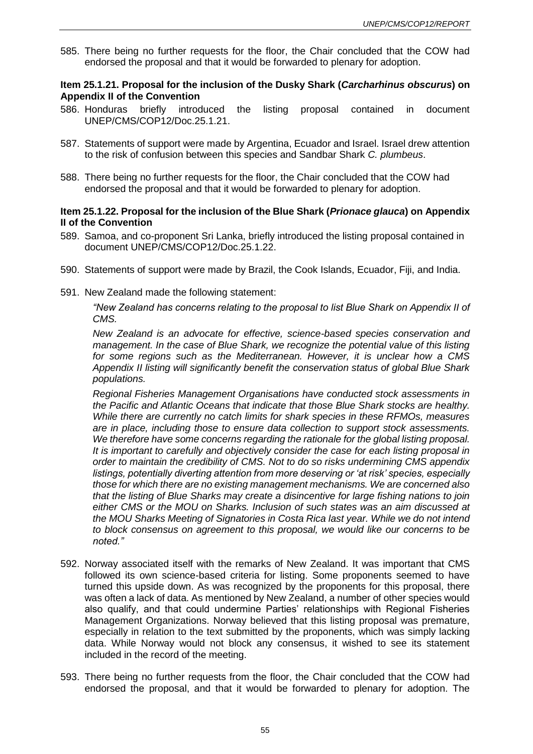585. There being no further requests for the floor, the Chair concluded that the COW had endorsed the proposal and that it would be forwarded to plenary for adoption.

**Item 25.1.21. Proposal for the inclusion of the Dusky Shark (*Carcharhinus obscurus*) on Appendix II of the Convention**

586. Honduras briefly introduced the listing proposal contained in document UNEP/CMS/COP12/Doc.25.1.21.

587. Statements of support were made by Argentina, Ecuador and Israel. Israel drew attention to the risk of confusion between this species and Sandbar Shark *C. plumbeus*.

588. There being no further requests for the floor, the Chair concluded that the COW had endorsed the proposal and that it would be forwarded to plenary for adoption.

**Item 25.1.22. Proposal for the inclusion of the Blue Shark (*Prionace glauca*) on Appendix II of the Convention**

589. Samoa, and co-proponent Sri Lanka, briefly introduced the listing proposal contained in document UNEP/CMS/COP12/Doc.25.1.22.

590. Statements of support were made by Brazil, the Cook Islands, Ecuador, Fiji, and India.

591. New Zealand made the following statement:

*"New Zealand has concerns relating to the proposal to list Blue Shark on Appendix II of CMS.*

*New Zealand is an advocate for effective, science-based species conservation and management. In the case of Blue Shark, we recognize the potential value of this listing for some regions such as the Mediterranean. However, it is unclear how a CMS Appendix II listing will significantly benefit the conservation status of global Blue Shark populations.*

*Regional Fisheries Management Organisations have conducted stock assessments in the Pacific and Atlantic Oceans that indicate that those Blue Shark stocks are healthy. While there are currently no catch limits for shark species in these RFMOs, measures are in place, including those to ensure data collection to support stock assessments. We therefore have some concerns regarding the rationale for the global listing proposal. It is important to carefully and objectively consider the case for each listing proposal in order to maintain the credibility of CMS. Not to do so risks undermining CMS appendix listings, potentially diverting attention from more deserving or 'at risk' species, especially those for which there are no existing management mechanisms. We are concerned also that the listing of Blue Sharks may create a disincentive for large fishing nations to join either CMS or the MOU on Sharks. Inclusion of such states was an aim discussed at the MOU Sharks Meeting of Signatories in Costa Rica last year. While we do not intend to block consensus on agreement to this proposal, we would like our concerns to be noted."*

592. Norway associated itself with the remarks of New Zealand. It was important that CMS followed its own science-based criteria for listing. Some proponents seemed to have turned this upside down. As was recognized by the proponents for this proposal, there was often a lack of data. As mentioned by New Zealand, a number of other species would also qualify, and that could undermine Parties' relationships with Regional Fisheries Management Organizations. Norway believed that this listing proposal was premature, especially in relation to the text submitted by the proponents, which was simply lacking data. While Norway would not block any consensus, it wished to see its statement included in the record of the meeting.

593. There being no further requests from the floor, the Chair concluded that the COW had endorsed the proposal, and that it would be forwarded to plenary for adoption. The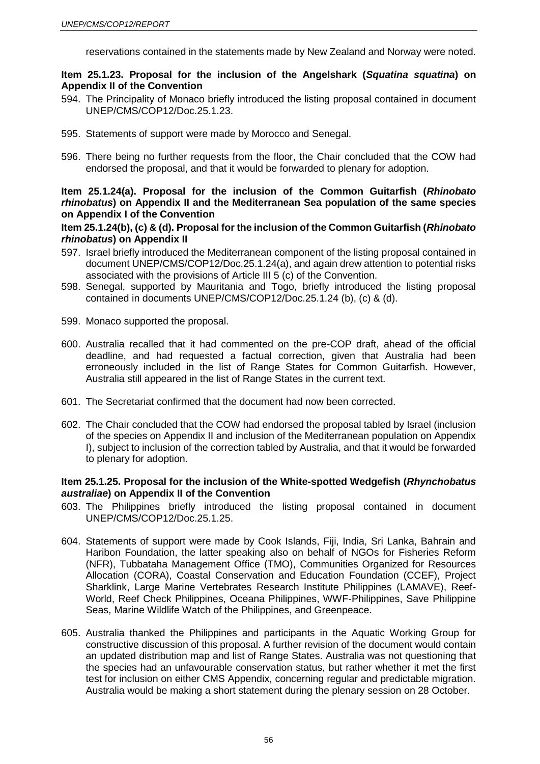reservations contained in the statements made by New Zealand and Norway were noted.

**Item 25.1.23. Proposal for the inclusion of the Angelshark (*Squatina squatina*) on Appendix II of the Convention**

594. The Principality of Monaco briefly introduced the listing proposal contained in document UNEP/CMS/COP12/Doc.25.1.23.

595. Statements of support were made by Morocco and Senegal.

596. There being no further requests from the floor, the Chair concluded that the COW had endorsed the proposal, and that it would be forwarded to plenary for adoption.

**Item 25.1.24(a). Proposal for the inclusion of the Common Guitarfish (*Rhinobato rhinobatus*) on Appendix II and the Mediterranean Sea population of the same species on Appendix I of the Convention**

**Item 25.1.24(b), (c) & (d). Proposal for the inclusion of the Common Guitarfish (*Rhinobato rhinobatus*) on Appendix II**

597. Israel briefly introduced the Mediterranean component of the listing proposal contained in document UNEP/CMS/COP12/Doc.25.1.24(a), and again drew attention to potential risks associated with the provisions of Article III 5 (c) of the Convention.

598. Senegal, supported by Mauritania and Togo, briefly introduced the listing proposal contained in documents UNEP/CMS/COP12/Doc.25.1.24 (b), (c) & (d).

599. Monaco supported the proposal.

600. Australia recalled that it had commented on the pre-COP draft, ahead of the official deadline, and had requested a factual correction, given that Australia had been erroneously included in the list of Range States for Common Guitarfish. However, Australia still appeared in the list of Range States in the current text.

601. The Secretariat confirmed that the document had now been corrected.

602. The Chair concluded that the COW had endorsed the proposal tabled by Israel (inclusion of the species on Appendix II and inclusion of the Mediterranean population on Appendix I), subject to inclusion of the correction tabled by Australia, and that it would be forwarded to plenary for adoption.

**Item 25.1.25. Proposal for the inclusion of the White-spotted Wedgefish (*Rhynchobatus australiae*) on Appendix II of the Convention**

603. The Philippines briefly introduced the listing proposal contained in document UNEP/CMS/COP12/Doc.25.1.25.

604. Statements of support were made by Cook Islands, Fiji, India, Sri Lanka, Bahrain and Haribon Foundation, the latter speaking also on behalf of NGOs for Fisheries Reform (NFR), Tubbataha Management Office (TMO), Communities Organized for Resources Allocation (CORA), Coastal Conservation and Education Foundation (CCEF), Project Sharklink, Large Marine Vertebrates Research Institute Philippines (LAMAVE), Reef-World, Reef Check Philippines, Oceana Philippines, WWF-Philippines, Save Philippine Seas, Marine Wildlife Watch of the Philippines, and Greenpeace.

605. Australia thanked the Philippines and participants in the Aquatic Working Group for constructive discussion of this proposal. A further revision of the document would contain an updated distribution map and list of Range States. Australia was not questioning that the species had an unfavourable conservation status, but rather whether it met the first test for inclusion on either CMS Appendix, concerning regular and predictable migration. Australia would be making a short statement during the plenary session on 28 October.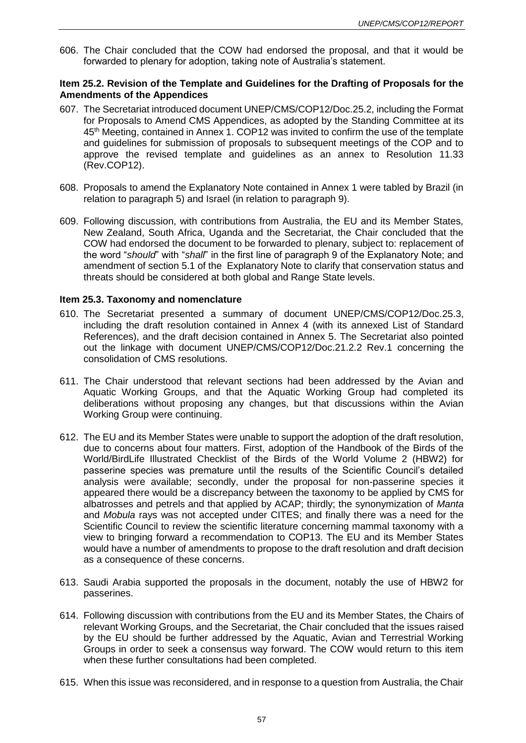606. The Chair concluded that the COW had endorsed the proposal, and that it would be forwarded to plenary for adoption, taking note of Australia's statement.

**Item 25.2. Revision of the Template and Guidelines for the Drafting of Proposals for the Amendments of the Appendices**

607. The Secretariat introduced document UNEP/CMS/COP12/Doc.25.2, including the Format for Proposals to Amend CMS Appendices, as adopted by the Standing Committee at its 45th Meeting, contained in Annex 1. COP12 was invited to confirm the use of the template and guidelines for submission of proposals to subsequent meetings of the COP and to approve the revised template and guidelines as an annex to Resolution 11.33 (Rev.COP12).

608. Proposals to amend the Explanatory Note contained in Annex 1 were tabled by Brazil (in relation to paragraph 5) and Israel (in relation to paragraph 9).

609. Following discussion, with contributions from Australia, the EU and its Member States, New Zealand, South Africa, Uganda and the Secretariat, the Chair concluded that the COW had endorsed the document to be forwarded to plenary, subject to: replacement of the word "*should*" with "*shall*" in the first line of paragraph 9 of the Explanatory Note; and amendment of section 5.1 of the Explanatory Note to clarify that conservation status and threats should be considered at both global and Range State levels.

**Item 25.3. Taxonomy and nomenclature**

610. The Secretariat presented a summary of document UNEP/CMS/COP12/Doc.25.3, including the draft resolution contained in Annex 4 (with its annexed List of Standard References), and the draft decision contained in Annex 5. The Secretariat also pointed out the linkage with document UNEP/CMS/COP12/Doc.21.2.2 Rev.1 concerning the consolidation of CMS resolutions.

611. The Chair understood that relevant sections had been addressed by the Avian and Aquatic Working Groups, and that the Aquatic Working Group had completed its deliberations without proposing any changes, but that discussions within the Avian Working Group were continuing.

612. The EU and its Member States were unable to support the adoption of the draft resolution, due to concerns about four matters. First, adoption of the Handbook of the Birds of the World/BirdLife Illustrated Checklist of the Birds of the World Volume 2 (HBW2) for passerine species was premature until the results of the Scientific Council's detailed analysis were available; secondly, under the proposal for non-passerine species it appeared there would be a discrepancy between the taxonomy to be applied by CMS for albatrosses and petrels and that applied by ACAP; thirdly; the synonymization of *Manta* and *Mobula* rays was not accepted under CITES; and finally there was a need for the Scientific Council to review the scientific literature concerning mammal taxonomy with a view to bringing forward a recommendation to COP13. The EU and its Member States would have a number of amendments to propose to the draft resolution and draft decision as a consequence of these concerns.

613. Saudi Arabia supported the proposals in the document, notably the use of HBW2 for passerines.

614. Following discussion with contributions from the EU and its Member States, the Chairs of relevant Working Groups, and the Secretariat, the Chair concluded that the issues raised by the EU should be further addressed by the Aquatic, Avian and Terrestrial Working Groups in order to seek a consensus way forward. The COW would return to this item when these further consultations had been completed.

615. When this issue was reconsidered, and in response to a question from Australia, the Chair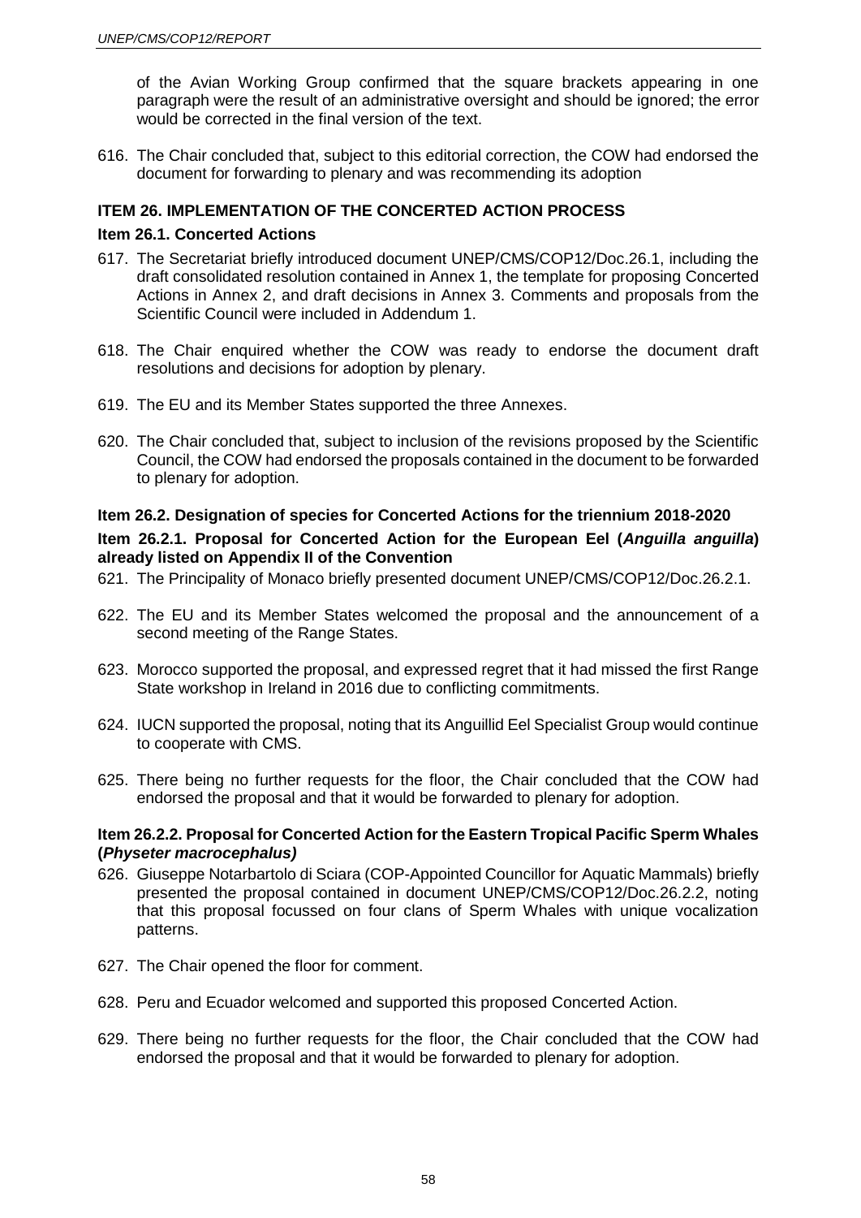of the Avian Working Group confirmed that the square brackets appearing in one paragraph were the result of an administrative oversight and should be ignored; the error would be corrected in the final version of the text.

616. The Chair concluded that, subject to this editorial correction, the COW had endorsed the document for forwarding to plenary and was recommending its adoption

**ITEM 26. IMPLEMENTATION OF THE CONCERTED ACTION PROCESS**

**Item 26.1. Concerted Actions**

617. The Secretariat briefly introduced document UNEP/CMS/COP12/Doc.26.1, including the draft consolidated resolution contained in Annex 1, the template for proposing Concerted Actions in Annex 2, and draft decisions in Annex 3. Comments and proposals from the Scientific Council were included in Addendum 1.

618. The Chair enquired whether the COW was ready to endorse the document draft resolutions and decisions for adoption by plenary.

619. The EU and its Member States supported the three Annexes.

620. The Chair concluded that, subject to inclusion of the revisions proposed by the Scientific Council, the COW had endorsed the proposals contained in the document to be forwarded to plenary for adoption.

**Item 26.2. Designation of species for Concerted Actions for the triennium 2018-2020**

**Item 26.2.1. Proposal for Concerted Action for the European Eel (*Anguilla anguilla*) already listed on Appendix II of the Convention**

621. The Principality of Monaco briefly presented document UNEP/CMS/COP12/Doc.26.2.1.

622. The EU and its Member States welcomed the proposal and the announcement of a second meeting of the Range States.

623. Morocco supported the proposal, and expressed regret that it had missed the first Range State workshop in Ireland in 2016 due to conflicting commitments.

624. IUCN supported the proposal, noting that its Anguillid Eel Specialist Group would continue to cooperate with CMS.

625. There being no further requests for the floor, the Chair concluded that the COW had endorsed the proposal and that it would be forwarded to plenary for adoption.

**Item 26.2.2. Proposal for Concerted Action for the Eastern Tropical Pacific Sperm Whales (*Physeter macrocephalus)***

626. Giuseppe Notarbartolo di Sciara (COP-Appointed Councillor for Aquatic Mammals) briefly presented the proposal contained in document UNEP/CMS/COP12/Doc.26.2.2, noting that this proposal focussed on four clans of Sperm Whales with unique vocalization patterns.

627. The Chair opened the floor for comment.

628. Peru and Ecuador welcomed and supported this proposed Concerted Action.

629. There being no further requests for the floor, the Chair concluded that the COW had endorsed the proposal and that it would be forwarded to plenary for adoption.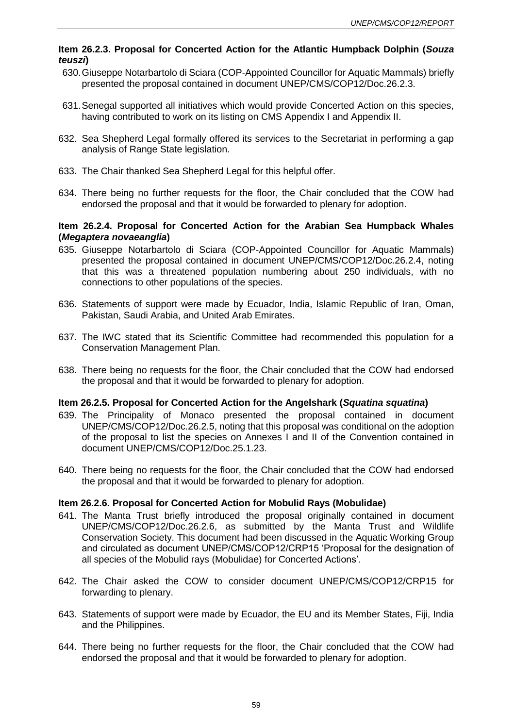**Item 26.2.3. Proposal for Concerted Action for the Atlantic Humpback Dolphin (*Souza teuszi*)**

630. Giuseppe Notarbartolo di Sciara (COP-Appointed Councillor for Aquatic Mammals) briefly presented the proposal contained in document UNEP/CMS/COP12/Doc.26.2.3.

631. Senegal supported all initiatives which would provide Concerted Action on this species, having contributed to work on its listing on CMS Appendix I and Appendix II.

632. Sea Shepherd Legal formally offered its services to the Secretariat in performing a gap analysis of Range State legislation.

633. The Chair thanked Sea Shepherd Legal for this helpful offer.

634. There being no further requests for the floor, the Chair concluded that the COW had endorsed the proposal and that it would be forwarded to plenary for adoption.

**Item 26.2.4. Proposal for Concerted Action for the Arabian Sea Humpback Whales (*Megaptera novaeanglia*)**

635. Giuseppe Notarbartolo di Sciara (COP-Appointed Councillor for Aquatic Mammals) presented the proposal contained in document UNEP/CMS/COP12/Doc.26.2.4, noting that this was a threatened population numbering about 250 individuals, with no connections to other populations of the species.

636. Statements of support were made by Ecuador, India, Islamic Republic of Iran, Oman, Pakistan, Saudi Arabia, and United Arab Emirates.

637. The IWC stated that its Scientific Committee had recommended this population for a Conservation Management Plan.

638. There being no requests for the floor, the Chair concluded that the COW had endorsed the proposal and that it would be forwarded to plenary for adoption.

**Item 26.2.5. Proposal for Concerted Action for the Angelshark (*Squatina squatina*)**

639. The Principality of Monaco presented the proposal contained in document UNEP/CMS/COP12/Doc.26.2.5, noting that this proposal was conditional on the adoption of the proposal to list the species on Annexes I and II of the Convention contained in document UNEP/CMS/COP12/Doc.25.1.23.

640. There being no requests for the floor, the Chair concluded that the COW had endorsed the proposal and that it would be forwarded to plenary for adoption.

**Item 26.2.6. Proposal for Concerted Action for Mobulid Rays (Mobulidae)**

641. The Manta Trust briefly introduced the proposal originally contained in document UNEP/CMS/COP12/Doc.26.2.6, as submitted by the Manta Trust and Wildlife Conservation Society. This document had been discussed in the Aquatic Working Group and circulated as document UNEP/CMS/COP12/CRP15 'Proposal for the designation of all species of the Mobulid rays (Mobulidae) for Concerted Actions'.

642. The Chair asked the COW to consider document UNEP/CMS/COP12/CRP15 for forwarding to plenary.

643. Statements of support were made by Ecuador, the EU and its Member States, Fiji, India and the Philippines.

644. There being no further requests for the floor, the Chair concluded that the COW had endorsed the proposal and that it would be forwarded to plenary for adoption.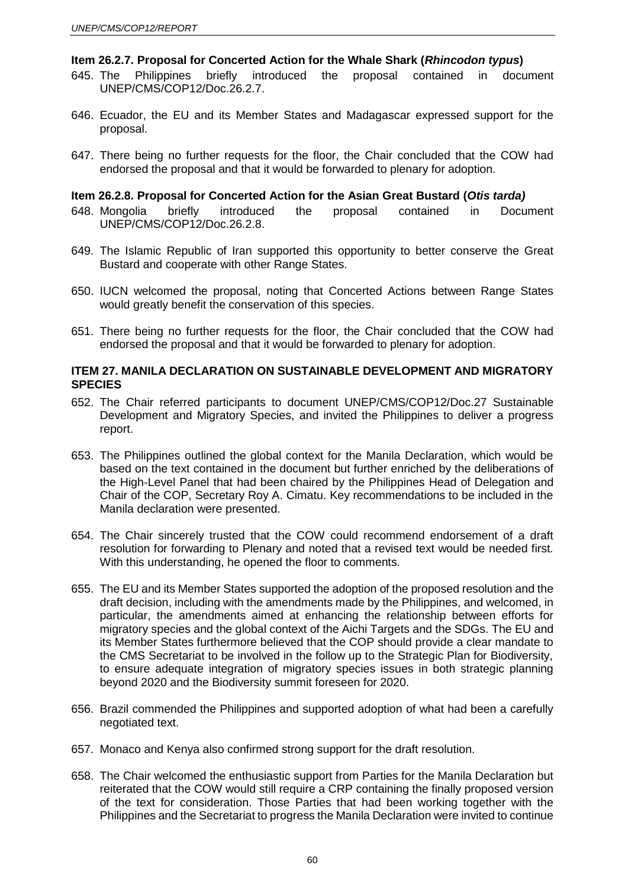### Item 26.2.7. Proposal for Concerted Action for the Whale Shark (*Rhincodon typus*)

645. The Philippines briefly introduced the proposal contained in document UNEP/CMS/COP12/Doc.26.2.7.

646. Ecuador, the EU and its Member States and Madagascar expressed support for the proposal.

647. There being no further requests for the floor, the Chair concluded that the COW had endorsed the proposal and that it would be forwarded to plenary for adoption.

### Item 26.2.8. Proposal for Concerted Action for the Asian Great Bustard (*Otis tarda)*

648. Mongolia briefly introduced the proposal contained in Document UNEP/CMS/COP12/Doc.26.2.8.

649. The Islamic Republic of Iran supported this opportunity to better conserve the Great Bustard and cooperate with other Range States.

650. IUCN welcomed the proposal, noting that Concerted Actions between Range States would greatly benefit the conservation of this species.

651. There being no further requests for the floor, the Chair concluded that the COW had endorsed the proposal and that it would be forwarded to plenary for adoption.

## ITEM 27. MANILA DECLARATION ON SUSTAINABLE DEVELOPMENT AND MIGRATORY SPECIES

652. The Chair referred participants to document UNEP/CMS/COP12/Doc.27 Sustainable Development and Migratory Species, and invited the Philippines to deliver a progress report.

653. The Philippines outlined the global context for the Manila Declaration, which would be based on the text contained in the document but further enriched by the deliberations of the High-Level Panel that had been chaired by the Philippines Head of Delegation and Chair of the COP, Secretary Roy A. Cimatu. Key recommendations to be included in the Manila declaration were presented.

654. The Chair sincerely trusted that the COW could recommend endorsement of a draft resolution for forwarding to Plenary and noted that a revised text would be needed first. With this understanding, he opened the floor to comments.

655. The EU and its Member States supported the adoption of the proposed resolution and the draft decision, including with the amendments made by the Philippines, and welcomed, in particular, the amendments aimed at enhancing the relationship between efforts for migratory species and the global context of the Aichi Targets and the SDGs. The EU and its Member States furthermore believed that the COP should provide a clear mandate to the CMS Secretariat to be involved in the follow up to the Strategic Plan for Biodiversity, to ensure adequate integration of migratory species issues in both strategic planning beyond 2020 and the Biodiversity summit foreseen for 2020.

656. Brazil commended the Philippines and supported adoption of what had been a carefully negotiated text.

657. Monaco and Kenya also confirmed strong support for the draft resolution.

658. The Chair welcomed the enthusiastic support from Parties for the Manila Declaration but reiterated that the COW would still require a CRP containing the finally proposed version of the text for consideration. Those Parties that had been working together with the Philippines and the Secretariat to progress the Manila Declaration were invited to continue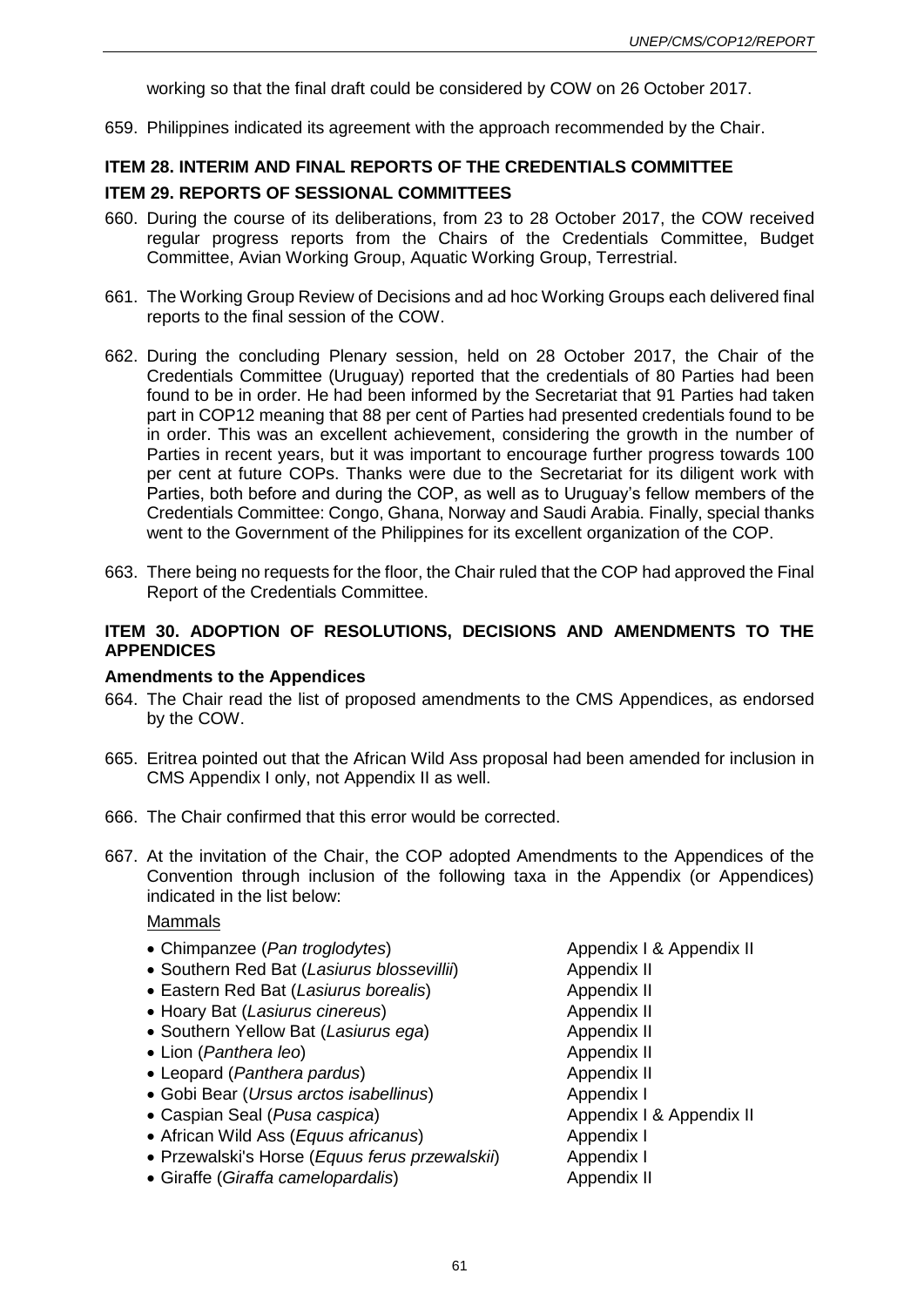working so that the final draft could be considered by COW on 26 October 2017.

659. Philippines indicated its agreement with the approach recommended by the Chair.

## ITEM 28. INTERIM AND FINAL REPORTS OF THE CREDENTIALS COMMITTEE

## ITEM 29. REPORTS OF SESSIONAL COMMITTEES

660. During the course of its deliberations, from 23 to 28 October 2017, the COW received regular progress reports from the Chairs of the Credentials Committee, Budget Committee, Avian Working Group, Aquatic Working Group, Terrestrial.

661. The Working Group Review of Decisions and ad hoc Working Groups each delivered final reports to the final session of the COW.

662. During the concluding Plenary session, held on 28 October 2017, the Chair of the Credentials Committee (Uruguay) reported that the credentials of 80 Parties had been found to be in order. He had been informed by the Secretariat that 91 Parties had taken part in COP12 meaning that 88 per cent of Parties had presented credentials found to be in order. This was an excellent achievement, considering the growth in the number of Parties in recent years, but it was important to encourage further progress towards 100 per cent at future COPs. Thanks were due to the Secretariat for its diligent work with Parties, both before and during the COP, as well as to Uruguay's fellow members of the Credentials Committee: Congo, Ghana, Norway and Saudi Arabia. Finally, special thanks went to the Government of the Philippines for its excellent organization of the COP.

663. There being no requests for the floor, the Chair ruled that the COP had approved the Final Report of the Credentials Committee.

## ITEM 30. ADOPTION OF RESOLUTIONS, DECISIONS AND AMENDMENTS TO THE APPENDICES

### Amendments to the Appendices

664. The Chair read the list of proposed amendments to the CMS Appendices, as endorsed by the COW.

665. Eritrea pointed out that the African Wild Ass proposal had been amended for inclusion in CMS Appendix I only, not Appendix II as well.

666. The Chair confirmed that this error would be corrected.

667. At the invitation of the Chair, the COP adopted Amendments to the Appendices of the Convention through inclusion of the following taxa in the Appendix (or Appendices) indicated in the list below:

Mammals

| | |
|---|---|
| Chimpanzee (*Pan troglodytes*) | Appendix I & Appendix II |
| Southern Red Bat (*Lasiurus blossevillii*) | Appendix II |
| Eastern Red Bat (*Lasiurus borealis*) | Appendix II |
| Hoary Bat (*Lasiurus cinereus*) | Appendix II |
| Southern Yellow Bat (*Lasiurus ega*) | Appendix II |
| Lion (*Panthera leo*) | Appendix II |
| Leopard (*Panthera pardus*) | Appendix II |
| Gobi Bear (*Ursus arctos isabellinus*) | Appendix I |
| Caspian Seal (*Pusa caspica*) | Appendix I & Appendix II |
| African Wild Ass (*Equus africanus*) | Appendix I |
| Przewalski's Horse (*Equus ferus przewalskii*) | Appendix I |
| Giraffe (*Giraffa camelopardalis*) | Appendix II |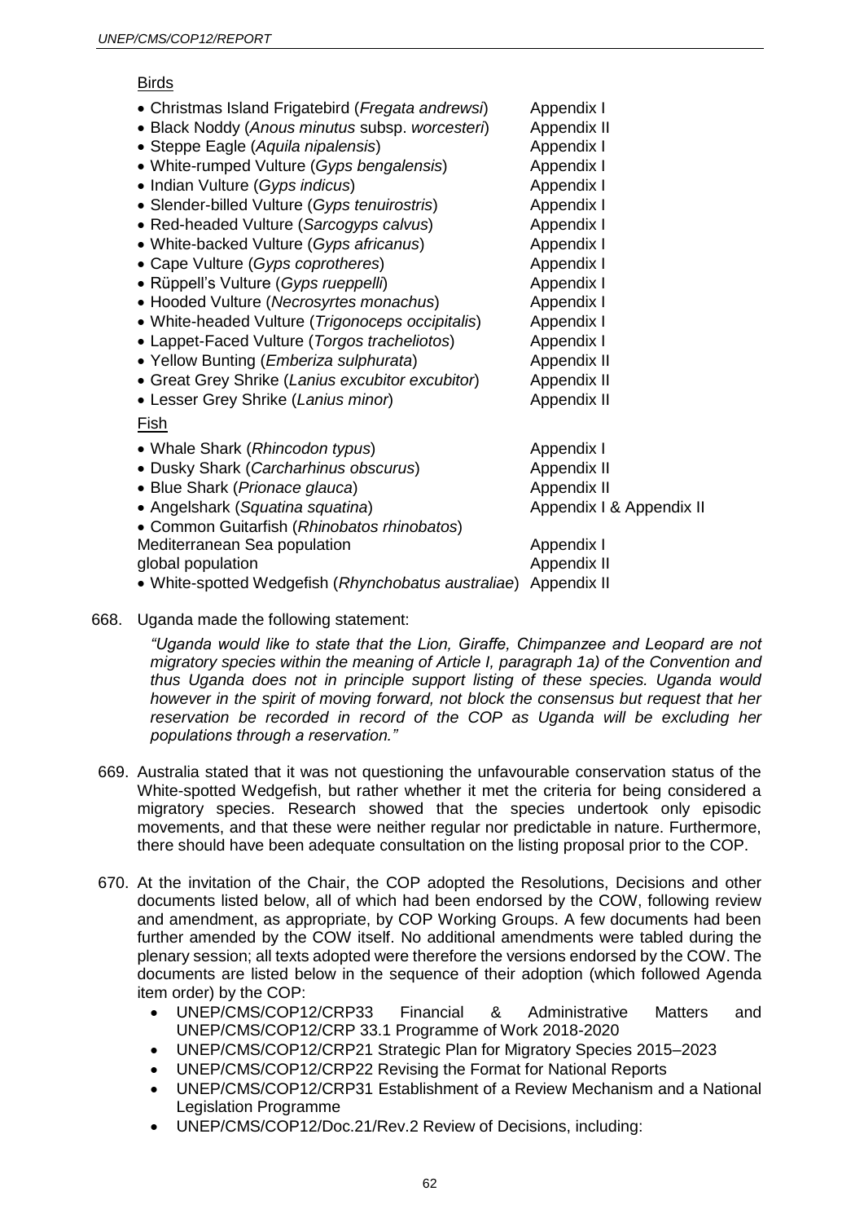Birds

| | |
|---|---|
| • Christmas Island Frigatebird (*Fregata andrewsi*) | Appendix I |
| • Black Noddy (*Anous minutus* subsp. *worcesteri*) | Appendix II |
| • Steppe Eagle (*Aquila nipalensis*) | Appendix I |
| • White-rumped Vulture (*Gyps bengalensis*) | Appendix I |
| • Indian Vulture (*Gyps indicus*) | Appendix I |
| • Slender-billed Vulture (*Gyps tenuirostris*) | Appendix I |
| • Red-headed Vulture (*Sarcogyps calvus*) | Appendix I |
| • White-backed Vulture (*Gyps africanus*) | Appendix I |
| • Cape Vulture (*Gyps coprotheres*) | Appendix I |
| • Rüppell's Vulture (*Gyps rueppelli*) | Appendix I |
| • Hooded Vulture (*Necrosyrtes monachus*) | Appendix I |
| • White-headed Vulture (*Trigonoceps occipitalis*) | Appendix I |
| • Lappet-Faced Vulture (*Torgos tracheliotos*) | Appendix I |
| • Yellow Bunting (*Emberiza sulphurata*) | Appendix II |
| • Great Grey Shrike (*Lanius excubitor excubitor*) | Appendix II |
| • Lesser Grey Shrike (*Lanius minor*) | Appendix II |

Fish

| | |
|---|---|
| • Whale Shark (*Rhincodon typus*) | Appendix I |
| • Dusky Shark (*Carcharhinus obscurus*) | Appendix II |
| • Blue Shark (*Prionace glauca*) | Appendix II |
| • Angelshark (*Squatina squatina*) | Appendix I & Appendix II |
| • Common Guitarfish (*Rhinobatos rhinobatos*) | |
| Mediterranean Sea population | Appendix I |
| global population | Appendix II |
| • White-spotted Wedgefish (*Rhynchobatus australiae*) | Appendix II |

668. Uganda made the following statement:

*"Uganda would like to state that the Lion, Giraffe, Chimpanzee and Leopard are not migratory species within the meaning of Article I, paragraph 1a) of the Convention and thus Uganda does not in principle support listing of these species. Uganda would however in the spirit of moving forward, not block the consensus but request that her reservation be recorded in record of the COP as Uganda will be excluding her populations through a reservation."*

669. Australia stated that it was not questioning the unfavourable conservation status of the White-spotted Wedgefish, but rather whether it met the criteria for being considered a migratory species. Research showed that the species undertook only episodic movements, and that these were neither regular nor predictable in nature. Furthermore, there should have been adequate consultation on the listing proposal prior to the COP.

670. At the invitation of the Chair, the COP adopted the Resolutions, Decisions and other documents listed below, all of which had been endorsed by the COW, following review and amendment, as appropriate, by COP Working Groups. A few documents had been further amended by the COW itself. No additional amendments were tabled during the plenary session; all texts adopted were therefore the versions endorsed by the COW. The documents are listed below in the sequence of their adoption (which followed Agenda item order) by the COP:

- UNEP/CMS/COP12/CRP33 Financial & Administrative Matters and UNEP/CMS/COP12/CRP 33.1 Programme of Work 2018-2020
- UNEP/CMS/COP12/CRP21 Strategic Plan for Migratory Species 2015–2023
- UNEP/CMS/COP12/CRP22 Revising the Format for National Reports
- UNEP/CMS/COP12/CRP31 Establishment of a Review Mechanism and a National Legislation Programme
- UNEP/CMS/COP12/Doc.21/Rev.2 Review of Decisions, including: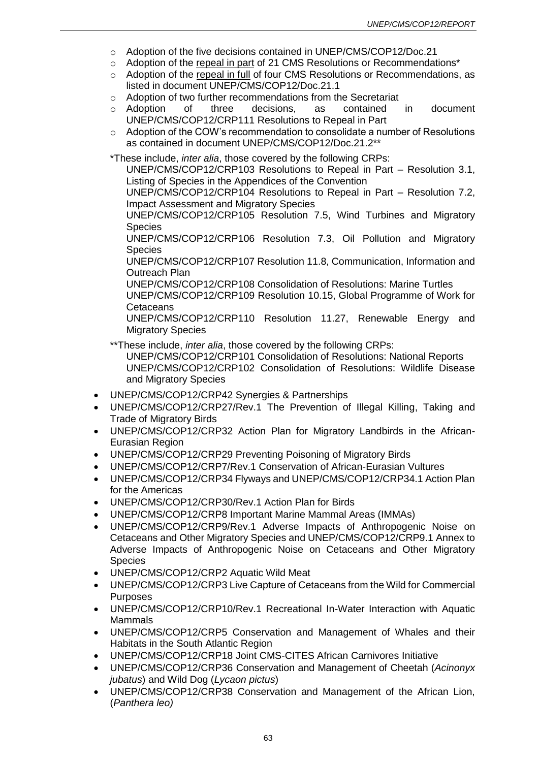- Adoption of the five decisions contained in UNEP/CMS/COP12/Doc.21
    - Adoption of the repeal in part of 21 CMS Resolutions or Recommendations*
    - Adoption of the repeal in full of four CMS Resolutions or Recommendations, as listed in document UNEP/CMS/COP12/Doc.21.1
    - Adoption of two further recommendations from the Secretariat
    - Adoption of three decisions, as contained in document UNEP/CMS/COP12/CRP111 Resolutions to Repeal in Part
    - Adoption of the COW's recommendation to consolidate a number of Resolutions as contained in document UNEP/CMS/COP12/Doc.21.2**

  *These include, *inter alia*, those covered by the following CRPs:

  UNEP/CMS/COP12/CRP103 Resolutions to Repeal in Part – Resolution 3.1, Listing of Species in the Appendices of the Convention
  UNEP/CMS/COP12/CRP104 Resolutions to Repeal in Part – Resolution 7.2, Impact Assessment and Migratory Species
  UNEP/CMS/COP12/CRP105 Resolution 7.5, Wind Turbines and Migratory Species
  UNEP/CMS/COP12/CRP106 Resolution 7.3, Oil Pollution and Migratory Species
  UNEP/CMS/COP12/CRP107 Resolution 11.8, Communication, Information and Outreach Plan
  UNEP/CMS/COP12/CRP108 Consolidation of Resolutions: Marine Turtles
  UNEP/CMS/COP12/CRP109 Resolution 10.15, Global Programme of Work for Cetaceans
  UNEP/CMS/COP12/CRP110 Resolution 11.27, Renewable Energy and Migratory Species

  **These include, *inter alia*, those covered by the following CRPs:

  UNEP/CMS/COP12/CRP101 Consolidation of Resolutions: National Reports
  UNEP/CMS/COP12/CRP102 Consolidation of Resolutions: Wildlife Disease and Migratory Species

- UNEP/CMS/COP12/CRP42 Synergies & Partnerships
- UNEP/CMS/COP12/CRP27/Rev.1 The Prevention of Illegal Killing, Taking and Trade of Migratory Birds
- UNEP/CMS/COP12/CRP32 Action Plan for Migratory Landbirds in the African-Eurasian Region
- UNEP/CMS/COP12/CRP29 Preventing Poisoning of Migratory Birds
- UNEP/CMS/COP12/CRP7/Rev.1 Conservation of African-Eurasian Vultures
- UNEP/CMS/COP12/CRP34 Flyways and UNEP/CMS/COP12/CRP34.1 Action Plan for the Americas
- UNEP/CMS/COP12/CRP30/Rev.1 Action Plan for Birds
- UNEP/CMS/COP12/CRP8 Important Marine Mammal Areas (IMMAs)
- UNEP/CMS/COP12/CRP9/Rev.1 Adverse Impacts of Anthropogenic Noise on Cetaceans and Other Migratory Species and UNEP/CMS/COP12/CRP9.1 Annex to Adverse Impacts of Anthropogenic Noise on Cetaceans and Other Migratory Species
- UNEP/CMS/COP12/CRP2 Aquatic Wild Meat
- UNEP/CMS/COP12/CRP3 Live Capture of Cetaceans from the Wild for Commercial Purposes
- UNEP/CMS/COP12/CRP10/Rev.1 Recreational In-Water Interaction with Aquatic Mammals
- UNEP/CMS/COP12/CRP5 Conservation and Management of Whales and their Habitats in the South Atlantic Region
- UNEP/CMS/COP12/CRP18 Joint CMS-CITES African Carnivores Initiative
- UNEP/CMS/COP12/CRP36 Conservation and Management of Cheetah (*Acinonyx jubatus*) and Wild Dog (*Lycaon pictus*)
- UNEP/CMS/COP12/CRP38 Conservation and Management of the African Lion, (*Panthera leo)*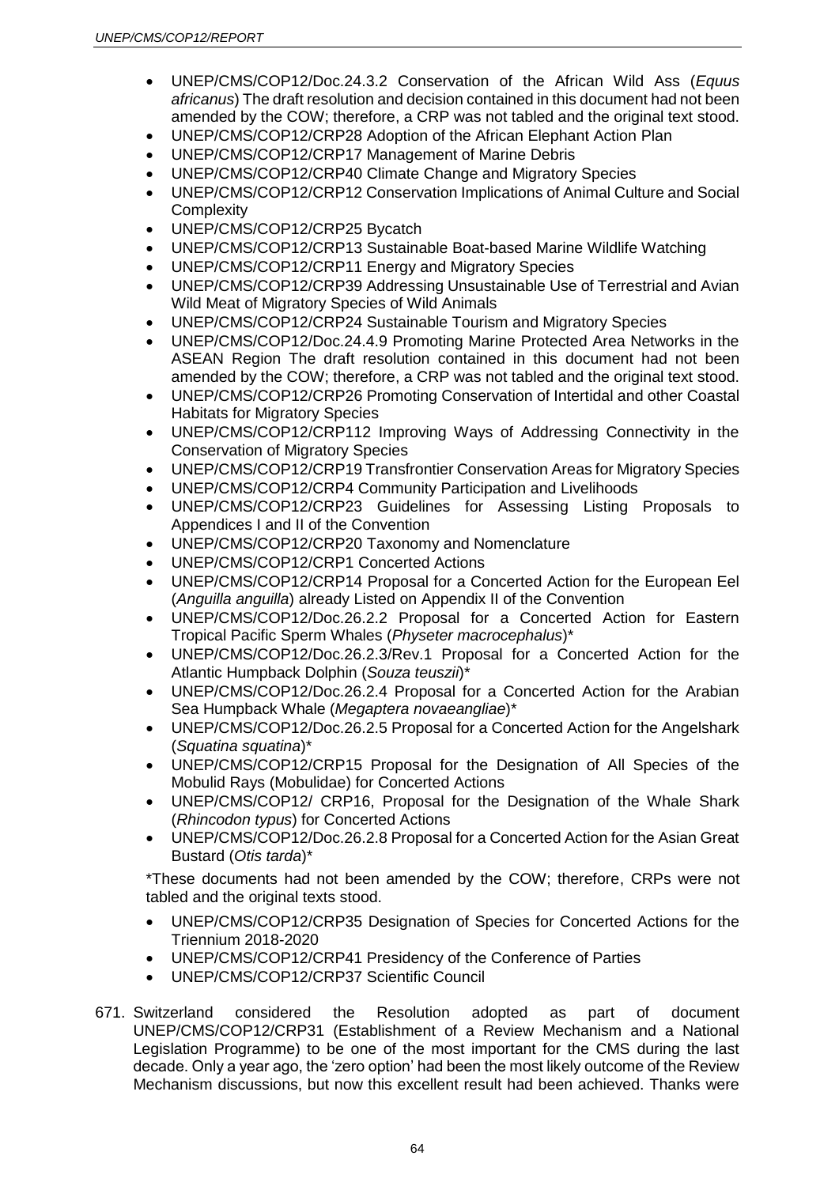- UNEP/CMS/COP12/Doc.24.3.2 Conservation of the African Wild Ass (*Equus africanus*) The draft resolution and decision contained in this document had not been amended by the COW; therefore, a CRP was not tabled and the original text stood.
- UNEP/CMS/COP12/CRP28 Adoption of the African Elephant Action Plan
- UNEP/CMS/COP12/CRP17 Management of Marine Debris
- UNEP/CMS/COP12/CRP40 Climate Change and Migratory Species
- UNEP/CMS/COP12/CRP12 Conservation Implications of Animal Culture and Social Complexity
- UNEP/CMS/COP12/CRP25 Bycatch
- UNEP/CMS/COP12/CRP13 Sustainable Boat-based Marine Wildlife Watching
- UNEP/CMS/COP12/CRP11 Energy and Migratory Species
- UNEP/CMS/COP12/CRP39 Addressing Unsustainable Use of Terrestrial and Avian Wild Meat of Migratory Species of Wild Animals
- UNEP/CMS/COP12/CRP24 Sustainable Tourism and Migratory Species
- UNEP/CMS/COP12/Doc.24.4.9 Promoting Marine Protected Area Networks in the ASEAN Region The draft resolution contained in this document had not been amended by the COW; therefore, a CRP was not tabled and the original text stood.
- UNEP/CMS/COP12/CRP26 Promoting Conservation of Intertidal and other Coastal Habitats for Migratory Species
- UNEP/CMS/COP12/CRP112 Improving Ways of Addressing Connectivity in the Conservation of Migratory Species
- UNEP/CMS/COP12/CRP19 Transfrontier Conservation Areas for Migratory Species
- UNEP/CMS/COP12/CRP4 Community Participation and Livelihoods
- UNEP/CMS/COP12/CRP23 Guidelines for Assessing Listing Proposals to Appendices I and II of the Convention
- UNEP/CMS/COP12/CRP20 Taxonomy and Nomenclature
- UNEP/CMS/COP12/CRP1 Concerted Actions
- UNEP/CMS/COP12/CRP14 Proposal for a Concerted Action for the European Eel (*Anguilla anguilla*) already Listed on Appendix II of the Convention
- UNEP/CMS/COP12/Doc.26.2.2 Proposal for a Concerted Action for Eastern Tropical Pacific Sperm Whales (*Physeter macrocephalus*)*
- UNEP/CMS/COP12/Doc.26.2.3/Rev.1 Proposal for a Concerted Action for the Atlantic Humpback Dolphin (*Souza teuszii*)*
- UNEP/CMS/COP12/Doc.26.2.4 Proposal for a Concerted Action for the Arabian Sea Humpback Whale (*Megaptera novaeangliae*)*
- UNEP/CMS/COP12/Doc.26.2.5 Proposal for a Concerted Action for the Angelshark (*Squatina squatina*)*
- UNEP/CMS/COP12/CRP15 Proposal for the Designation of All Species of the Mobulid Rays (Mobulidae) for Concerted Actions
- UNEP/CMS/COP12/ CRP16, Proposal for the Designation of the Whale Shark (*Rhincodon typus*) for Concerted Actions
- UNEP/CMS/COP12/Doc.26.2.8 Proposal for a Concerted Action for the Asian Great Bustard (*Otis tarda*)*

*These documents had not been amended by the COW; therefore, CRPs were not tabled and the original texts stood.

- UNEP/CMS/COP12/CRP35 Designation of Species for Concerted Actions for the Triennium 2018-2020
- UNEP/CMS/COP12/CRP41 Presidency of the Conference of Parties
- UNEP/CMS/COP12/CRP37 Scientific Council

671. Switzerland considered the Resolution adopted as part of document UNEP/CMS/COP12/CRP31 (Establishment of a Review Mechanism and a National Legislation Programme) to be one of the most important for the CMS during the last decade. Only a year ago, the 'zero option' had been the most likely outcome of the Review Mechanism discussions, but now this excellent result had been achieved. Thanks were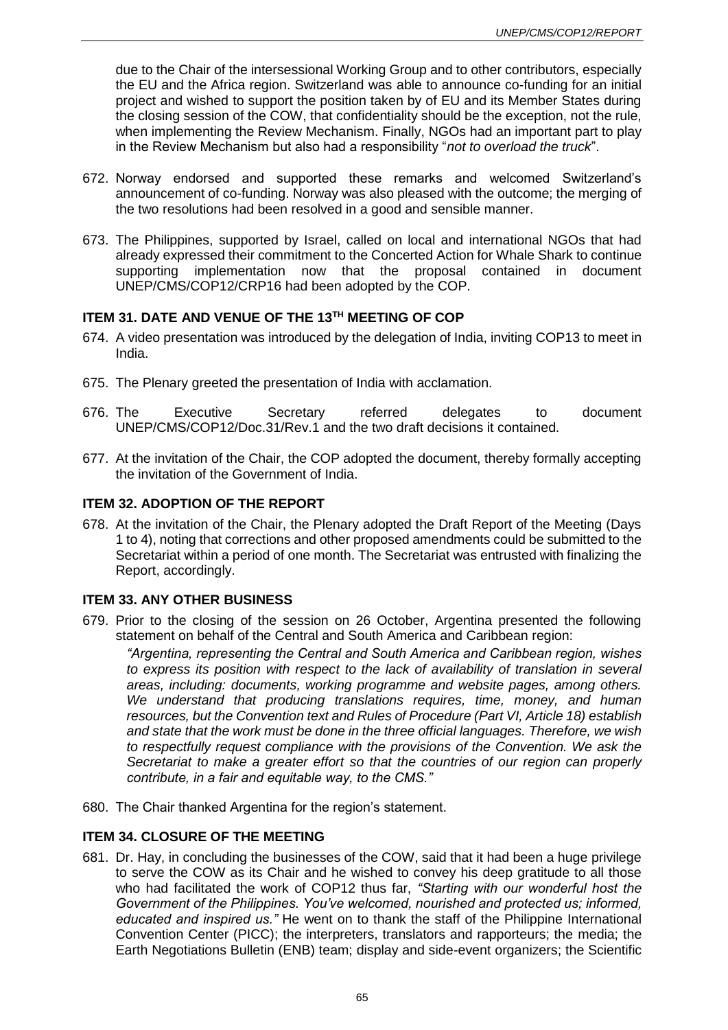due to the Chair of the intersessional Working Group and to other contributors, especially the EU and the Africa region. Switzerland was able to announce co-funding for an initial project and wished to support the position taken by of EU and its Member States during the closing session of the COW, that confidentiality should be the exception, not the rule, when implementing the Review Mechanism. Finally, NGOs had an important part to play in the Review Mechanism but also had a responsibility "*not to overload the truck*".

672. Norway endorsed and supported these remarks and welcomed Switzerland's announcement of co-funding. Norway was also pleased with the outcome; the merging of the two resolutions had been resolved in a good and sensible manner.

673. The Philippines, supported by Israel, called on local and international NGOs that had already expressed their commitment to the Concerted Action for Whale Shark to continue supporting implementation now that the proposal contained in document UNEP/CMS/COP12/CRP16 had been adopted by the COP.

## ITEM 31. DATE AND VENUE OF THE 13TH MEETING OF COP

674. A video presentation was introduced by the delegation of India, inviting COP13 to meet in India.

675. The Plenary greeted the presentation of India with acclamation.

676. The Executive Secretary referred delegates to document UNEP/CMS/COP12/Doc.31/Rev.1 and the two draft decisions it contained.

677. At the invitation of the Chair, the COP adopted the document, thereby formally accepting the invitation of the Government of India.

## ITEM 32. ADOPTION OF THE REPORT

678. At the invitation of the Chair, the Plenary adopted the Draft Report of the Meeting (Days 1 to 4), noting that corrections and other proposed amendments could be submitted to the Secretariat within a period of one month. The Secretariat was entrusted with finalizing the Report, accordingly.

## ITEM 33. ANY OTHER BUSINESS

679. Prior to the closing of the session on 26 October, Argentina presented the following statement on behalf of the Central and South America and Caribbean region:

    *"Argentina, representing the Central and South America and Caribbean region, wishes to express its position with respect to the lack of availability of translation in several areas, including: documents, working programme and website pages, among others. We understand that producing translations requires, time, money, and human resources, but the Convention text and Rules of Procedure (Part VI, Article 18) establish and state that the work must be done in the three official languages. Therefore, we wish to respectfully request compliance with the provisions of the Convention. We ask the Secretariat to make a greater effort so that the countries of our region can properly contribute, in a fair and equitable way, to the CMS."*

680. The Chair thanked Argentina for the region's statement.

## ITEM 34. CLOSURE OF THE MEETING

681. Dr. Hay, in concluding the businesses of the COW, said that it had been a huge privilege to serve the COW as its Chair and he wished to convey his deep gratitude to all those who had facilitated the work of COP12 thus far, *"Starting with our wonderful host the Government of the Philippines. You've welcomed, nourished and protected us; informed, educated and inspired us."* He went on to thank the staff of the Philippine International Convention Center (PICC); the interpreters, translators and rapporteurs; the media; the Earth Negotiations Bulletin (ENB) team; display and side-event organizers; the Scientific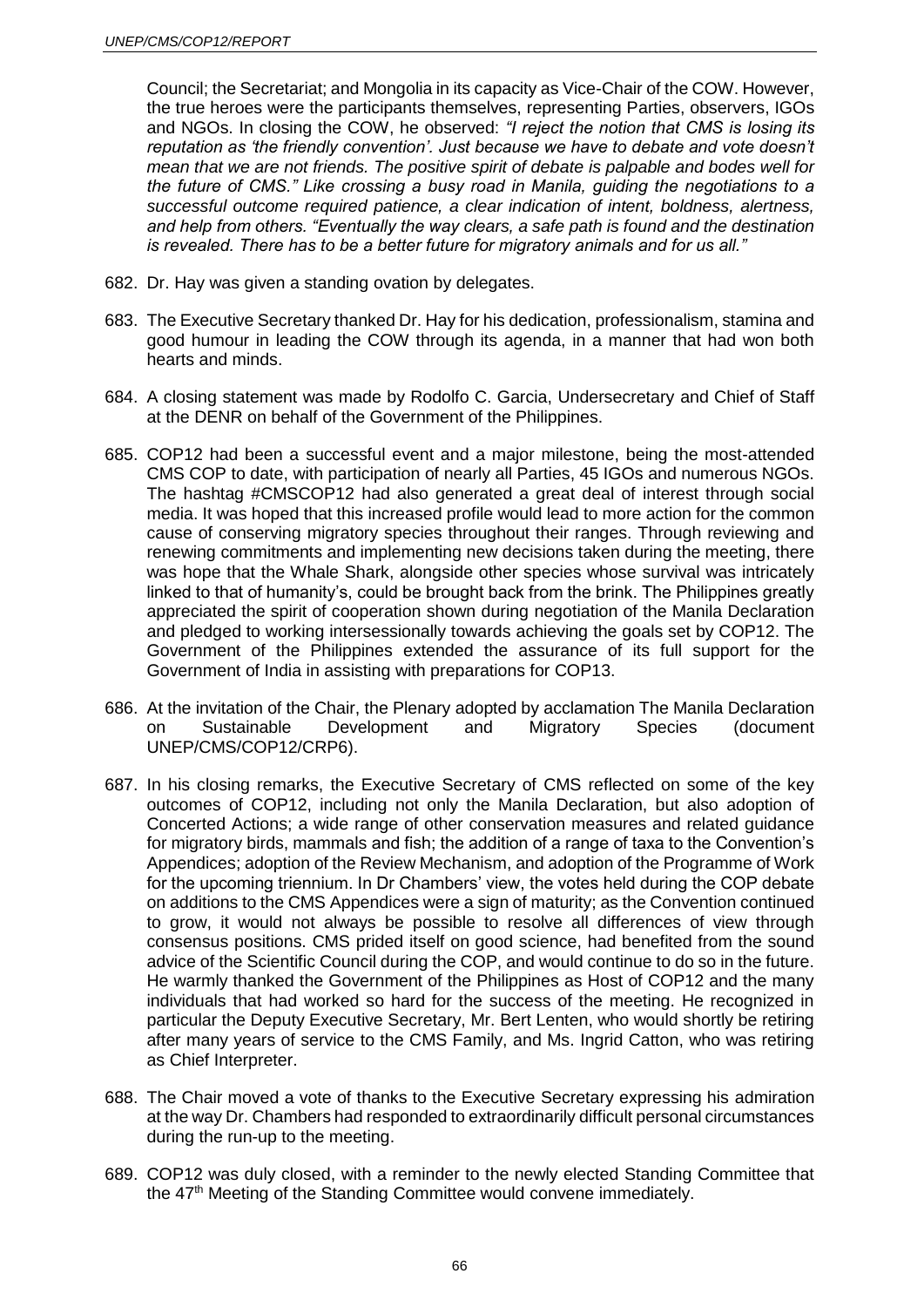Council; the Secretariat; and Mongolia in its capacity as Vice-Chair of the COW. However, the true heroes were the participants themselves, representing Parties, observers, IGOs and NGOs. In closing the COW, he observed: *"I reject the notion that CMS is losing its reputation as 'the friendly convention'. Just because we have to debate and vote doesn't mean that we are not friends. The positive spirit of debate is palpable and bodes well for the future of CMS." Like crossing a busy road in Manila, guiding the negotiations to a successful outcome required patience, a clear indication of intent, boldness, alertness, and help from others. "Eventually the way clears, a safe path is found and the destination is revealed. There has to be a better future for migratory animals and for us all."*

682. Dr. Hay was given a standing ovation by delegates.

683. The Executive Secretary thanked Dr. Hay for his dedication, professionalism, stamina and good humour in leading the COW through its agenda, in a manner that had won both hearts and minds.

684. A closing statement was made by Rodolfo C. Garcia, Undersecretary and Chief of Staff at the DENR on behalf of the Government of the Philippines.

685. COP12 had been a successful event and a major milestone, being the most-attended CMS COP to date, with participation of nearly all Parties, 45 IGOs and numerous NGOs. The hashtag #CMSCOP12 had also generated a great deal of interest through social media. It was hoped that this increased profile would lead to more action for the common cause of conserving migratory species throughout their ranges. Through reviewing and renewing commitments and implementing new decisions taken during the meeting, there was hope that the Whale Shark, alongside other species whose survival was intricately linked to that of humanity's, could be brought back from the brink. The Philippines greatly appreciated the spirit of cooperation shown during negotiation of the Manila Declaration and pledged to working intersessionally towards achieving the goals set by COP12. The Government of the Philippines extended the assurance of its full support for the Government of India in assisting with preparations for COP13.

686. At the invitation of the Chair, the Plenary adopted by acclamation The Manila Declaration on Sustainable Development and Migratory Species (document UNEP/CMS/COP12/CRP6).

687. In his closing remarks, the Executive Secretary of CMS reflected on some of the key outcomes of COP12, including not only the Manila Declaration, but also adoption of Concerted Actions; a wide range of other conservation measures and related guidance for migratory birds, mammals and fish; the addition of a range of taxa to the Convention's Appendices; adoption of the Review Mechanism, and adoption of the Programme of Work for the upcoming triennium. In Dr Chambers' view, the votes held during the COP debate on additions to the CMS Appendices were a sign of maturity; as the Convention continued to grow, it would not always be possible to resolve all differences of view through consensus positions. CMS prided itself on good science, had benefited from the sound advice of the Scientific Council during the COP, and would continue to do so in the future. He warmly thanked the Government of the Philippines as Host of COP12 and the many individuals that had worked so hard for the success of the meeting. He recognized in particular the Deputy Executive Secretary, Mr. Bert Lenten, who would shortly be retiring after many years of service to the CMS Family, and Ms. Ingrid Catton, who was retiring as Chief Interpreter.

688. The Chair moved a vote of thanks to the Executive Secretary expressing his admiration at the way Dr. Chambers had responded to extraordinarily difficult personal circumstances during the run-up to the meeting.

689. COP12 was duly closed, with a reminder to the newly elected Standing Committee that the 47th Meeting of the Standing Committee would convene immediately.